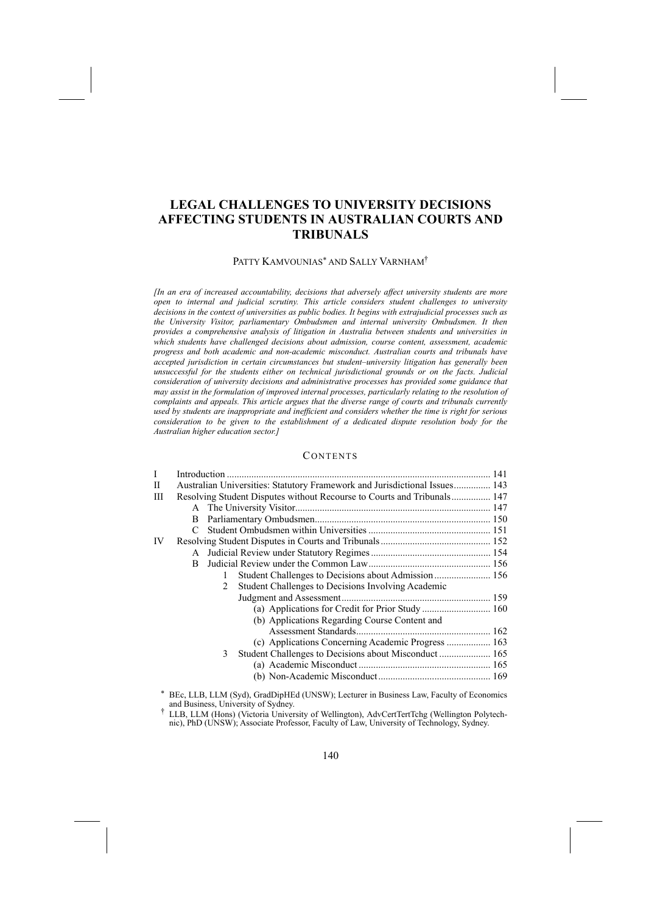# LEGAL CHALLENGES TO UNIVERSITY DECISIONS AFFECTING STUDENTS IN AUSTRALIAN COURTS AND TRIBUNALS

PATTY KAMVOUNIAS* AND SALLY VARNHAM†

*[In an era of increased accountability, decisions that adversely affect university students are more open to internal and judicial scrutiny. This article considers student challenges to university decisions in the context of universities as public bodies. It begins with extrajudicial processes such as the University Visitor, parliamentary Ombudsmen and internal university Ombudsmen. It then provides a comprehensive analysis of litigation in Australia between students and universities in which students have challenged decisions about admission, course content, assessment, academic progress and both academic and non-academic misconduct. Australian courts and tribunals have accepted jurisdiction in certain circumstances but student–university litigation has generally been unsuccessful for the students either on technical jurisdictional grounds or on the facts. Judicial consideration of university decisions and administrative processes has provided some guidance that may assist in the formulation of improved internal processes, particularly relating to the resolution of complaints and appeals. This article argues that the diverse range of courts and tribunals currently used by students are inappropriate and inefficient and considers whether the time is right for serious consideration to be given to the establishment of a dedicated dispute resolution body for the Australian higher education sector.]*

## CONTENTS

- I Introduction ... 141
- II Australian Universities: Statutory Framework and Jurisdictional Issues ... 143
- III Resolving Student Disputes without Recourse to Courts and Tribunals ... 147
  - A The University Visitor ... 147
  - B Parliamentary Ombudsmen ... 150
  - C Student Ombudsmen within Universities ... 151
- IV Resolving Student Disputes in Courts and Tribunals ... 152
  - A Judicial Review under Statutory Regimes ... 154
  - B Judicial Review under the Common Law ... 156
    - 1 Student Challenges to Decisions about Admission ... 156
    - 2 Student Challenges to Decisions Involving Academic Judgment and Assessment ... 159
      - (a) Applications for Credit for Prior Study ... 160
      - (b) Applications Regarding Course Content and Assessment Standards ... 162
      - (c) Applications Concerning Academic Progress ... 163
    - 3 Student Challenges to Decisions about Misconduct ... 165
      - (a) Academic Misconduct ... 165
      - (b) Non-Academic Misconduct ... 169

\* BEc, LLB, LLM (Syd), GradDipHEd (UNSW); Lecturer in Business Law, Faculty of Economics and Business, University of Sydney.

† LLB, LLM (Hons) (Victoria University of Wellington), AdvCertTertTchg (Wellington Polytechnic), PhD (UNSW); Associate Professor, Faculty of Law, University of Technology, Sydney.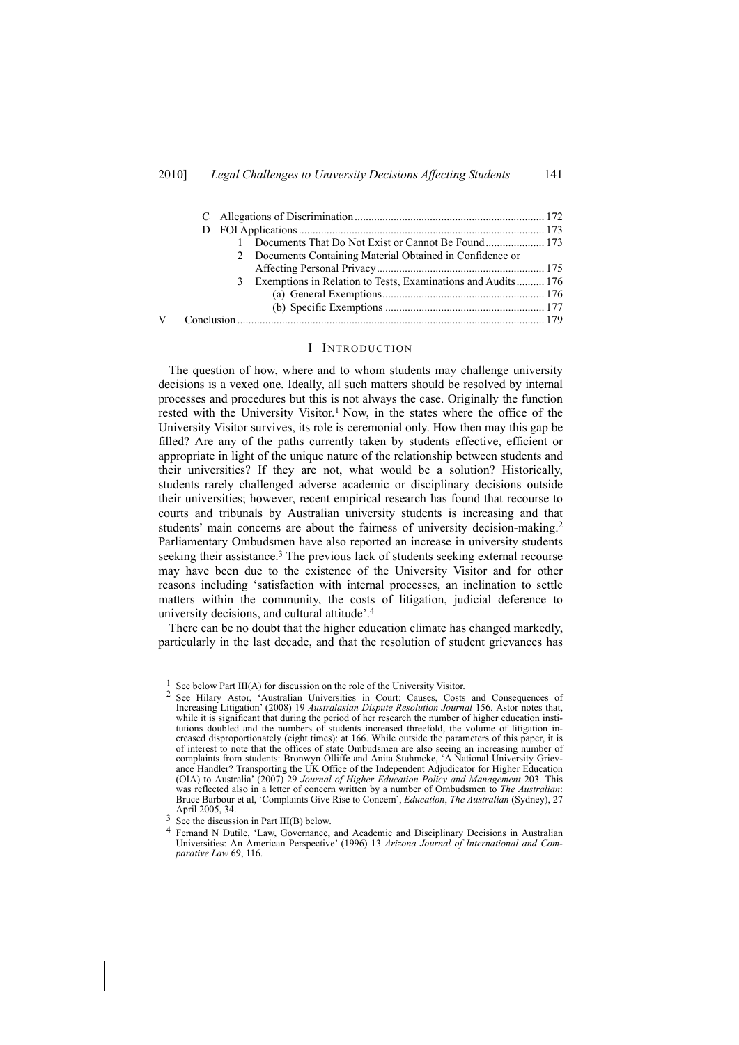- C Allegations of Discrimination ... 172
- D FOI Applications ... 173
  - 1 Documents That Do Not Exist or Cannot Be Found ... 173
  - 2 Documents Containing Material Obtained in Confidence or Affecting Personal Privacy ... 175
  - 3 Exemptions in Relation to Tests, Examinations and Audits ... 176
    - (a) General Exemptions ... 176
    - (b) Specific Exemptions ... 177
- V Conclusion ... 179

## I Introduction

The question of how, where and to whom students may challenge university decisions is a vexed one. Ideally, all such matters should be resolved by internal processes and procedures but this is not always the case. Originally the function rested with the University Visitor.[1] Now, in the states where the office of the University Visitor survives, its role is ceremonial only. How then may this gap be filled? Are any of the paths currently taken by students effective, efficient or appropriate in light of the unique nature of the relationship between students and their universities? If they are not, what would be a solution? Historically, students rarely challenged adverse academic or disciplinary decisions outside their universities; however, recent empirical research has found that recourse to courts and tribunals by Australian university students is increasing and that students' main concerns are about the fairness of university decision-making.[2] Parliamentary Ombudsmen have also reported an increase in university students seeking their assistance.[3] The previous lack of students seeking external recourse may have been due to the existence of the University Visitor and for other reasons including 'satisfaction with internal processes, an inclination to settle matters within the community, the costs of litigation, judicial deference to university decisions, and cultural attitude'.[4]

There can be no doubt that the higher education climate has changed markedly, particularly in the last decade, and that the resolution of student grievances has

---

[1] See below Part III(A) for discussion on the role of the University Visitor.

[2] See Hilary Astor, 'Australian Universities in Court: Causes, Costs and Consequences of Increasing Litigation' (2008) 19 *Australasian Dispute Resolution Journal* 156. Astor notes that, while it is significant that during the period of her research the number of higher education institutions doubled and the numbers of students increased threefold, the volume of litigation increased disproportionately (eight times): at 166. While outside the parameters of this paper, it is of interest to note that the offices of state Ombudsmen are also seeing an increasing number of complaints from students: Bronwyn Olliffe and Anita Stuhmcke, 'A National University Grievance Handler? Transporting the UK Office of the Independent Adjudicator for Higher Education (OIA) to Australia' (2007) 29 *Journal of Higher Education Policy and Management* 203. This was reflected also in a letter of concern written by a number of Ombudsmen to *The Australian*: Bruce Barbour et al, 'Complaints Give Rise to Concern', *Education*, *The Australian* (Sydney), 27 April 2005, 34.

[3] See the discussion in Part III(B) below.

[4] Fernand N Dutile, 'Law, Governance, and Academic and Disciplinary Decisions in Australian Universities: An American Perspective' (1996) 13 *Arizona Journal of International and Comparative Law* 69, 116.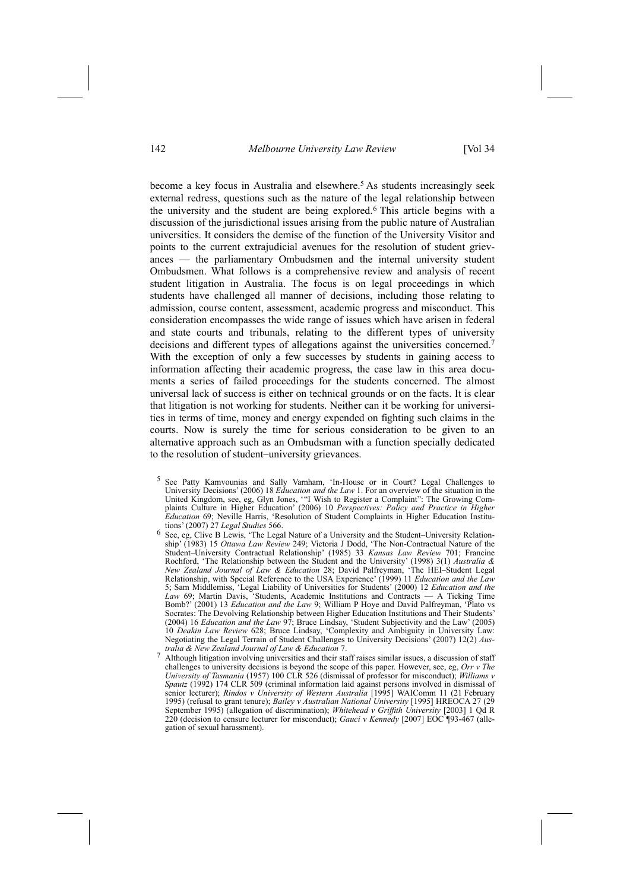become a key focus in Australia and elsewhere.[5] As students increasingly seek external redress, questions such as the nature of the legal relationship between the university and the student are being explored.[6] This article begins with a discussion of the jurisdictional issues arising from the public nature of Australian universities. It considers the demise of the function of the University Visitor and points to the current extrajudicial avenues for the resolution of student grievances — the parliamentary Ombudsmen and the internal university student Ombudsmen. What follows is a comprehensive review and analysis of recent student litigation in Australia. The focus is on legal proceedings in which students have challenged all manner of decisions, including those relating to admission, course content, assessment, academic progress and misconduct. This consideration encompasses the wide range of issues which have arisen in federal and state courts and tribunals, relating to the different types of university decisions and different types of allegations against the universities concerned.[7] With the exception of only a few successes by students in gaining access to information affecting their academic progress, the case law in this area documents a series of failed proceedings for the students concerned. The almost universal lack of success is either on technical grounds or on the facts. It is clear that litigation is not working for students. Neither can it be working for universities in terms of time, money and energy expended on fighting such claims in the courts. Now is surely the time for serious consideration to be given to an alternative approach such as an Ombudsman with a function specially dedicated to the resolution of student–university grievances.

[5] See Patty Kamvounias and Sally Varnham, 'In-House or in Court? Legal Challenges to University Decisions' (2006) 18 *Education and the Law* 1. For an overview of the situation in the United Kingdom, see, eg, Glyn Jones, '"I Wish to Register a Complaint": The Growing Complaints Culture in Higher Education' (2006) 10 *Perspectives: Policy and Practice in Higher Education* 69; Neville Harris, 'Resolution of Student Complaints in Higher Education Institutions' (2007) 27 *Legal Studies* 566.

[6] See, eg, Clive B Lewis, 'The Legal Nature of a University and the Student–University Relationship' (1983) 15 *Ottawa Law Review* 249; Victoria J Dodd, 'The Non-Contractual Nature of the Student–University Contractual Relationship' (1985) 33 *Kansas Law Review* 701; Francine Rochford, 'The Relationship between the Student and the University' (1998) 3(1) *Australia & New Zealand Journal of Law & Education* 28; David Palfreyman, 'The HEI–Student Legal Relationship, with Special Reference to the USA Experience' (1999) 11 *Education and the Law* 5; Sam Middlemiss, 'Legal Liability of Universities for Students' (2000) 12 *Education and the Law* 69; Martin Davis, 'Students, Academic Institutions and Contracts — A Ticking Time Bomb?' (2001) 13 *Education and the Law* 9; William P Hoye and David Palfreyman, 'Plato vs Socrates: The Devolving Relationship between Higher Education Institutions and Their Students' (2004) 16 *Education and the Law* 97; Bruce Lindsay, 'Student Subjectivity and the Law' (2005) 10 *Deakin Law Review* 628; Bruce Lindsay, 'Complexity and Ambiguity in University Law: Negotiating the Legal Terrain of Student Challenges to University Decisions' (2007) 12(2) *Australia & New Zealand Journal of Law & Education* 7.

[7] Although litigation involving universities and their staff raises similar issues, a discussion of staff challenges to university decisions is beyond the scope of this paper. However, see, eg, *Orr v The University of Tasmania* (1957) 100 CLR 526 (dismissal of professor for misconduct); *Williams v Spautz* (1992) 174 CLR 509 (criminal information laid against persons involved in dismissal of senior lecturer); *Rindos v University of Western Australia* [1995] WAIComm 11 (21 February 1995) (refusal to grant tenure); *Bailey v Australian National University* [1995] HREOCA 27 (29 September 1995) (allegation of discrimination); *Whitehead v Griffith University* [2003] 1 Qd R 220 (decision to censure lecturer for misconduct); *Gauci v Kennedy* [2007] EOC ¶93-467 (allegation of sexual harassment).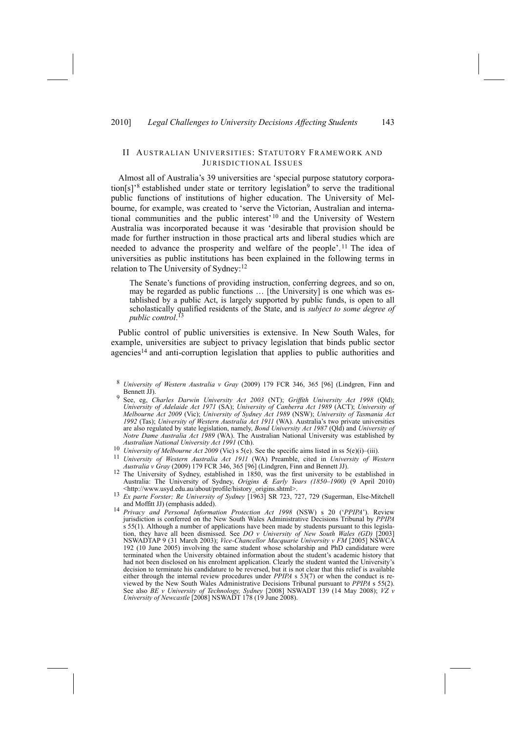## II Australian Universities: Statutory Framework and Jurisdictional Issues

Almost all of Australia's 39 universities are 'special purpose statutory corporation[s]'[8] established under state or territory legislation[9] to serve the traditional public functions of institutions of higher education. The University of Melbourne, for example, was created to 'serve the Victorian, Australian and international communities and the public interest'[10] and the University of Western Australia was incorporated because it was 'desirable that provision should be made for further instruction in those practical arts and liberal studies which are needed to advance the prosperity and welfare of the people'.[11] The idea of universities as public institutions has been explained in the following terms in relation to The University of Sydney:[12]

> The Senate's functions of providing instruction, conferring degrees, and so on, may be regarded as public functions … [the University] is one which was established by a public Act, is largely supported by public funds, is open to all scholastically qualified residents of the State, and is *subject to some degree of public control*.[13]

Public control of public universities is extensive. In New South Wales, for example, universities are subject to privacy legislation that binds public sector agencies[14] and anti-corruption legislation that applies to public authorities and

---

[8] *University of Western Australia v Gray* (2009) 179 FCR 346, 365 [96] (Lindgren, Finn and Bennett JJ).

[9] See, eg, *Charles Darwin University Act 2003* (NT); *Griffith University Act 1998* (Qld); *University of Adelaide Act 1971* (SA); *University of Canberra Act 1989* (ACT); *University of Melbourne Act 2009* (Vic); *University of Sydney Act 1989* (NSW); *University of Tasmania Act 1992* (Tas); *University of Western Australia Act 1911* (WA). Australia's two private universities are also regulated by state legislation, namely, *Bond University Act 1987* (Qld) and *University of Notre Dame Australia Act 1989* (WA). The Australian National University was established by *Australian National University Act 1991* (Cth).

[10] *University of Melbourne Act 2009* (Vic) s 5(e). See the specific aims listed in ss 5(e)(i)–(iii).

[11] *University of Western Australia Act 1911* (WA) Preamble, cited in *University of Western Australia v Gray* (2009) 179 FCR 346, 365 [96] (Lindgren, Finn and Bennett JJ).

[12] The University of Sydney, established in 1850, was the first university to be established in Australia: The University of Sydney, *Origins & Early Years (1850–1900)* (9 April 2010) <http://www.usyd.edu.au/about/profile/history_origins.shtml>.

[13] *Ex parte Forster; Re University of Sydney* [1963] SR 723, 727, 729 (Sugerman, Else-Mitchell and Moffitt JJ) (emphasis added).

[14] *Privacy and Personal Information Protection Act 1998* (NSW) s 20 ('*PPIPA*'). Review jurisdiction is conferred on the New South Wales Administrative Decisions Tribunal by *PPIPA* s 55(1). Although a number of applications have been made by students pursuant to this legislation, they have all been dismissed. See *DO v University of New South Wales (GD)* [2003] NSWADTAP 9 (31 March 2003); *Vice-Chancellor Macquarie University v FM* [2005] NSWCA 192 (10 June 2005) involving the same student whose scholarship and PhD candidature were terminated when the University obtained information about the student's academic history that had not been disclosed on his enrolment application. Clearly the student wanted the University's decision to terminate his candidature to be reversed, but it is not clear that this relief is available either through the internal review procedures under *PPIPA* s 53(7) or when the conduct is reviewed by the New South Wales Administrative Decisions Tribunal pursuant to *PPIPA* s 55(2). See also *BE v University of Technology, Sydney* [2008] NSWADT 139 (14 May 2008); *VZ v University of Newcastle* [2008] NSWADT 178 (19 June 2008).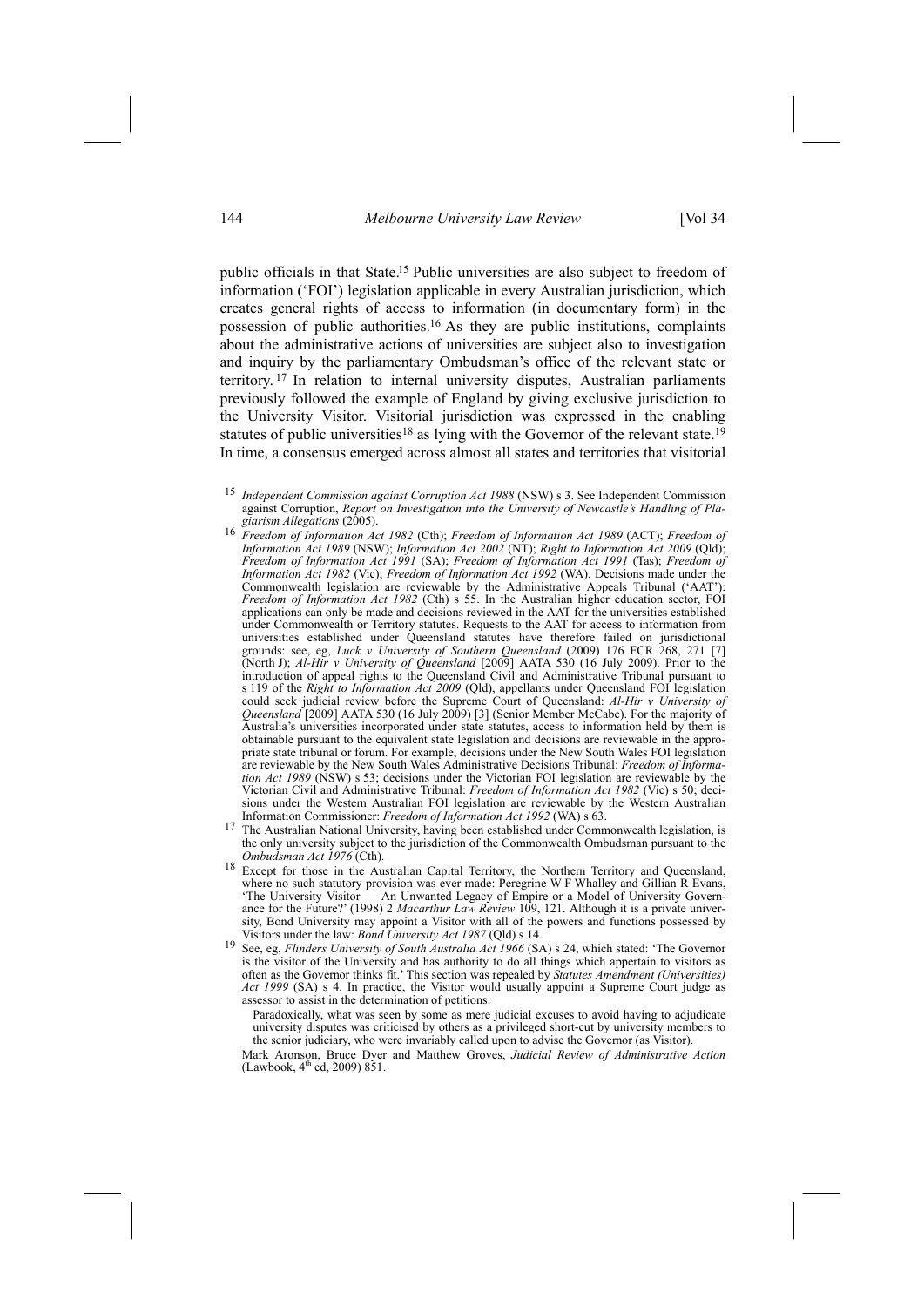public officials in that State.[15] Public universities are also subject to freedom of information ('FOI') legislation applicable in every Australian jurisdiction, which creates general rights of access to information (in documentary form) in the possession of public authorities.[16] As they are public institutions, complaints about the administrative actions of universities are subject also to investigation and inquiry by the parliamentary Ombudsman's office of the relevant state or territory.[17] In relation to internal university disputes, Australian parliaments previously followed the example of England by giving exclusive jurisdiction to the University Visitor. Visitorial jurisdiction was expressed in the enabling statutes of public universities[18] as lying with the Governor of the relevant state.[19] In time, a consensus emerged across almost all states and territories that visitorial

---

[15] *Independent Commission against Corruption Act 1988* (NSW) s 3. See Independent Commission against Corruption, *Report on Investigation into the University of Newcastle's Handling of Plagiarism Allegations* (2005).

[16] *Freedom of Information Act 1982* (Cth); *Freedom of Information Act 1989* (ACT); *Freedom of Information Act 1989* (NSW); *Information Act 2002* (NT); *Right to Information Act 2009* (Qld); *Freedom of Information Act 1991* (SA); *Freedom of Information Act 1991* (Tas); *Freedom of Information Act 1982* (Vic); *Freedom of Information Act 1992* (WA). Decisions made under the Commonwealth legislation are reviewable by the Administrative Appeals Tribunal ('AAT'): *Freedom of Information Act 1982* (Cth) s 55. In the Australian higher education sector, FOI applications can only be made and decisions reviewed in the AAT for the universities established under Commonwealth or Territory statutes. Requests to the AAT for access to information from universities established under Queensland statutes have therefore failed on jurisdictional grounds: see, eg, *Luck v University of Southern Queensland* (2009) 176 FCR 268, 271 [7] (North J); *Al-Hir v University of Queensland* [2009] AATA 530 (16 July 2009). Prior to the introduction of appeal rights to the Queensland Civil and Administrative Tribunal pursuant to s 119 of the *Right to Information Act 2009* (Qld), appellants under Queensland FOI legislation could seek judicial review before the Supreme Court of Queensland: *Al-Hir v University of Queensland* [2009] AATA 530 (16 July 2009) [3] (Senior Member McCabe). For the majority of Australia's universities incorporated under state statutes, access to information held by them is obtainable pursuant to the equivalent state legislation and decisions are reviewable in the appropriate state tribunal or forum. For example, decisions under the New South Wales FOI legislation are reviewable by the New South Wales Administrative Decisions Tribunal: *Freedom of Information Act 1989* (NSW) s 53; decisions under the Victorian FOI legislation are reviewable by the Victorian Civil and Administrative Tribunal: *Freedom of Information Act 1982* (Vic) s 50; decisions under the Western Australian FOI legislation are reviewable by the Western Australian Information Commissioner: *Freedom of Information Act 1992* (WA) s 63.

[17] The Australian National University, having been established under Commonwealth legislation, is the only university subject to the jurisdiction of the Commonwealth Ombudsman pursuant to the *Ombudsman Act 1976* (Cth).

[18] Except for those in the Australian Capital Territory, the Northern Territory and Queensland, where no such statutory provision was ever made: Peregrine W F Whalley and Gillian R Evans, 'The University Visitor — An Unwanted Legacy of Empire or a Model of University Governance for the Future?' (1998) 2 *Macarthur Law Review* 109, 121. Although it is a private university, Bond University may appoint a Visitor with all of the powers and functions possessed by Visitors under the law: *Bond University Act 1987* (Qld) s 14.

[19] See, eg, *Flinders University of South Australia Act 1966* (SA) s 24, which stated: 'The Governor is the visitor of the University and has authority to do all things which appertain to visitors as often as the Governor thinks fit.' This section was repealed by *Statutes Amendment (Universities) Act 1999* (SA) s 4. In practice, the Visitor would usually appoint a Supreme Court judge as assessor to assist in the determination of petitions:

> Paradoxically, what was seen by some as mere judicial excuses to avoid having to adjudicate university disputes was criticised by others as a privileged short-cut by university members to the senior judiciary, who were invariably called upon to advise the Governor (as Visitor).

Mark Aronson, Bruce Dyer and Matthew Groves, *Judicial Review of Administrative Action* (Lawbook, 4th ed, 2009) 851.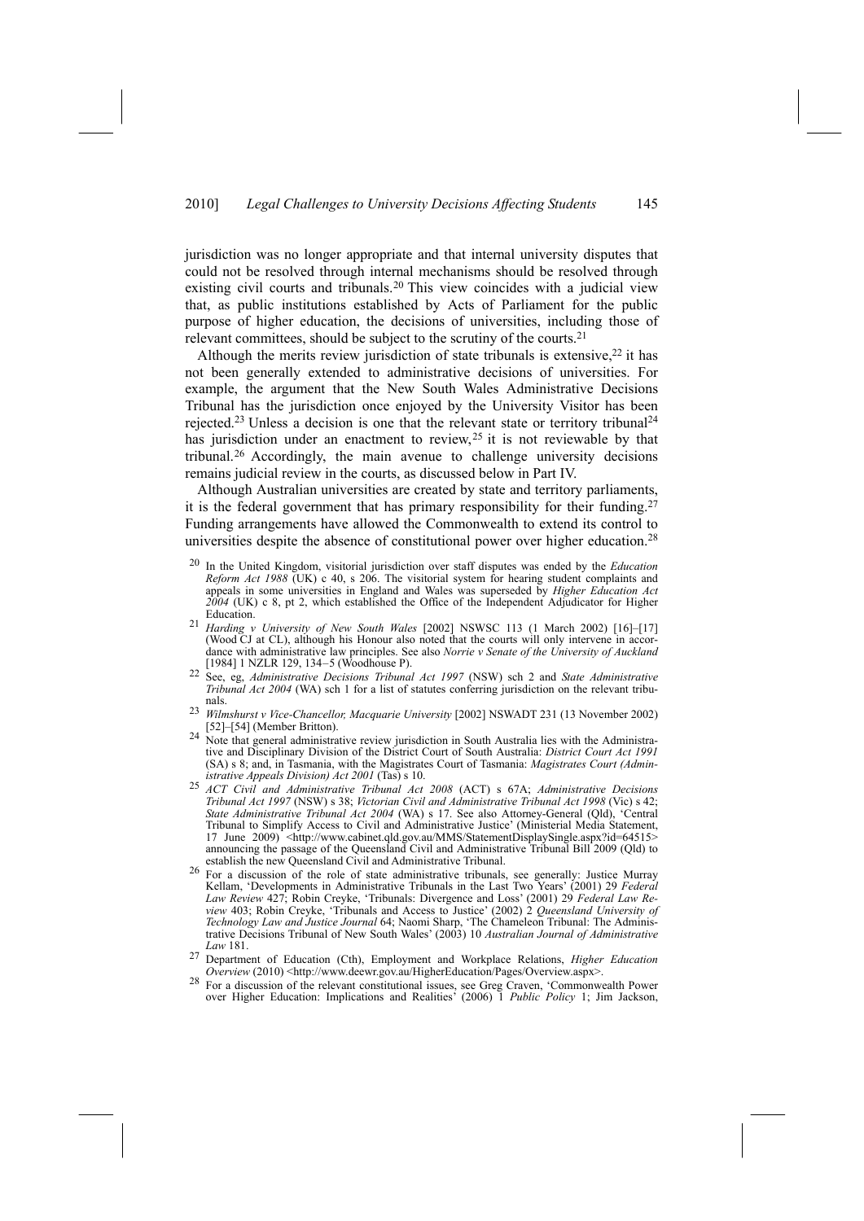jurisdiction was no longer appropriate and that internal university disputes that could not be resolved through internal mechanisms should be resolved through existing civil courts and tribunals.[20] This view coincides with a judicial view that, as public institutions established by Acts of Parliament for the public purpose of higher education, the decisions of universities, including those of relevant committees, should be subject to the scrutiny of the courts.[21]

Although the merits review jurisdiction of state tribunals is extensive,[22] it has not been generally extended to administrative decisions of universities. For example, the argument that the New South Wales Administrative Decisions Tribunal has the jurisdiction once enjoyed by the University Visitor has been rejected.[23] Unless a decision is one that the relevant state or territory tribunal[24] has jurisdiction under an enactment to review,[25] it is not reviewable by that tribunal.[26] Accordingly, the main avenue to challenge university decisions remains judicial review in the courts, as discussed below in Part IV.

Although Australian universities are created by state and territory parliaments, it is the federal government that has primary responsibility for their funding.[27] Funding arrangements have allowed the Commonwealth to extend its control to universities despite the absence of constitutional power over higher education.[28]

---

[20] In the United Kingdom, visitorial jurisdiction over staff disputes was ended by the *Education Reform Act 1988* (UK) c 40, s 206. The visitorial system for hearing student complaints and appeals in some universities in England and Wales was superseded by *Higher Education Act 2004* (UK) c 8, pt 2, which established the Office of the Independent Adjudicator for Higher Education.

[21] *Harding v University of New South Wales* [2002] NSWSC 113 (1 March 2002) [16]–[17] (Wood CJ at CL), although his Honour also noted that the courts will only intervene in accordance with administrative law principles. See also *Norrie v Senate of the University of Auckland* [1984] 1 NZLR 129, 134–5 (Woodhouse P).

[22] See, eg, *Administrative Decisions Tribunal Act 1997* (NSW) sch 2 and *State Administrative Tribunal Act 2004* (WA) sch 1 for a list of statutes conferring jurisdiction on the relevant tribunals.

[23] *Wilmshurst v Vice-Chancellor, Macquarie University* [2002] NSWADT 231 (13 November 2002) [52]–[54] (Member Britton).

[24] Note that general administrative review jurisdiction in South Australia lies with the Administrative and Disciplinary Division of the District Court of South Australia: *District Court Act 1991* (SA) s 8; and, in Tasmania, with the Magistrates Court of Tasmania: *Magistrates Court (Administrative Appeals Division) Act 2001* (Tas) s 10.

[25] *ACT Civil and Administrative Tribunal Act 2008* (ACT) s 67A; *Administrative Decisions Tribunal Act 1997* (NSW) s 38; *Victorian Civil and Administrative Tribunal Act 1998* (Vic) s 42; *State Administrative Tribunal Act 2004* (WA) s 17. See also Attorney-General (Qld), 'Central Tribunal to Simplify Access to Civil and Administrative Justice' (Ministerial Media Statement, 17 June 2009) <http://www.cabinet.qld.gov.au/MMS/StatementDisplaySingle.aspx?id=64515> announcing the passage of the Queensland Civil and Administrative Tribunal Bill 2009 (Qld) to establish the new Queensland Civil and Administrative Tribunal.

[26] For a discussion of the role of state administrative tribunals, see generally: Justice Murray Kellam, 'Developments in Administrative Tribunals in the Last Two Years' (2001) 29 *Federal Law Review* 427; Robin Creyke, 'Tribunals: Divergence and Loss' (2001) 29 *Federal Law Review* 403; Robin Creyke, 'Tribunals and Access to Justice' (2002) 2 *Queensland University of Technology Law and Justice Journal* 64; Naomi Sharp, 'The Chameleon Tribunal: The Administrative Decisions Tribunal of New South Wales' (2003) 10 *Australian Journal of Administrative Law* 181.

[27] Department of Education (Cth), Employment and Workplace Relations, *Higher Education Overview* (2010) <http://www.deewr.gov.au/HigherEducation/Pages/Overview.aspx>.

[28] For a discussion of the relevant constitutional issues, see Greg Craven, 'Commonwealth Power over Higher Education: Implications and Realities' (2006) 1 *Public Policy* 1; Jim Jackson,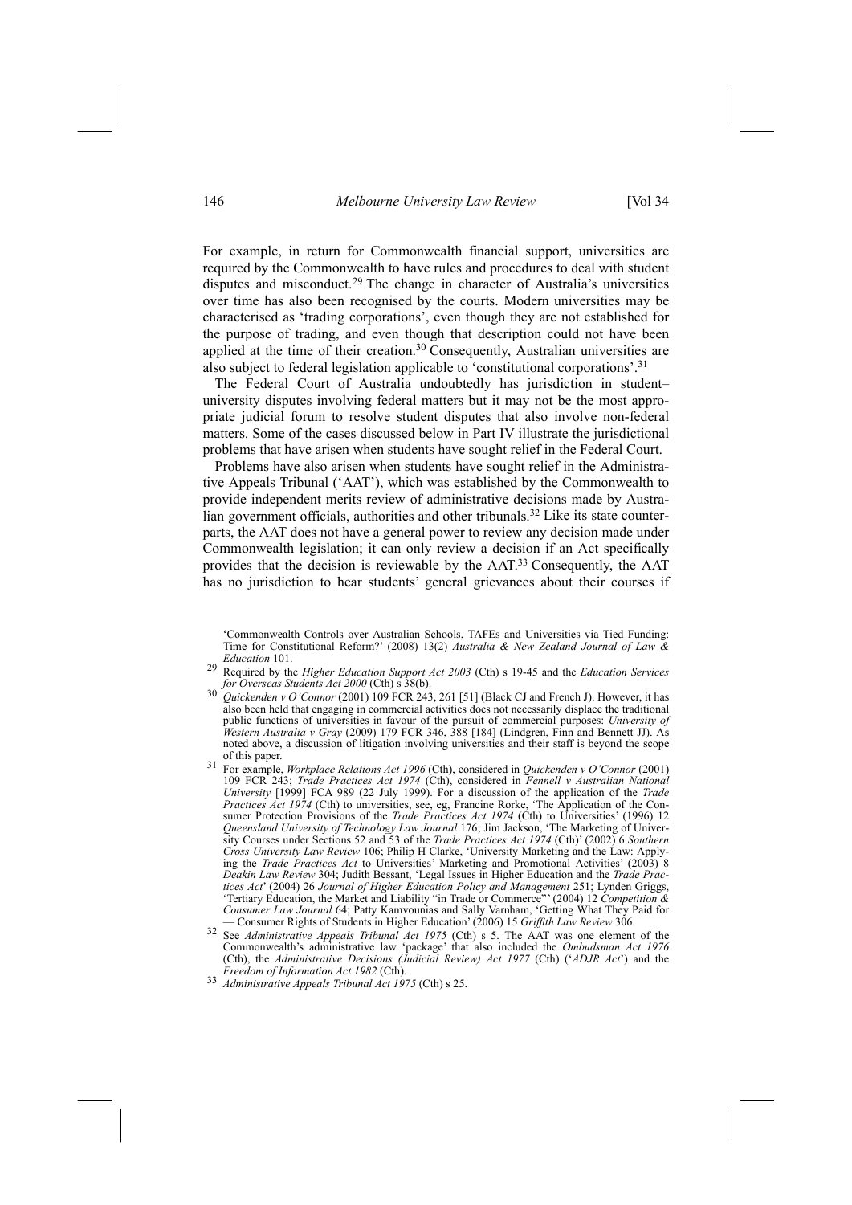For example, in return for Commonwealth financial support, universities are required by the Commonwealth to have rules and procedures to deal with student disputes and misconduct.[29] The change in character of Australia's universities over time has also been recognised by the courts. Modern universities may be characterised as 'trading corporations', even though they are not established for the purpose of trading, and even though that description could not have been applied at the time of their creation.[30] Consequently, Australian universities are also subject to federal legislation applicable to 'constitutional corporations'.[31]

The Federal Court of Australia undoubtedly has jurisdiction in student–university disputes involving federal matters but it may not be the most appropriate judicial forum to resolve student disputes that also involve non-federal matters. Some of the cases discussed below in Part IV illustrate the jurisdictional problems that have arisen when students have sought relief in the Federal Court.

Problems have also arisen when students have sought relief in the Administrative Appeals Tribunal ('AAT'), which was established by the Commonwealth to provide independent merits review of administrative decisions made by Australian government officials, authorities and other tribunals.[32] Like its state counterparts, the AAT does not have a general power to review any decision made under Commonwealth legislation; it can only review a decision if an Act specifically provides that the decision is reviewable by the AAT.[33] Consequently, the AAT has no jurisdiction to hear students' general grievances about their courses if

'Commonwealth Controls over Australian Schools, TAFEs and Universities via Tied Funding: Time for Constitutional Reform?' (2008) 13(2) *Australia & New Zealand Journal of Law & Education* 101.

[29] Required by the *Higher Education Support Act 2003* (Cth) s 19-45 and the *Education Services for Overseas Students Act 2000* (Cth) s 38(b).

[30] *Quickenden v O'Connor* (2001) 109 FCR 243, 261 [51] (Black CJ and French J). However, it has also been held that engaging in commercial activities does not necessarily displace the traditional public functions of universities in favour of the pursuit of commercial purposes: *University of Western Australia v Gray* (2009) 179 FCR 346, 388 [184] (Lindgren, Finn and Bennett JJ). As noted above, a discussion of litigation involving universities and their staff is beyond the scope of this paper.

[31] For example, *Workplace Relations Act 1996* (Cth), considered in *Quickenden v O'Connor* (2001) 109 FCR 243; *Trade Practices Act 1974* (Cth), considered in *Fennell v Australian National University* [1999] FCA 989 (22 July 1999). For a discussion of the application of the *Trade Practices Act 1974* (Cth) to universities, see, eg, Francine Rorke, 'The Application of the Consumer Protection Provisions of the *Trade Practices Act 1974* (Cth) to Universities' (1996) 12 *Queensland University of Technology Law Journal* 176; Jim Jackson, 'The Marketing of University Courses under Sections 52 and 53 of the *Trade Practices Act 1974* (Cth)' (2002) 6 *Southern Cross University Law Review* 106; Philip H Clarke, 'University Marketing and the Law: Applying the *Trade Practices Act* to Universities' Marketing and Promotional Activities' (2003) 8 *Deakin Law Review* 304; Judith Bessant, 'Legal Issues in Higher Education and the *Trade Practices Act*' (2004) 26 *Journal of Higher Education Policy and Management* 251; Lynden Griggs, 'Tertiary Education, the Market and Liability "in Trade or Commerce"' (2004) 12 *Competition & Consumer Law Journal* 64; Patty Kamvounias and Sally Varnham, 'Getting What They Paid for — Consumer Rights of Students in Higher Education' (2006) 15 *Griffith Law Review* 306.

[32] See *Administrative Appeals Tribunal Act 1975* (Cth) s 5. The AAT was one element of the Commonwealth's administrative law 'package' that also included the *Ombudsman Act 1976* (Cth), the *Administrative Decisions (Judicial Review) Act 1977* (Cth) ('*ADJR Act*') and the *Freedom of Information Act 1982* (Cth).

[33] *Administrative Appeals Tribunal Act 1975* (Cth) s 25.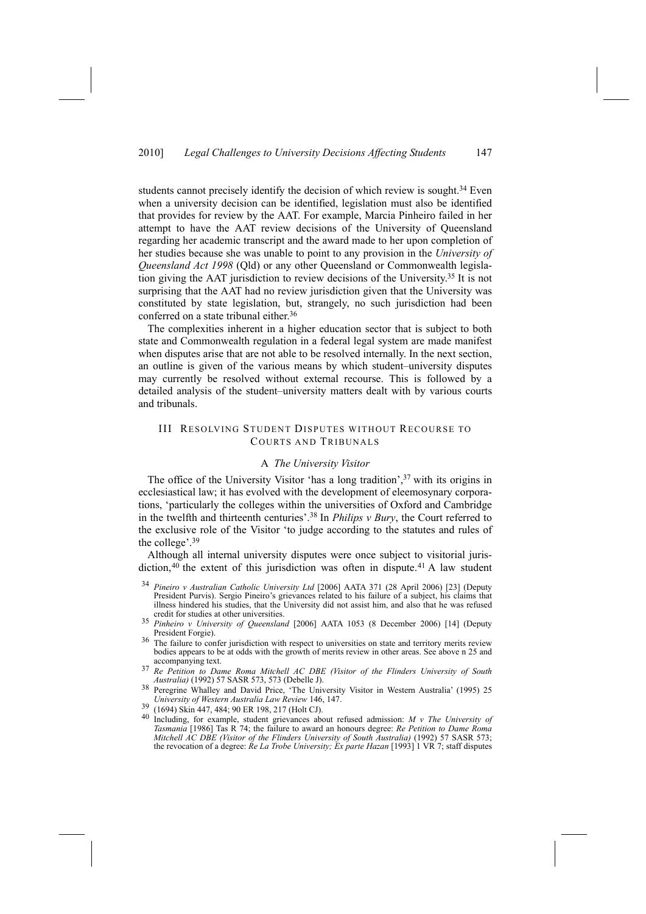students cannot precisely identify the decision of which review is sought.[34] Even when a university decision can be identified, legislation must also be identified that provides for review by the AAT. For example, Marcia Pinheiro failed in her attempt to have the AAT review decisions of the University of Queensland regarding her academic transcript and the award made to her upon completion of her studies because she was unable to point to any provision in the *University of Queensland Act 1998* (Qld) or any other Queensland or Commonwealth legislation giving the AAT jurisdiction to review decisions of the University.[35] It is not surprising that the AAT had no review jurisdiction given that the University was constituted by state legislation, but, strangely, no such jurisdiction had been conferred on a state tribunal either.[36]

The complexities inherent in a higher education sector that is subject to both state and Commonwealth regulation in a federal legal system are made manifest when disputes arise that are not able to be resolved internally. In the next section, an outline is given of the various means by which student–university disputes may currently be resolved without external recourse. This is followed by a detailed analysis of the student–university matters dealt with by various courts and tribunals.

## III RESOLVING STUDENT DISPUTES WITHOUT RECOURSE TO COURTS AND TRIBUNALS

### A *The University Visitor*

The office of the University Visitor 'has a long tradition',[37] with its origins in ecclesiastical law; it has evolved with the development of eleemosynary corporations, 'particularly the colleges within the universities of Oxford and Cambridge in the twelfth and thirteenth centuries'.[38] In *Philips v Bury*, the Court referred to the exclusive role of the Visitor 'to judge according to the statutes and rules of the college'.[39]

Although all internal university disputes were once subject to visitorial jurisdiction,[40] the extent of this jurisdiction was often in dispute.[41] A law student

---

[34] *Pineiro v Australian Catholic University Ltd* [2006] AATA 371 (28 April 2006) [23] (Deputy President Purvis). Sergio Pineiro's grievances related to his failure of a subject, his claims that illness hindered his studies, that the University did not assist him, and also that he was refused credit for studies at other universities.

[35] *Pinheiro v University of Queensland* [2006] AATA 1053 (8 December 2006) [14] (Deputy President Forgie).

[36] The failure to confer jurisdiction with respect to universities on state and territory merits review bodies appears to be at odds with the growth of merits review in other areas. See above n 25 and accompanying text.

[37] *Re Petition to Dame Roma Mitchell AC DBE (Visitor of the Flinders University of South Australia)* (1992) 57 SASR 573, 573 (Debelle J).

[38] Peregrine Whalley and David Price, 'The University Visitor in Western Australia' (1995) 25 *University of Western Australia Law Review* 146, 147.

[39] (1694) Skin 447, 484; 90 ER 198, 217 (Holt CJ).

[40] Including, for example, student grievances about refused admission: *M v The University of Tasmania* [1986] Tas R 74; the failure to award an honours degree: *Re Petition to Dame Roma Mitchell AC DBE (Visitor of the Flinders University of South Australia)* (1992) 57 SASR 573; the revocation of a degree: *Re La Trobe University; Ex parte Hazan* [1993] 1 VR 7; staff disputes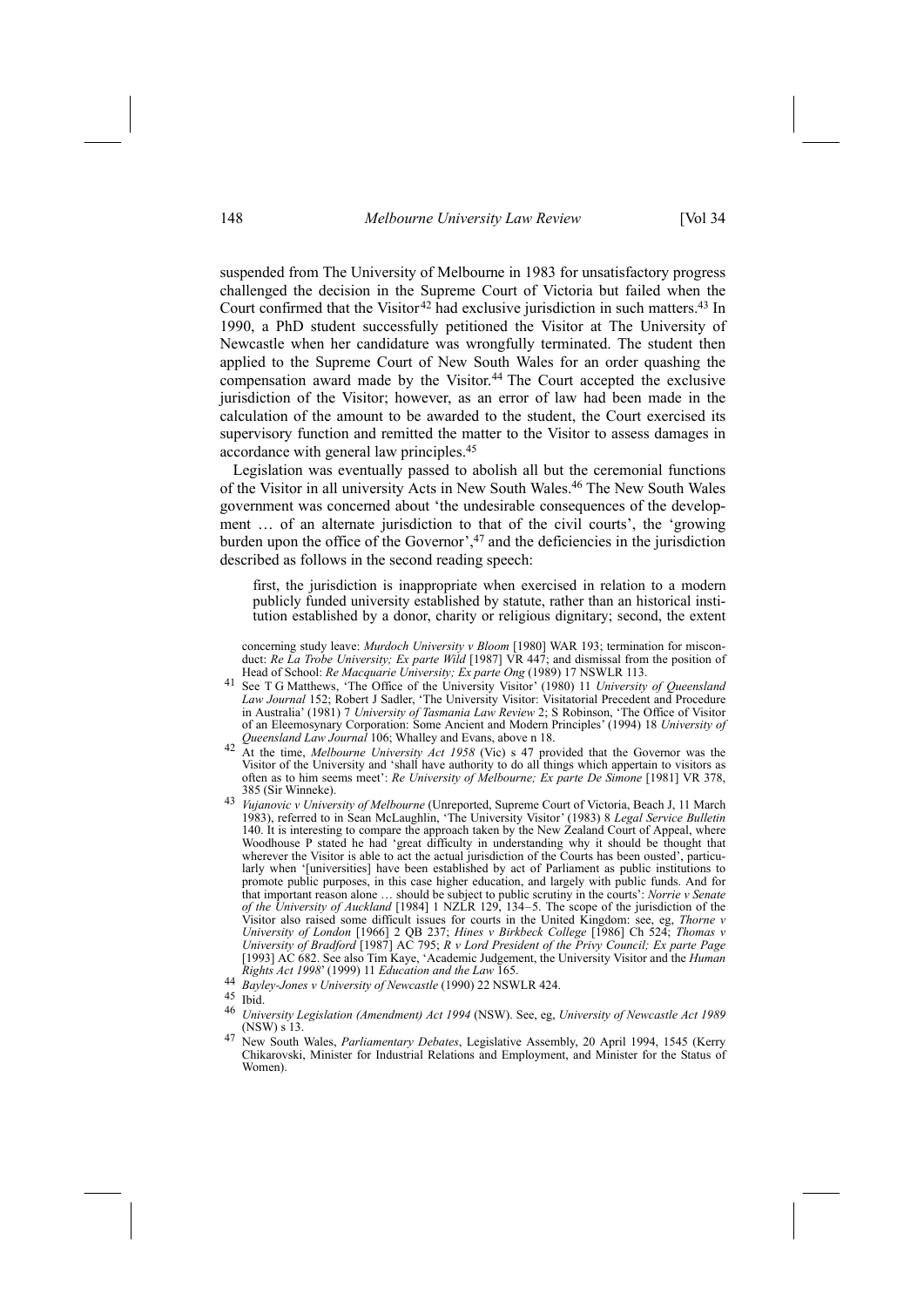suspended from The University of Melbourne in 1983 for unsatisfactory progress challenged the decision in the Supreme Court of Victoria but failed when the Court confirmed that the Visitor[42] had exclusive jurisdiction in such matters.[43] In 1990, a PhD student successfully petitioned the Visitor at The University of Newcastle when her candidature was wrongfully terminated. The student then applied to the Supreme Court of New South Wales for an order quashing the compensation award made by the Visitor.[44] The Court accepted the exclusive jurisdiction of the Visitor; however, as an error of law had been made in the calculation of the amount to be awarded to the student, the Court exercised its supervisory function and remitted the matter to the Visitor to assess damages in accordance with general law principles.[45]

Legislation was eventually passed to abolish all but the ceremonial functions of the Visitor in all university Acts in New South Wales.[46] The New South Wales government was concerned about 'the undesirable consequences of the development … of an alternate jurisdiction to that of the civil courts', the 'growing burden upon the office of the Governor',[47] and the deficiencies in the jurisdiction described as follows in the second reading speech:

> first, the jurisdiction is inappropriate when exercised in relation to a modern publicly funded university established by statute, rather than an historical institution established by a donor, charity or religious dignitary; second, the extent

concerning study leave: *Murdoch University v Bloom* [1980] WAR 193; termination for misconduct: *Re La Trobe University; Ex parte Wild* [1987] VR 447; and dismissal from the position of Head of School: *Re Macquarie University; Ex parte Ong* (1989) 17 NSWLR 113.

[41] See T G Matthews, 'The Office of the University Visitor' (1980) 11 *University of Queensland Law Journal* 152; Robert J Sadler, 'The University Visitor: Visitatorial Precedent and Procedure in Australia' (1981) 7 *University of Tasmania Law Review* 2; S Robinson, 'The Office of Visitor of an Eleemosynary Corporation: Some Ancient and Modern Principles' (1994) 18 *University of Queensland Law Journal* 106; Whalley and Evans, above n 18.

[42] At the time, *Melbourne University Act 1958* (Vic) s 47 provided that the Governor was the Visitor of the University and 'shall have authority to do all things which appertain to visitors as often as to him seems meet': *Re University of Melbourne; Ex parte De Simone* [1981] VR 378, 385 (Sir Winneke).

[43] *Vujanovic v University of Melbourne* (Unreported, Supreme Court of Victoria, Beach J, 11 March 1983), referred to in Sean McLaughlin, 'The University Visitor' (1983) 8 *Legal Service Bulletin* 140. It is interesting to compare the approach taken by the New Zealand Court of Appeal, where Woodhouse P stated he had 'great difficulty in understanding why it should be thought that wherever the Visitor is able to act the actual jurisdiction of the Courts has been ousted', particularly when '[universities] have been established by act of Parliament as public institutions to promote public purposes, in this case higher education, and largely with public funds. And for that important reason alone … should be subject to public scrutiny in the courts': *Norrie v Senate of the University of Auckland* [1984] 1 NZLR 129, 134–5. The scope of the jurisdiction of the Visitor also raised some difficult issues for courts in the United Kingdom: see, eg, *Thorne v University of London* [1966] 2 QB 237; *Hines v Birkbeck College* [1986] Ch 524; *Thomas v University of Bradford* [1987] AC 795; *R v Lord President of the Privy Council; Ex parte Page* [1993] AC 682. See also Tim Kaye, 'Academic Judgement, the University Visitor and the *Human Rights Act 1998*' (1999) 11 *Education and the Law* 165.

[44] *Bayley-Jones v University of Newcastle* (1990) 22 NSWLR 424.

[45] Ibid.

[46] *University Legislation (Amendment) Act 1994* (NSW). See, eg, *University of Newcastle Act 1989* (NSW) s 13.

[47] New South Wales, *Parliamentary Debates*, Legislative Assembly, 20 April 1994, 1545 (Kerry Chikarovski, Minister for Industrial Relations and Employment, and Minister for the Status of Women).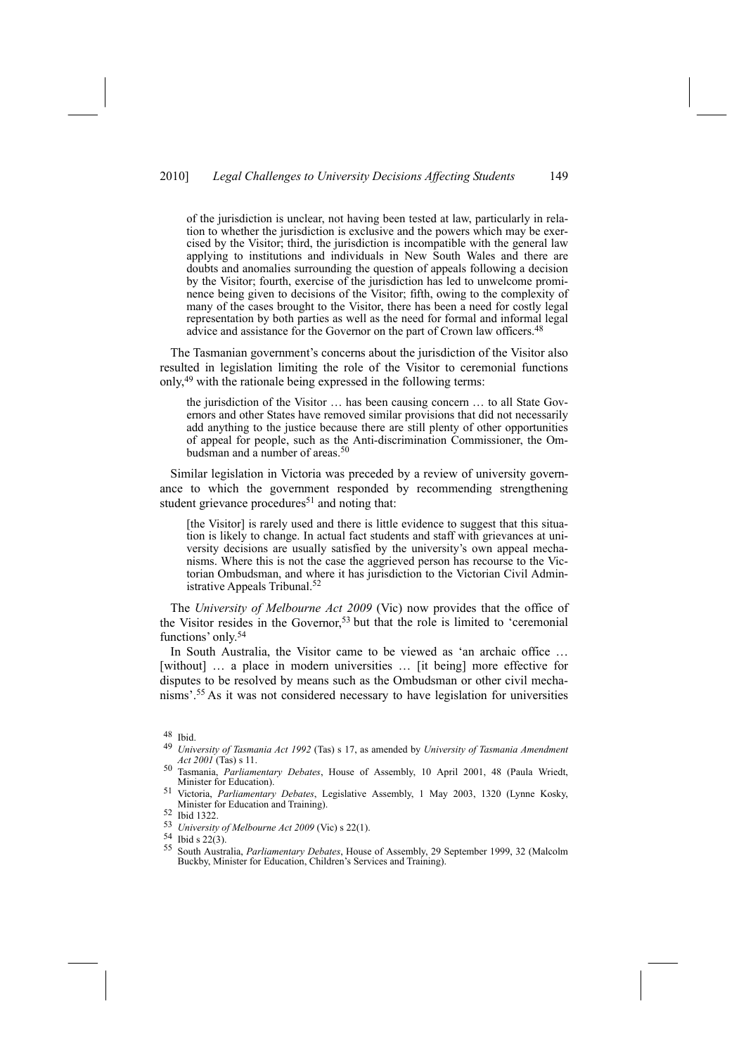of the jurisdiction is unclear, not having been tested at law, particularly in relation to whether the jurisdiction is exclusive and the powers which may be exercised by the Visitor; third, the jurisdiction is incompatible with the general law applying to institutions and individuals in New South Wales and there are doubts and anomalies surrounding the question of appeals following a decision by the Visitor; fourth, exercise of the jurisdiction has led to unwelcome prominence being given to decisions of the Visitor; fifth, owing to the complexity of many of the cases brought to the Visitor, there has been a need for costly legal representation by both parties as well as the need for formal and informal legal advice and assistance for the Governor on the part of Crown law officers.[48]

The Tasmanian government's concerns about the jurisdiction of the Visitor also resulted in legislation limiting the role of the Visitor to ceremonial functions only,[49] with the rationale being expressed in the following terms:

> the jurisdiction of the Visitor … has been causing concern … to all State Governors and other States have removed similar provisions that did not necessarily add anything to the justice because there are still plenty of other opportunities of appeal for people, such as the Anti-discrimination Commissioner, the Ombudsman and a number of areas.[50]

Similar legislation in Victoria was preceded by a review of university governance to which the government responded by recommending strengthening student grievance procedures[51] and noting that:

> [the Visitor] is rarely used and there is little evidence to suggest that this situation is likely to change. In actual fact students and staff with grievances at university decisions are usually satisfied by the university's own appeal mechanisms. Where this is not the case the aggrieved person has recourse to the Victorian Ombudsman, and where it has jurisdiction to the Victorian Civil Administrative Appeals Tribunal.[52]

The *University of Melbourne Act 2009* (Vic) now provides that the office of the Visitor resides in the Governor,[53] but that the role is limited to 'ceremonial functions' only.[54]

In South Australia, the Visitor came to be viewed as 'an archaic office … [without] … a place in modern universities … [it being] more effective for disputes to be resolved by means such as the Ombudsman or other civil mechanisms'.[55] As it was not considered necessary to have legislation for universities

---

48 Ibid.

49 *University of Tasmania Act 1992* (Tas) s 17, as amended by *University of Tasmania Amendment Act 2001* (Tas) s 11.

50 Tasmania, *Parliamentary Debates*, House of Assembly, 10 April 2001, 48 (Paula Wriedt, Minister for Education).

51 Victoria, *Parliamentary Debates*, Legislative Assembly, 1 May 2003, 1320 (Lynne Kosky, Minister for Education and Training).

52 Ibid 1322.

53 *University of Melbourne Act 2009* (Vic) s 22(1).

54 Ibid s 22(3).

55 South Australia, *Parliamentary Debates*, House of Assembly, 29 September 1999, 32 (Malcolm Buckby, Minister for Education, Children's Services and Training).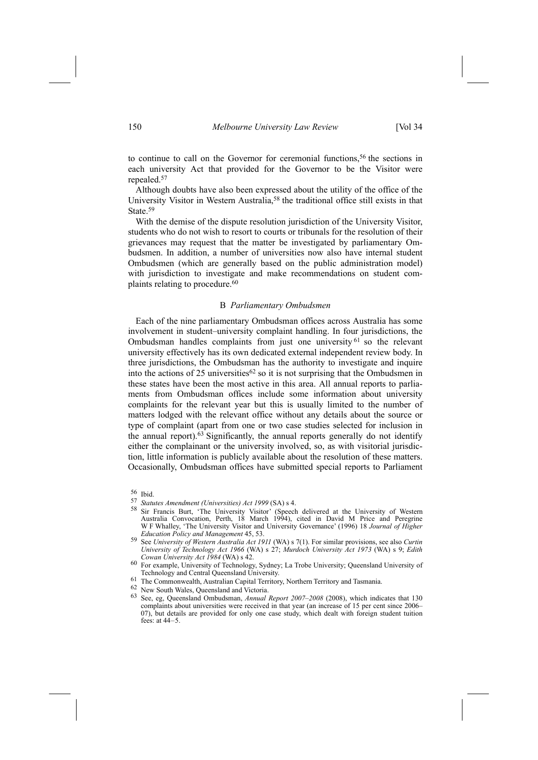to continue to call on the Governor for ceremonial functions,[56] the sections in each university Act that provided for the Governor to be the Visitor were repealed.[57]

Although doubts have also been expressed about the utility of the office of the University Visitor in Western Australia,[58] the traditional office still exists in that State.[59]

With the demise of the dispute resolution jurisdiction of the University Visitor, students who do not wish to resort to courts or tribunals for the resolution of their grievances may request that the matter be investigated by parliamentary Ombudsmen. In addition, a number of universities now also have internal student Ombudsmen (which are generally based on the public administration model) with jurisdiction to investigate and make recommendations on student complaints relating to procedure.[60]

### B *Parliamentary Ombudsmen*

Each of the nine parliamentary Ombudsman offices across Australia has some involvement in student–university complaint handling. In four jurisdictions, the Ombudsman handles complaints from just one university[61] so the relevant university effectively has its own dedicated external independent review body. In three jurisdictions, the Ombudsman has the authority to investigate and inquire into the actions of 25 universities[62] so it is not surprising that the Ombudsmen in these states have been the most active in this area. All annual reports to parliaments from Ombudsman offices include some information about university complaints for the relevant year but this is usually limited to the number of matters lodged with the relevant office without any details about the source or type of complaint (apart from one or two case studies selected for inclusion in the annual report).[63] Significantly, the annual reports generally do not identify either the complainant or the university involved, so, as with visitorial jurisdiction, little information is publicly available about the resolution of these matters. Occasionally, Ombudsman offices have submitted special reports to Parliament

---

[56] Ibid.

[57] *Statutes Amendment (Universities) Act 1999* (SA) s 4.

[58] Sir Francis Burt, 'The University Visitor' (Speech delivered at the University of Western Australia Convocation, Perth, 18 March 1994), cited in David M Price and Peregrine W F Whalley, 'The University Visitor and University Governance' (1996) 18 *Journal of Higher Education Policy and Management* 45, 53.

[59] See *University of Western Australia Act 1911* (WA) s 7(1). For similar provisions, see also *Curtin University of Technology Act 1966* (WA) s 27; *Murdoch University Act 1973* (WA) s 9; *Edith Cowan University Act 1984* (WA) s 42.

[60] For example, University of Technology, Sydney; La Trobe University; Queensland University of Technology and Central Queensland University.

[61] The Commonwealth, Australian Capital Territory, Northern Territory and Tasmania.

[62] New South Wales, Queensland and Victoria.

[63] See, eg, Queensland Ombudsman, *Annual Report 2007–2008* (2008), which indicates that 130 complaints about universities were received in that year (an increase of 15 per cent since 2006–07), but details are provided for only one case study, which dealt with foreign student tuition fees: at 44–5.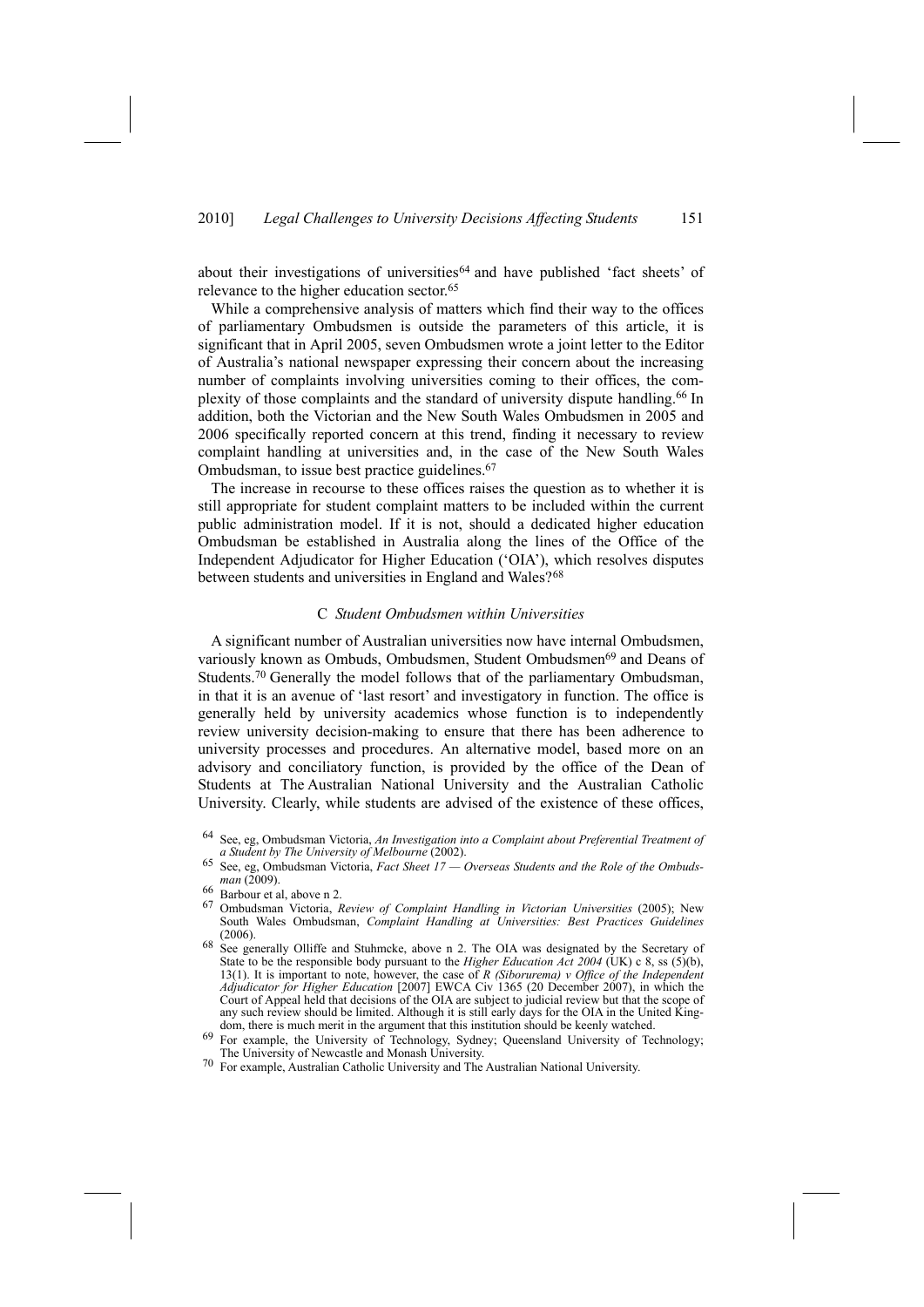about their investigations of universities[64] and have published 'fact sheets' of relevance to the higher education sector.[65]

While a comprehensive analysis of matters which find their way to the offices of parliamentary Ombudsmen is outside the parameters of this article, it is significant that in April 2005, seven Ombudsmen wrote a joint letter to the Editor of Australia's national newspaper expressing their concern about the increasing number of complaints involving universities coming to their offices, the complexity of those complaints and the standard of university dispute handling.[66] In addition, both the Victorian and the New South Wales Ombudsmen in 2005 and 2006 specifically reported concern at this trend, finding it necessary to review complaint handling at universities and, in the case of the New South Wales Ombudsman, to issue best practice guidelines.[67]

The increase in recourse to these offices raises the question as to whether it is still appropriate for student complaint matters to be included within the current public administration model. If it is not, should a dedicated higher education Ombudsman be established in Australia along the lines of the Office of the Independent Adjudicator for Higher Education ('OIA'), which resolves disputes between students and universities in England and Wales?[68]

### C *Student Ombudsmen within Universities*

A significant number of Australian universities now have internal Ombudsmen, variously known as Ombuds, Ombudsmen, Student Ombudsmen[69] and Deans of Students.[70] Generally the model follows that of the parliamentary Ombudsman, in that it is an avenue of 'last resort' and investigatory in function. The office is generally held by university academics whose function is to independently review university decision-making to ensure that there has been adherence to university processes and procedures. An alternative model, based more on an advisory and conciliatory function, is provided by the office of the Dean of Students at The Australian National University and the Australian Catholic University. Clearly, while students are advised of the existence of these offices,

---

64 See, eg, Ombudsman Victoria, *An Investigation into a Complaint about Preferential Treatment of a Student by The University of Melbourne* (2002).

65 See, eg, Ombudsman Victoria, *Fact Sheet 17 — Overseas Students and the Role of the Ombudsman* (2009).

66 Barbour et al, above n 2.

67 Ombudsman Victoria, *Review of Complaint Handling in Victorian Universities* (2005); New South Wales Ombudsman, *Complaint Handling at Universities: Best Practices Guidelines* (2006).

68 See generally Olliffe and Stuhmcke, above n 2. The OIA was designated by the Secretary of State to be the responsible body pursuant to the *Higher Education Act 2004* (UK) c 8, ss (5)(b), 13(1). It is important to note, however, the case of *R (Siborurema) v Office of the Independent Adjudicator for Higher Education* [2007] EWCA Civ 1365 (20 December 2007), in which the Court of Appeal held that decisions of the OIA are subject to judicial review but that the scope of any such review should be limited. Although it is still early days for the OIA in the United Kingdom, there is much merit in the argument that this institution should be keenly watched.

69 For example, the University of Technology, Sydney; Queensland University of Technology; The University of Newcastle and Monash University.

70 For example, Australian Catholic University and The Australian National University.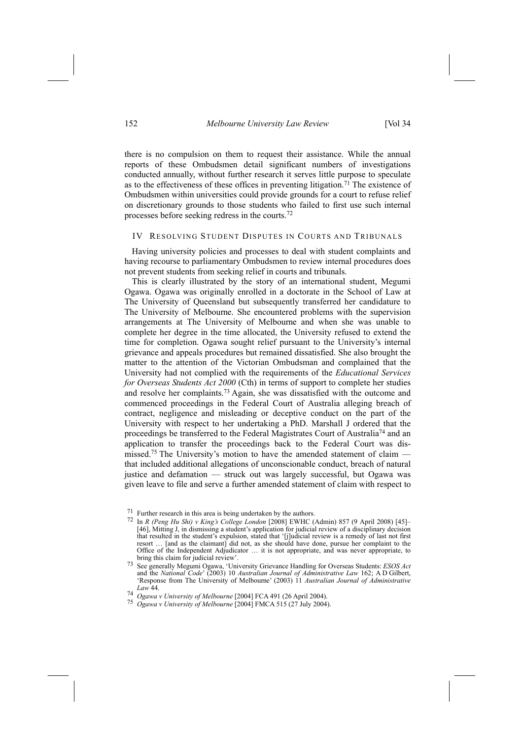there is no compulsion on them to request their assistance. While the annual reports of these Ombudsmen detail significant numbers of investigations conducted annually, without further research it serves little purpose to speculate as to the effectiveness of these offices in preventing litigation.[71] The existence of Ombudsmen within universities could provide grounds for a court to refuse relief on discretionary grounds to those students who failed to first use such internal processes before seeking redress in the courts.[72]

## IV RESOLVING STUDENT DISPUTES IN COURTS AND TRIBUNALS

Having university policies and processes to deal with student complaints and having recourse to parliamentary Ombudsmen to review internal procedures does not prevent students from seeking relief in courts and tribunals.

This is clearly illustrated by the story of an international student, Megumi Ogawa. Ogawa was originally enrolled in a doctorate in the School of Law at The University of Queensland but subsequently transferred her candidature to The University of Melbourne. She encountered problems with the supervision arrangements at The University of Melbourne and when she was unable to complete her degree in the time allocated, the University refused to extend the time for completion. Ogawa sought relief pursuant to the University's internal grievance and appeals procedures but remained dissatisfied. She also brought the matter to the attention of the Victorian Ombudsman and complained that the University had not complied with the requirements of the *Educational Services for Overseas Students Act 2000* (Cth) in terms of support to complete her studies and resolve her complaints.[73] Again, she was dissatisfied with the outcome and commenced proceedings in the Federal Court of Australia alleging breach of contract, negligence and misleading or deceptive conduct on the part of the University with respect to her undertaking a PhD. Marshall J ordered that the proceedings be transferred to the Federal Magistrates Court of Australia[74] and an application to transfer the proceedings back to the Federal Court was dismissed.[75] The University's motion to have the amended statement of claim — that included additional allegations of unconscionable conduct, breach of natural justice and defamation — struck out was largely successful, but Ogawa was given leave to file and serve a further amended statement of claim with respect to

---

[71] Further research in this area is being undertaken by the authors.

[72] In *R (Peng Hu Shi) v King's College London* [2008] EWHC (Admin) 857 (9 April 2008) [45]–[46], Mitting J, in dismissing a student's application for judicial review of a disciplinary decision that resulted in the student's expulsion, stated that '[j]udicial review is a remedy of last not first resort … [and as the claimant] did not, as she should have done, pursue her complaint to the Office of the Independent Adjudicator … it is not appropriate, and was never appropriate, to bring this claim for judicial review'.

[73] See generally Megumi Ogawa, 'University Grievance Handling for Overseas Students: *ESOS Act* and the *National Code*' (2003) 10 *Australian Journal of Administrative Law* 162; A D Gilbert, 'Response from The University of Melbourne' (2003) 11 *Australian Journal of Administrative Law* 44.

[74] *Ogawa v University of Melbourne* [2004] FCA 491 (26 April 2004).

[75] *Ogawa v University of Melbourne* [2004] FMCA 515 (27 July 2004).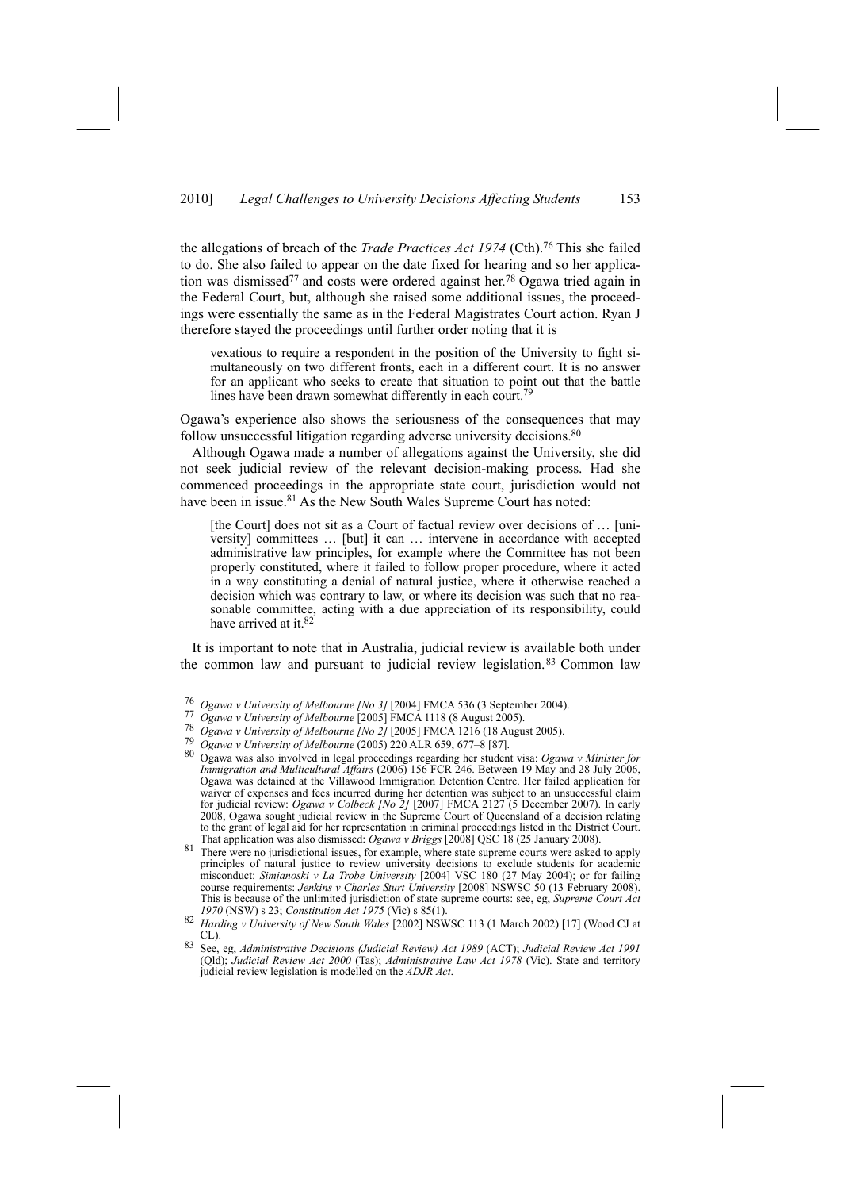the allegations of breach of the *Trade Practices Act 1974* (Cth).[76] This she failed to do. She also failed to appear on the date fixed for hearing and so her application was dismissed[77] and costs were ordered against her.[78] Ogawa tried again in the Federal Court, but, although she raised some additional issues, the proceedings were essentially the same as in the Federal Magistrates Court action. Ryan J therefore stayed the proceedings until further order noting that it is

> vexatious to require a respondent in the position of the University to fight simultaneously on two different fronts, each in a different court. It is no answer for an applicant who seeks to create that situation to point out that the battle lines have been drawn somewhat differently in each court.[79]

Ogawa's experience also shows the seriousness of the consequences that may follow unsuccessful litigation regarding adverse university decisions.[80]

Although Ogawa made a number of allegations against the University, she did not seek judicial review of the relevant decision-making process. Had she commenced proceedings in the appropriate state court, jurisdiction would not have been in issue.[81] As the New South Wales Supreme Court has noted:

> [the Court] does not sit as a Court of factual review over decisions of … [university] committees … [but] it can … intervene in accordance with accepted administrative law principles, for example where the Committee has not been properly constituted, where it failed to follow proper procedure, where it acted in a way constituting a denial of natural justice, where it otherwise reached a decision which was contrary to law, or where its decision was such that no reasonable committee, acting with a due appreciation of its responsibility, could have arrived at it.[82]

It is important to note that in Australia, judicial review is available both under the common law and pursuant to judicial review legislation.[83] Common law

---

[76] *Ogawa v University of Melbourne [No 3]* [2004] FMCA 536 (3 September 2004).

[77] *Ogawa v University of Melbourne* [2005] FMCA 1118 (8 August 2005).

[78] *Ogawa v University of Melbourne [No 2]* [2005] FMCA 1216 (18 August 2005).

[79] *Ogawa v University of Melbourne* (2005) 220 ALR 659, 677–8 [87].

[80] Ogawa was also involved in legal proceedings regarding her student visa: *Ogawa v Minister for Immigration and Multicultural Affairs* (2006) 156 FCR 246. Between 19 May and 28 July 2006, Ogawa was detained at the Villawood Immigration Detention Centre. Her failed application for waiver of expenses and fees incurred during her detention was subject to an unsuccessful claim for judicial review: *Ogawa v Colbeck [No 2]* [2007] FMCA 2127 (5 December 2007). In early 2008, Ogawa sought judicial review in the Supreme Court of Queensland of a decision relating to the grant of legal aid for her representation in criminal proceedings listed in the District Court. That application was also dismissed: *Ogawa v Briggs* [2008] QSC 18 (25 January 2008).

[81] There were no jurisdictional issues, for example, where state supreme courts were asked to apply principles of natural justice to review university decisions to exclude students for academic misconduct: *Simjanoski v La Trobe University* [2004] VSC 180 (27 May 2004); or for failing course requirements: *Jenkins v Charles Sturt University* [2008] NSWSC 50 (13 February 2008). This is because of the unlimited jurisdiction of state supreme courts: see, eg, *Supreme Court Act 1970* (NSW) s 23; *Constitution Act 1975* (Vic) s 85(1).

[82] *Harding v University of New South Wales* [2002] NSWSC 113 (1 March 2002) [17] (Wood CJ at CL).

[83] See, eg, *Administrative Decisions (Judicial Review) Act 1989* (ACT); *Judicial Review Act 1991* (Qld); *Judicial Review Act 2000* (Tas); *Administrative Law Act 1978* (Vic). State and territory judicial review legislation is modelled on the *ADJR Act*.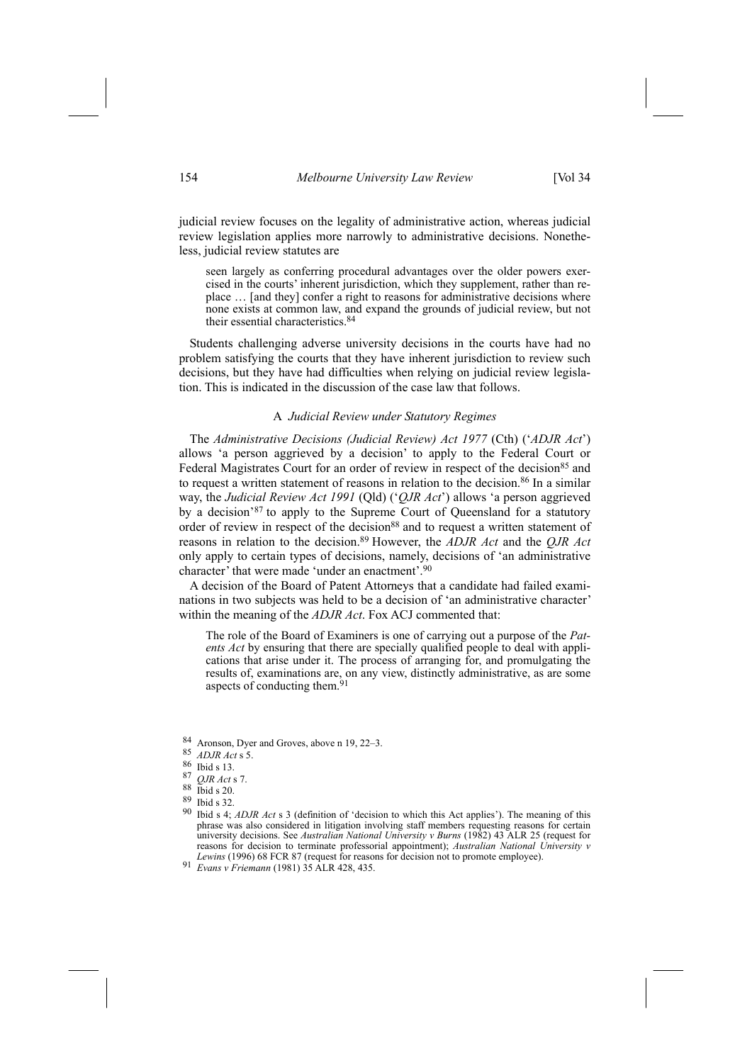judicial review focuses on the legality of administrative action, whereas judicial review legislation applies more narrowly to administrative decisions. Nonetheless, judicial review statutes are

> seen largely as conferring procedural advantages over the older powers exercised in the courts' inherent jurisdiction, which they supplement, rather than replace … [and they] confer a right to reasons for administrative decisions where none exists at common law, and expand the grounds of judicial review, but not their essential characteristics.[84]

Students challenging adverse university decisions in the courts have had no problem satisfying the courts that they have inherent jurisdiction to review such decisions, but they have had difficulties when relying on judicial review legislation. This is indicated in the discussion of the case law that follows.

### A *Judicial Review under Statutory Regimes*

The *Administrative Decisions (Judicial Review) Act 1977* (Cth) ('*ADJR Act*') allows 'a person aggrieved by a decision' to apply to the Federal Court or Federal Magistrates Court for an order of review in respect of the decision[85] and to request a written statement of reasons in relation to the decision.[86] In a similar way, the *Judicial Review Act 1991* (Qld) ('*QJR Act*') allows 'a person aggrieved by a decision'[87] to apply to the Supreme Court of Queensland for a statutory order of review in respect of the decision[88] and to request a written statement of reasons in relation to the decision.[89] However, the *ADJR Act* and the *QJR Act* only apply to certain types of decisions, namely, decisions of 'an administrative character' that were made 'under an enactment'.[90]

A decision of the Board of Patent Attorneys that a candidate had failed examinations in two subjects was held to be a decision of 'an administrative character' within the meaning of the *ADJR Act*. Fox ACJ commented that:

> The role of the Board of Examiners is one of carrying out a purpose of the *Patents Act* by ensuring that there are specially qualified people to deal with applications that arise under it. The process of arranging for, and promulgating the results of, examinations are, on any view, distinctly administrative, as are some aspects of conducting them.[91]

---

[84] Aronson, Dyer and Groves, above n 19, 22–3.

[85] *ADJR Act* s 5.

[86] Ibid s 13.

[87] *QJR Act* s 7.

[88] Ibid s 20.

[89] Ibid s 32.

[90] Ibid s 4; *ADJR Act* s 3 (definition of 'decision to which this Act applies'). The meaning of this phrase was also considered in litigation involving staff members requesting reasons for certain university decisions. See *Australian National University v Burns* (1982) 43 ALR 25 (request for reasons for decision to terminate professorial appointment); *Australian National University v Lewins* (1996) 68 FCR 87 (request for reasons for decision not to promote employee).

[91] *Evans v Friemann* (1981) 35 ALR 428, 435.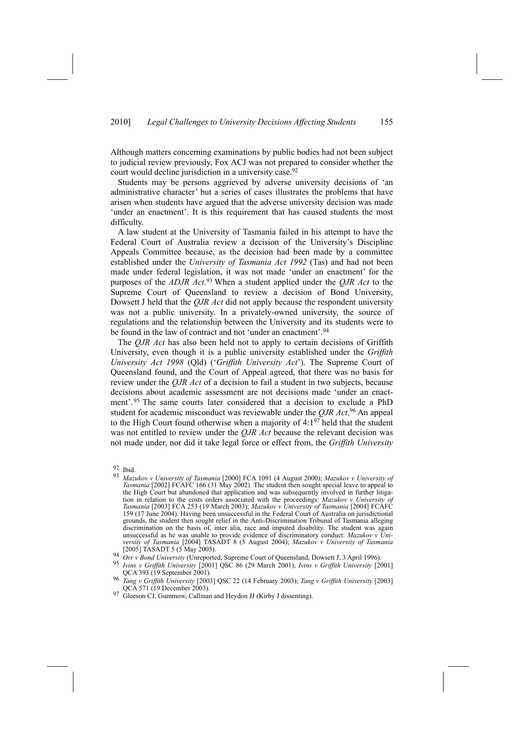Although matters concerning examinations by public bodies had not been subject to judicial review previously, Fox ACJ was not prepared to consider whether the court would decline jurisdiction in a university case.[92]

Students may be persons aggrieved by adverse university decisions of 'an administrative character' but a series of cases illustrates the problems that have arisen when students have argued that the adverse university decision was made 'under an enactment'. It is this requirement that has caused students the most difficulty.

A law student at the University of Tasmania failed in his attempt to have the Federal Court of Australia review a decision of the University's Discipline Appeals Committee because, as the decision had been made by a committee established under the *University of Tasmania Act 1992* (Tas) and had not been made under federal legislation, it was not made 'under an enactment' for the purposes of the *ADJR Act*.[93] When a student applied under the *QJR Act* to the Supreme Court of Queensland to review a decision of Bond University, Dowsett J held that the *QJR Act* did not apply because the respondent university was not a public university. In a privately-owned university, the source of regulations and the relationship between the University and its students were to be found in the law of contract and not 'under an enactment'.[94]

The *QJR Act* has also been held not to apply to certain decisions of Griffith University, even though it is a public university established under the *Griffith University Act 1998* (Qld) ('*Griffith University Act*'). The Supreme Court of Queensland found, and the Court of Appeal agreed, that there was no basis for review under the *QJR Act* of a decision to fail a student in two subjects, because decisions about academic assessment are not decisions made 'under an enactment'.[95] The same courts later considered that a decision to exclude a PhD student for academic misconduct was reviewable under the *QJR Act*.[96] An appeal to the High Court found otherwise when a majority of 4:1[97] held that the student was not entitled to review under the *QJR Act* because the relevant decision was not made under, nor did it take legal force or effect from, the *Griffith University*

---

[92] Ibid.

[93] *Mazukov v University of Tasmania* [2000] FCA 1091 (4 August 2000); *Mazukov v University of Tasmania* [2002] FCAFC 166 (31 May 2002). The student then sought special leave to appeal to the High Court but abandoned that application and was subsequently involved in further litigation in relation to the costs orders associated with the proceedings: *Mazukov v University of Tasmania* [2003] FCA 253 (19 March 2003); *Mazukov v University of Tasmania* [2004] FCAFC 159 (17 June 2004). Having been unsuccessful in the Federal Court of Australia on jurisdictional grounds, the student then sought relief in the Anti-Discrimination Tribunal of Tasmania alleging discrimination on the basis of, inter alia, race and imputed disability. The student was again unsuccessful as he was unable to provide evidence of discriminatory conduct: *Mazukov v University of Tasmania* [2004] TASADT 8 (5 August 2004); *Mazukov v University of Tasmania* [2005] TASADT 5 (5 May 2005).

[94] *Orr v Bond University* (Unreported, Supreme Court of Queensland, Dowsett J, 3 April 1996).

[95] *Ivins v Griffith University* [2001] QSC 86 (29 March 2001); *Ivins v Griffith University* [2001] QCA 393 (19 September 2001).

[96] *Tang v Griffith University* [2003] QSC 22 (14 February 2003); *Tang v Griffith University* [2003] QCA 571 (19 December 2003).

[97] Gleeson CJ, Gummow, Callinan and Heydon JJ (Kirby J dissenting).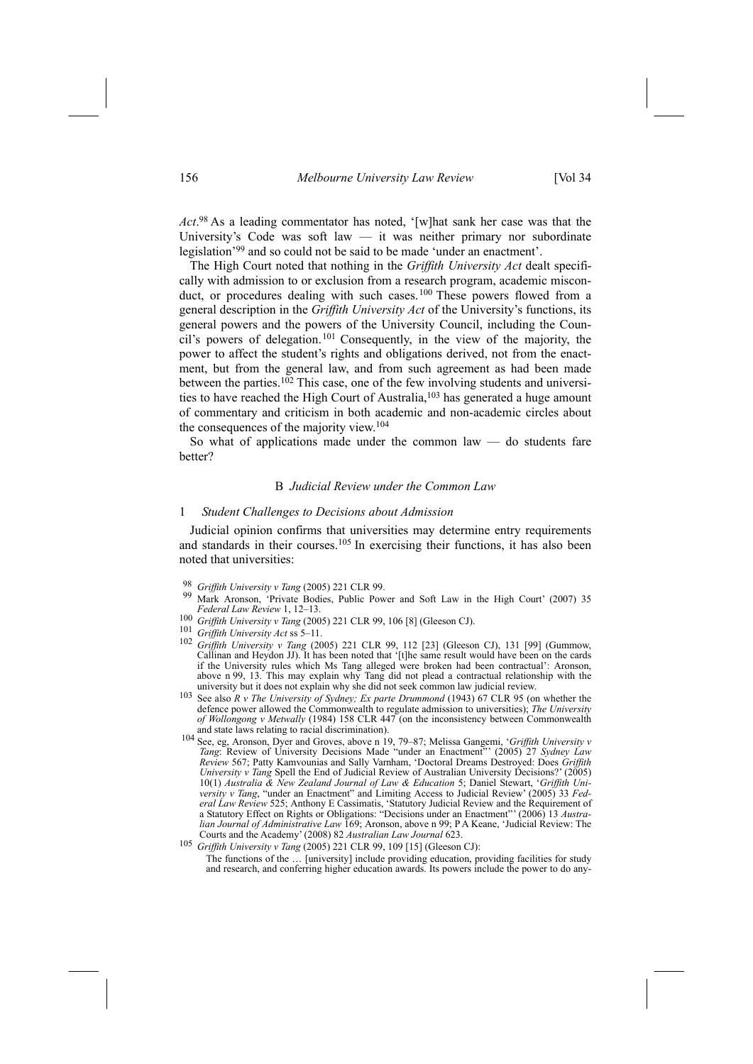*Act*.[98] As a leading commentator has noted, '[w]hat sank her case was that the University's Code was soft law — it was neither primary nor subordinate legislation'[99] and so could not be said to be made 'under an enactment'.

The High Court noted that nothing in the *Griffith University Act* dealt specifically with admission to or exclusion from a research program, academic misconduct, or procedures dealing with such cases.[100] These powers flowed from a general description in the *Griffith University Act* of the University's functions, its general powers and the powers of the University Council, including the Council's powers of delegation.[101] Consequently, in the view of the majority, the power to affect the student's rights and obligations derived, not from the enactment, but from the general law, and from such agreement as had been made between the parties.[102] This case, one of the few involving students and universities to have reached the High Court of Australia,[103] has generated a huge amount of commentary and criticism in both academic and non-academic circles about the consequences of the majority view.[104]

So what of applications made under the common law — do students fare better?

### B *Judicial Review under the Common Law*

#### 1 *Student Challenges to Decisions about Admission*

Judicial opinion confirms that universities may determine entry requirements and standards in their courses.[105] In exercising their functions, it has also been noted that universities:

---

[98] *Griffith University v Tang* (2005) 221 CLR 99.

[99] Mark Aronson, 'Private Bodies, Public Power and Soft Law in the High Court' (2007) 35 *Federal Law Review* 1, 12–13.

[100] *Griffith University v Tang* (2005) 221 CLR 99, 106 [8] (Gleeson CJ).

[101] *Griffith University Act* ss 5–11.

[102] *Griffith University v Tang* (2005) 221 CLR 99, 112 [23] (Gleeson CJ), 131 [99] (Gummow, Callinan and Heydon JJ). It has been noted that '[t]he same result would have been on the cards if the University rules which Ms Tang alleged were broken had been contractual': Aronson, above n 99, 13. This may explain why Tang did not plead a contractual relationship with the university but it does not explain why she did not seek common law judicial review.

[103] See also *R v The University of Sydney; Ex parte Drummond* (1943) 67 CLR 95 (on whether the defence power allowed the Commonwealth to regulate admission to universities); *The University of Wollongong v Metwally* (1984) 158 CLR 447 (on the inconsistency between Commonwealth and state laws relating to racial discrimination).

[104] See, eg, Aronson, Dyer and Groves, above n 19, 79–87; Melissa Gangemi, '*Griffith University v Tang*: Review of University Decisions Made "under an Enactment"' (2005) 27 *Sydney Law Review* 567; Patty Kamvounias and Sally Varnham, 'Doctoral Dreams Destroyed: Does *Griffith University v Tang* Spell the End of Judicial Review of Australian University Decisions?' (2005) 10(1) *Australia & New Zealand Journal of Law & Education* 5; Daniel Stewart, '*Griffith University v Tang*, "under an Enactment" and Limiting Access to Judicial Review' (2005) 33 *Federal Law Review* 525; Anthony E Cassimatis, 'Statutory Judicial Review and the Requirement of a Statutory Effect on Rights or Obligations: "Decisions under an Enactment"' (2006) 13 *Australian Journal of Administrative Law* 169; Aronson, above n 99; P A Keane, 'Judicial Review: The Courts and the Academy' (2008) 82 *Australian Law Journal* 623.

[105] *Griffith University v Tang* (2005) 221 CLR 99, 109 [15] (Gleeson CJ):

> The functions of the … [university] include providing education, providing facilities for study and research, and conferring higher education awards. Its powers include the power to do any-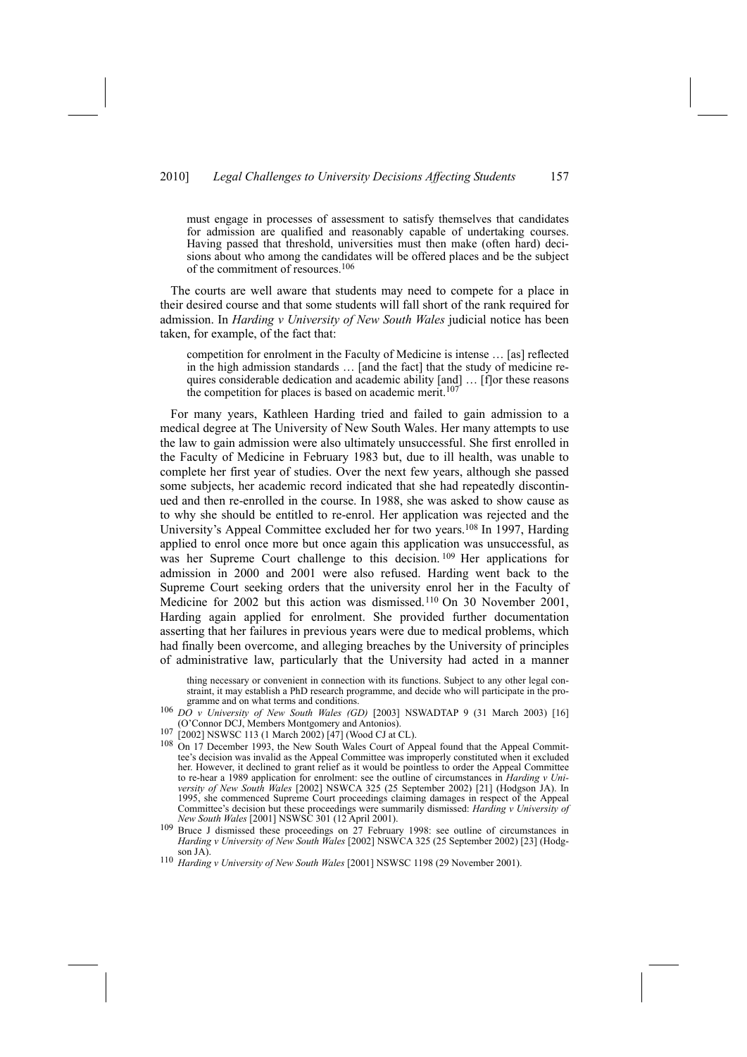> must engage in processes of assessment to satisfy themselves that candidates for admission are qualified and reasonably capable of undertaking courses. Having passed that threshold, universities must then make (often hard) decisions about who among the candidates will be offered places and be the subject of the commitment of resources.[106]

The courts are well aware that students may need to compete for a place in their desired course and that some students will fall short of the rank required for admission. In *Harding v University of New South Wales* judicial notice has been taken, for example, of the fact that:

> competition for enrolment in the Faculty of Medicine is intense … [as] reflected in the high admission standards … [and the fact] that the study of medicine requires considerable dedication and academic ability [and] … [f]or these reasons the competition for places is based on academic merit.[107]

For many years, Kathleen Harding tried and failed to gain admission to a medical degree at The University of New South Wales. Her many attempts to use the law to gain admission were also ultimately unsuccessful. She first enrolled in the Faculty of Medicine in February 1983 but, due to ill health, was unable to complete her first year of studies. Over the next few years, although she passed some subjects, her academic record indicated that she had repeatedly discontinued and then re-enrolled in the course. In 1988, she was asked to show cause as to why she should be entitled to re-enrol. Her application was rejected and the University's Appeal Committee excluded her for two years.[108] In 1997, Harding applied to enrol once more but once again this application was unsuccessful, as was her Supreme Court challenge to this decision.[109] Her applications for admission in 2000 and 2001 were also refused. Harding went back to the Supreme Court seeking orders that the university enrol her in the Faculty of Medicine for 2002 but this action was dismissed.[110] On 30 November 2001, Harding again applied for enrolment. She provided further documentation asserting that her failures in previous years were due to medical problems, which had finally been overcome, and alleging breaches by the University of principles of administrative law, particularly that the University had acted in a manner

---

thing necessary or convenient in connection with its functions. Subject to any other legal constraint, it may establish a PhD research programme, and decide who will participate in the programme and on what terms and conditions.

[106] *DO v University of New South Wales (GD)* [2003] NSWADTAP 9 (31 March 2003) [16] (O'Connor DCJ, Members Montgomery and Antonios).

[107] [2002] NSWSC 113 (1 March 2002) [47] (Wood CJ at CL).

[108] On 17 December 1993, the New South Wales Court of Appeal found that the Appeal Committee's decision was invalid as the Appeal Committee was improperly constituted when it excluded her. However, it declined to grant relief as it would be pointless to order the Appeal Committee to re-hear a 1989 application for enrolment: see the outline of circumstances in *Harding v University of New South Wales* [2002] NSWCA 325 (25 September 2002) [21] (Hodgson JA). In 1995, she commenced Supreme Court proceedings claiming damages in respect of the Appeal Committee's decision but these proceedings were summarily dismissed: *Harding v University of New South Wales* [2001] NSWSC 301 (12 April 2001).

[109] Bruce J dismissed these proceedings on 27 February 1998: see outline of circumstances in *Harding v University of New South Wales* [2002] NSWCA 325 (25 September 2002) [23] (Hodgson JA).

[110] *Harding v University of New South Wales* [2001] NSWSC 1198 (29 November 2001).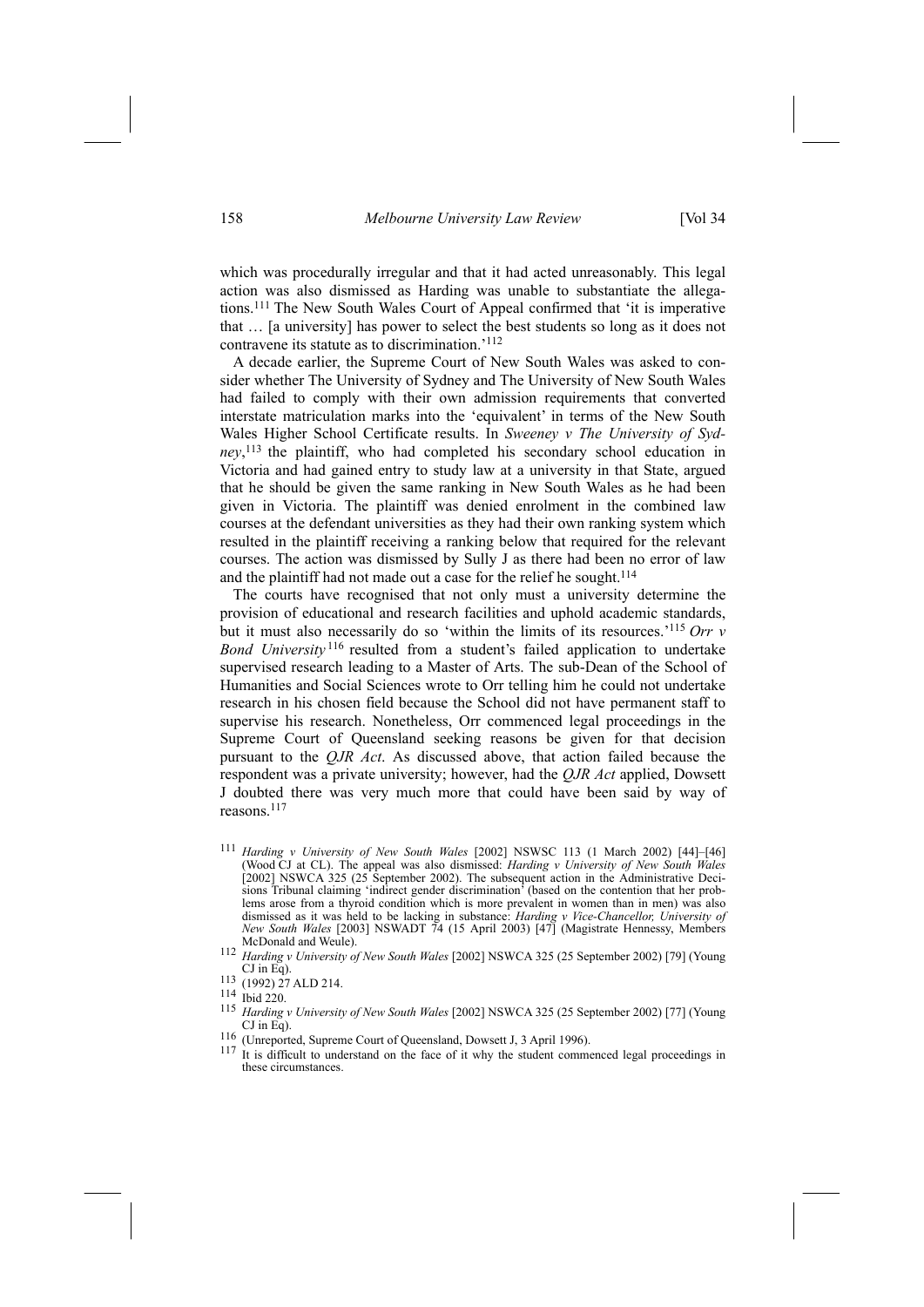which was procedurally irregular and that it had acted unreasonably. This legal action was also dismissed as Harding was unable to substantiate the allegations.[111] The New South Wales Court of Appeal confirmed that 'it is imperative that … [a university] has power to select the best students so long as it does not contravene its statute as to discrimination.'[112]

A decade earlier, the Supreme Court of New South Wales was asked to consider whether The University of Sydney and The University of New South Wales had failed to comply with their own admission requirements that converted interstate matriculation marks into the 'equivalent' in terms of the New South Wales Higher School Certificate results. In *Sweeney v The University of Sydney*,[113] the plaintiff, who had completed his secondary school education in Victoria and had gained entry to study law at a university in that State, argued that he should be given the same ranking in New South Wales as he had been given in Victoria. The plaintiff was denied enrolment in the combined law courses at the defendant universities as they had their own ranking system which resulted in the plaintiff receiving a ranking below that required for the relevant courses. The action was dismissed by Sully J as there had been no error of law and the plaintiff had not made out a case for the relief he sought.[114]

The courts have recognised that not only must a university determine the provision of educational and research facilities and uphold academic standards, but it must also necessarily do so 'within the limits of its resources.'[115] *Orr v Bond University*[116] resulted from a student's failed application to undertake supervised research leading to a Master of Arts. The sub-Dean of the School of Humanities and Social Sciences wrote to Orr telling him he could not undertake research in his chosen field because the School did not have permanent staff to supervise his research. Nonetheless, Orr commenced legal proceedings in the Supreme Court of Queensland seeking reasons be given for that decision pursuant to the *QJR Act*. As discussed above, that action failed because the respondent was a private university; however, had the *QJR Act* applied, Dowsett J doubted there was very much more that could have been said by way of reasons.[117]

[111] *Harding v University of New South Wales* [2002] NSWSC 113 (1 March 2002) [44]–[46] (Wood CJ at CL). The appeal was also dismissed: *Harding v University of New South Wales* [2002] NSWCA 325 (25 September 2002). The subsequent action in the Administrative Decisions Tribunal claiming 'indirect gender discrimination' (based on the contention that her problems arose from a thyroid condition which is more prevalent in women than in men) was also dismissed as it was held to be lacking in substance: *Harding v Vice-Chancellor, University of New South Wales* [2003] NSWADT 74 (15 April 2003) [47] (Magistrate Hennessy, Members McDonald and Weule).

[112] *Harding v University of New South Wales* [2002] NSWCA 325 (25 September 2002) [79] (Young CJ in Eq).

[113] (1992) 27 ALD 214.

[114] Ibid 220.

[115] *Harding v University of New South Wales* [2002] NSWCA 325 (25 September 2002) [77] (Young CJ in Eq).

[116] (Unreported, Supreme Court of Queensland, Dowsett J, 3 April 1996).

[117] It is difficult to understand on the face of it why the student commenced legal proceedings in these circumstances.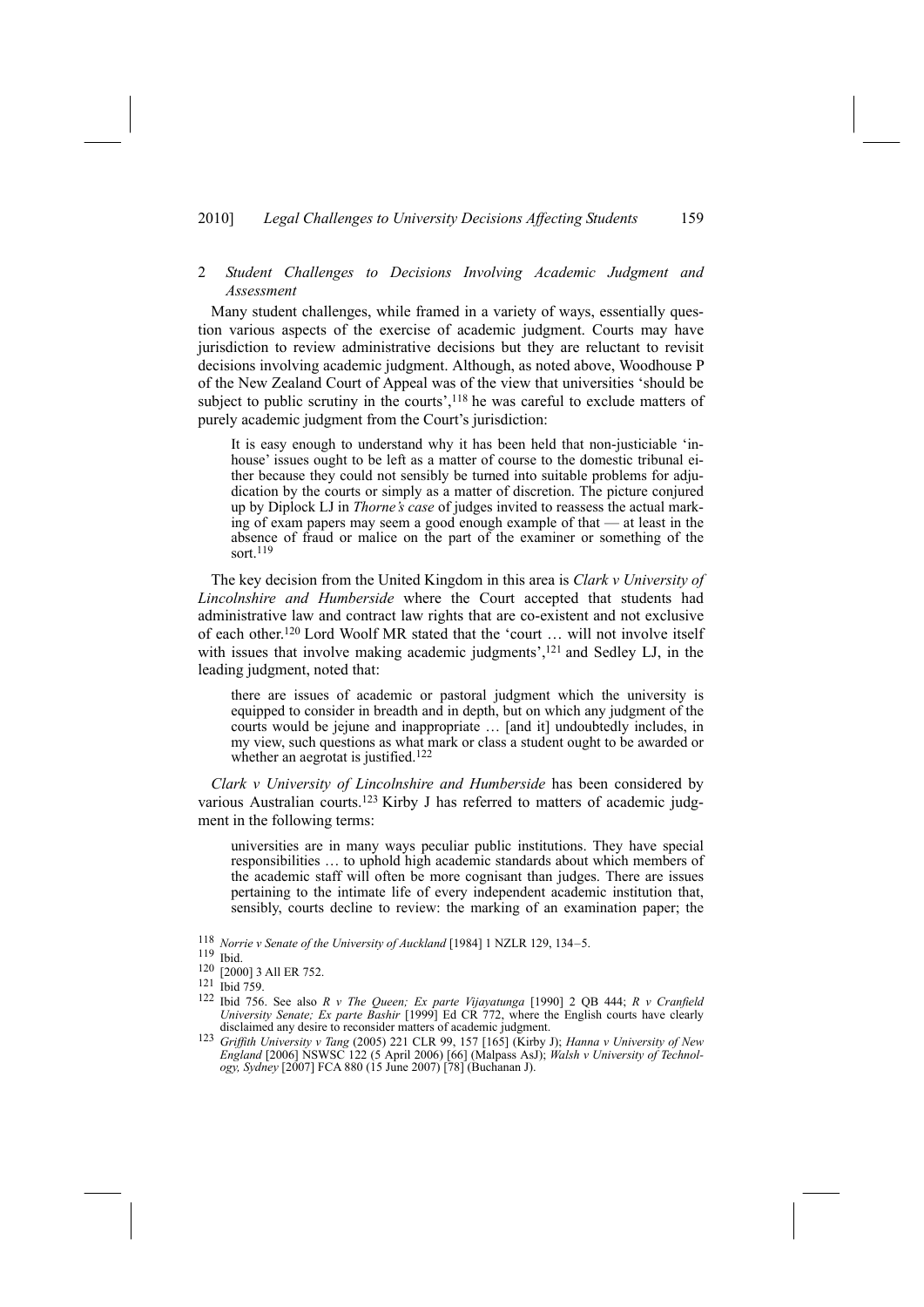### 2 *Student Challenges to Decisions Involving Academic Judgment and Assessment*

Many student challenges, while framed in a variety of ways, essentially question various aspects of the exercise of academic judgment. Courts may have jurisdiction to review administrative decisions but they are reluctant to revisit decisions involving academic judgment. Although, as noted above, Woodhouse P of the New Zealand Court of Appeal was of the view that universities 'should be subject to public scrutiny in the courts',[118] he was careful to exclude matters of purely academic judgment from the Court's jurisdiction:

> It is easy enough to understand why it has been held that non-justiciable 'in-house' issues ought to be left as a matter of course to the domestic tribunal either because they could not sensibly be turned into suitable problems for adjudication by the courts or simply as a matter of discretion. The picture conjured up by Diplock LJ in *Thorne's case* of judges invited to reassess the actual marking of exam papers may seem a good enough example of that — at least in the absence of fraud or malice on the part of the examiner or something of the sort.[119]

The key decision from the United Kingdom in this area is *Clark v University of Lincolnshire and Humberside* where the Court accepted that students had administrative law and contract law rights that are co-existent and not exclusive of each other.[120] Lord Woolf MR stated that the 'court … will not involve itself with issues that involve making academic judgments',[121] and Sedley LJ, in the leading judgment, noted that:

> there are issues of academic or pastoral judgment which the university is equipped to consider in breadth and in depth, but on which any judgment of the courts would be jejune and inappropriate … [and it] undoubtedly includes, in my view, such questions as what mark or class a student ought to be awarded or whether an aegrotat is justified.[122]

*Clark v University of Lincolnshire and Humberside* has been considered by various Australian courts.[123] Kirby J has referred to matters of academic judgment in the following terms:

> universities are in many ways peculiar public institutions. They have special responsibilities … to uphold high academic standards about which members of the academic staff will often be more cognisant than judges. There are issues pertaining to the intimate life of every independent academic institution that, sensibly, courts decline to review: the marking of an examination paper; the

---

[118] *Norrie v Senate of the University of Auckland* [1984] 1 NZLR 129, 134–5.

[119] Ibid.

[120] [2000] 3 All ER 752.

[121] Ibid 759.

[122] Ibid 756. See also *R v The Queen; Ex parte Vijayatunga* [1990] 2 QB 444; *R v Cranfield University Senate; Ex parte Bashir* [1999] Ed CR 772, where the English courts have clearly disclaimed any desire to reconsider matters of academic judgment.

[123] *Griffith University v Tang* (2005) 221 CLR 99, 157 [165] (Kirby J); *Hanna v University of New England* [2006] NSWSC 122 (5 April 2006) [66] (Malpass AsJ); *Walsh v University of Technology, Sydney* [2007] FCA 880 (15 June 2007) [78] (Buchanan J).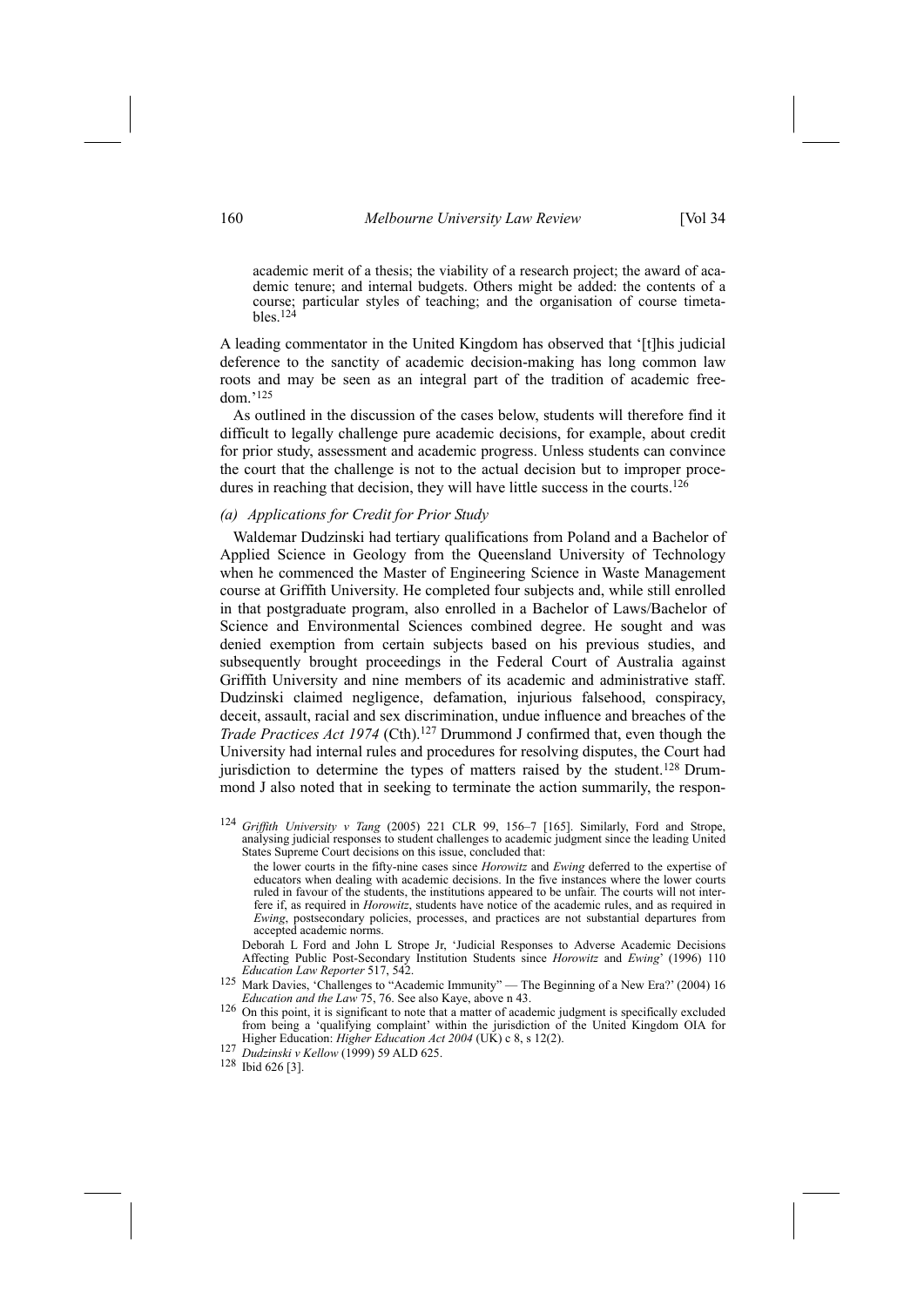academic merit of a thesis; the viability of a research project; the award of academic tenure; and internal budgets. Others might be added: the contents of a course; particular styles of teaching; and the organisation of course timetables.[124]

A leading commentator in the United Kingdom has observed that '[t]his judicial deference to the sanctity of academic decision-making has long common law roots and may be seen as an integral part of the tradition of academic freedom.'[125]

As outlined in the discussion of the cases below, students will therefore find it difficult to legally challenge pure academic decisions, for example, about credit for prior study, assessment and academic progress. Unless students can convince the court that the challenge is not to the actual decision but to improper procedures in reaching that decision, they will have little success in the courts.[126]

*(a) Applications for Credit for Prior Study*

Waldemar Dudzinski had tertiary qualifications from Poland and a Bachelor of Applied Science in Geology from the Queensland University of Technology when he commenced the Master of Engineering Science in Waste Management course at Griffith University. He completed four subjects and, while still enrolled in that postgraduate program, also enrolled in a Bachelor of Laws/Bachelor of Science and Environmental Sciences combined degree. He sought and was denied exemption from certain subjects based on his previous studies, and subsequently brought proceedings in the Federal Court of Australia against Griffith University and nine members of its academic and administrative staff. Dudzinski claimed negligence, defamation, injurious falsehood, conspiracy, deceit, assault, racial and sex discrimination, undue influence and breaches of the *Trade Practices Act 1974* (Cth).[127] Drummond J confirmed that, even though the University had internal rules and procedures for resolving disputes, the Court had jurisdiction to determine the types of matters raised by the student.[128] Drummond J also noted that in seeking to terminate the action summarily, the respon-

---

[124] *Griffith University v Tang* (2005) 221 CLR 99, 156–7 [165]. Similarly, Ford and Strope, analysing judicial responses to student challenges to academic judgment since the leading United States Supreme Court decisions on this issue, concluded that:

> the lower courts in the fifty-nine cases since *Horowitz* and *Ewing* deferred to the expertise of educators when dealing with academic decisions. In the five instances where the lower courts ruled in favour of the students, the institutions appeared to be unfair. The courts will not interfere if, as required in *Horowitz*, students have notice of the academic rules, and as required in *Ewing*, postsecondary policies, processes, and practices are not substantial departures from accepted academic norms.

Deborah L Ford and John L Strope Jr, 'Judicial Responses to Adverse Academic Decisions Affecting Public Post-Secondary Institution Students since *Horowitz* and *Ewing*' (1996) 110 *Education Law Reporter* 517, 542.

[125] Mark Davies, 'Challenges to "Academic Immunity" — The Beginning of a New Era?' (2004) 16 *Education and the Law* 75, 76. See also Kaye, above n 43.

[126] On this point, it is significant to note that a matter of academic judgment is specifically excluded from being a 'qualifying complaint' within the jurisdiction of the United Kingdom OIA for Higher Education: *Higher Education Act 2004* (UK) c 8, s 12(2).

[127] *Dudzinski v Kellow* (1999) 59 ALD 625.

[128] Ibid 626 [3].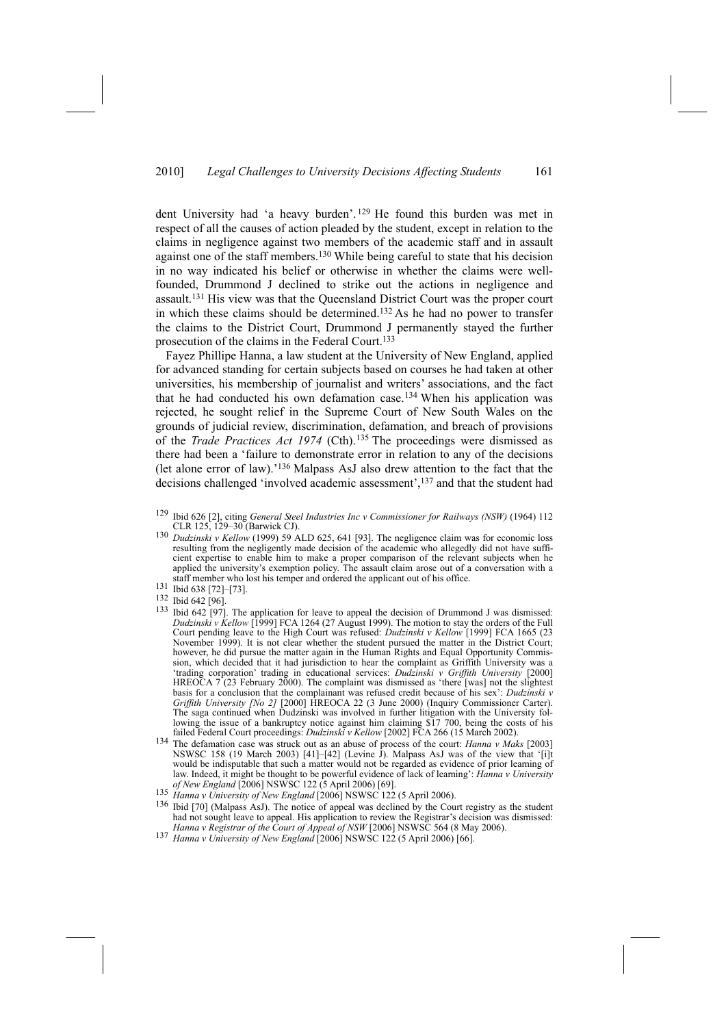dent University had 'a heavy burden'.[129] He found this burden was met in respect of all the causes of action pleaded by the student, except in relation to the claims in negligence against two members of the academic staff and in assault against one of the staff members.[130] While being careful to state that his decision in no way indicated his belief or otherwise in whether the claims were well-founded, Drummond J declined to strike out the actions in negligence and assault.[131] His view was that the Queensland District Court was the proper court in which these claims should be determined.[132] As he had no power to transfer the claims to the District Court, Drummond J permanently stayed the further prosecution of the claims in the Federal Court.[133]

Fayez Phillipe Hanna, a law student at the University of New England, applied for advanced standing for certain subjects based on courses he had taken at other universities, his membership of journalist and writers' associations, and the fact that he had conducted his own defamation case.[134] When his application was rejected, he sought relief in the Supreme Court of New South Wales on the grounds of judicial review, discrimination, defamation, and breach of provisions of the *Trade Practices Act 1974* (Cth).[135] The proceedings were dismissed as there had been a 'failure to demonstrate error in relation to any of the decisions (let alone error of law).'[136] Malpass AsJ also drew attention to the fact that the decisions challenged 'involved academic assessment',[137] and that the student had

---

[129] Ibid 626 [2], citing *General Steel Industries Inc v Commissioner for Railways (NSW)* (1964) 112 CLR 125, 129–30 (Barwick CJ).

[130] *Dudzinski v Kellow* (1999) 59 ALD 625, 641 [93]. The negligence claim was for economic loss resulting from the negligently made decision of the academic who allegedly did not have sufficient expertise to enable him to make a proper comparison of the relevant subjects when he applied the university's exemption policy. The assault claim arose out of a conversation with a staff member who lost his temper and ordered the applicant out of his office.

[131] Ibid 638 [72]–[73].

[132] Ibid 642 [96].

[133] Ibid 642 [97]. The application for leave to appeal the decision of Drummond J was dismissed: *Dudzinski v Kellow* [1999] FCA 1264 (27 August 1999). The motion to stay the orders of the Full Court pending leave to the High Court was refused: *Dudzinski v Kellow* [1999] FCA 1665 (23 November 1999). It is not clear whether the student pursued the matter in the District Court; however, he did pursue the matter again in the Human Rights and Equal Opportunity Commission, which decided that it had jurisdiction to hear the complaint as Griffith University was a 'trading corporation' trading in educational services: *Dudzinski v Griffith University* [2000] HREOCA 7 (23 February 2000). The complaint was dismissed as 'there [was] not the slightest basis for a conclusion that the complainant was refused credit because of his sex': *Dudzinski v Griffith University [No 2]* [2000] HREOCA 22 (3 June 2000) (Inquiry Commissioner Carter). The saga continued when Dudzinski was involved in further litigation with the University following the issue of a bankruptcy notice against him claiming $17 700, being the costs of his failed Federal Court proceedings: *Dudzinski v Kellow* [2002] FCA 266 (15 March 2002).

[134] The defamation case was struck out as an abuse of process of the court: *Hanna v Maks* [2003] NSWSC 158 (19 March 2003) [41]–[42] (Levine J). Malpass AsJ was of the view that '[i]t would be indisputable that such a matter would not be regarded as evidence of prior learning of law. Indeed, it might be thought to be powerful evidence of lack of learning': *Hanna v University of New England* [2006] NSWSC 122 (5 April 2006) [69].

[135] *Hanna v University of New England* [2006] NSWSC 122 (5 April 2006).

[136] Ibid [70] (Malpass AsJ). The notice of appeal was declined by the Court registry as the student had not sought leave to appeal. His application to review the Registrar's decision was dismissed: *Hanna v Registrar of the Court of Appeal of NSW* [2006] NSWSC 564 (8 May 2006).

[137] *Hanna v University of New England* [2006] NSWSC 122 (5 April 2006) [66].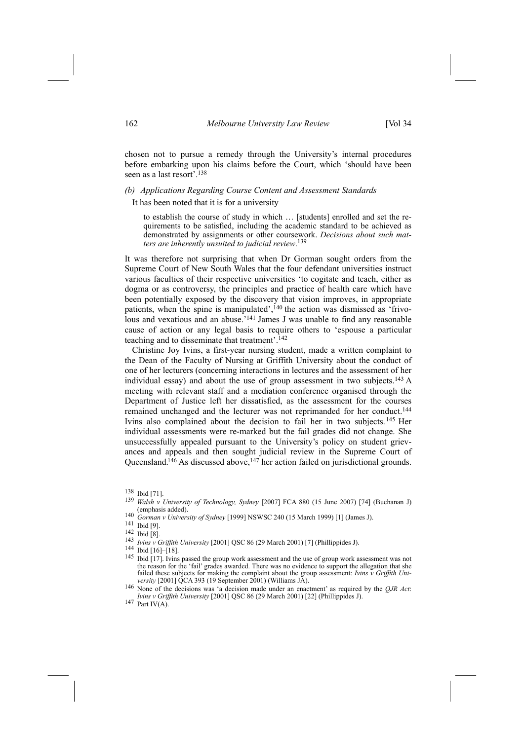chosen not to pursue a remedy through the University's internal procedures before embarking upon his claims before the Court, which 'should have been seen as a last resort'.[138]

*(b) Applications Regarding Course Content and Assessment Standards*

It has been noted that it is for a university

> to establish the course of study in which … [students] enrolled and set the requirements to be satisfied, including the academic standard to be achieved as demonstrated by assignments or other coursework. *Decisions about such matters are inherently unsuited to judicial review*.[139]

It was therefore not surprising that when Dr Gorman sought orders from the Supreme Court of New South Wales that the four defendant universities instruct various faculties of their respective universities 'to cogitate and teach, either as dogma or as controversy, the principles and practice of health care which have been potentially exposed by the discovery that vision improves, in appropriate patients, when the spine is manipulated',[140] the action was dismissed as 'frivolous and vexatious and an abuse.'[141] James J was unable to find any reasonable cause of action or any legal basis to require others to 'espouse a particular teaching and to disseminate that treatment'.[142]

Christine Joy Ivins, a first-year nursing student, made a written complaint to the Dean of the Faculty of Nursing at Griffith University about the conduct of one of her lecturers (concerning interactions in lectures and the assessment of her individual essay) and about the use of group assessment in two subjects.[143] A meeting with relevant staff and a mediation conference organised through the Department of Justice left her dissatisfied, as the assessment for the courses remained unchanged and the lecturer was not reprimanded for her conduct.[144] Ivins also complained about the decision to fail her in two subjects.[145] Her individual assessments were re-marked but the fail grades did not change. She unsuccessfully appealed pursuant to the University's policy on student grievances and appeals and then sought judicial review in the Supreme Court of Queensland.[146] As discussed above,[147] her action failed on jurisdictional grounds.

---

[138] Ibid [71].

[139] *Walsh v University of Technology, Sydney* [2007] FCA 880 (15 June 2007) [74] (Buchanan J) (emphasis added).

[140] *Gorman v University of Sydney* [1999] NSWSC 240 (15 March 1999) [1] (James J).

[141] Ibid [9].

[142] Ibid [8].

[143] *Ivins v Griffith University* [2001] QSC 86 (29 March 2001) [7] (Phillippides J).

[144] Ibid [16]–[18].

[145] Ibid [17]. Ivins passed the group work assessment and the use of group work assessment was not the reason for the 'fail' grades awarded. There was no evidence to support the allegation that she failed these subjects for making the complaint about the group assessment: *Ivins v Griffith University* [2001] QCA 393 (19 September 2001) (Williams JA).

[146] None of the decisions was 'a decision made under an enactment' as required by the *QJR Act*: *Ivins v Griffith University* [2001] QSC 86 (29 March 2001) [22] (Phillippides J).

[147] Part IV(A).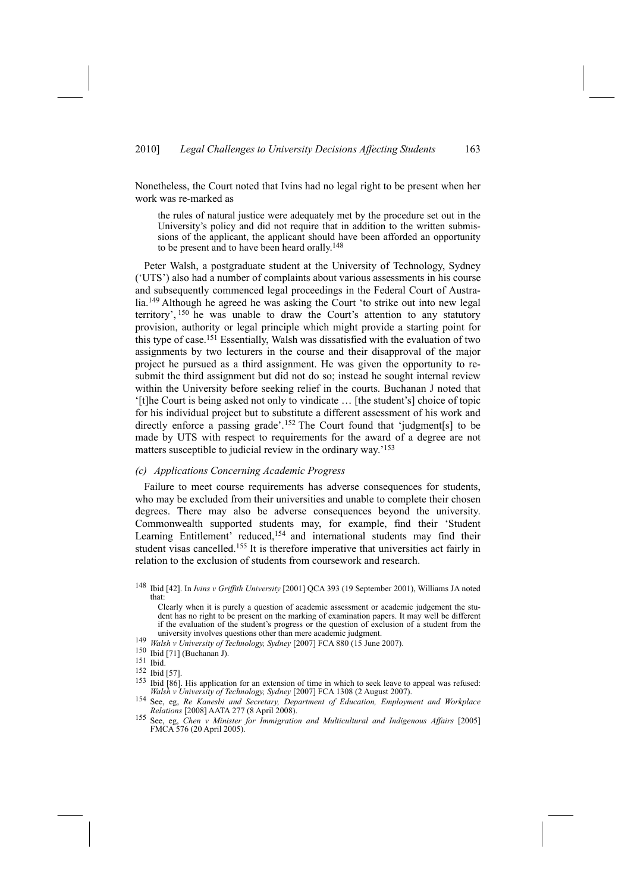Nonetheless, the Court noted that Ivins had no legal right to be present when her work was re-marked as

> the rules of natural justice were adequately met by the procedure set out in the University's policy and did not require that in addition to the written submissions of the applicant, the applicant should have been afforded an opportunity to be present and to have been heard orally.[148]

Peter Walsh, a postgraduate student at the University of Technology, Sydney ('UTS') also had a number of complaints about various assessments in his course and subsequently commenced legal proceedings in the Federal Court of Australia.[149] Although he agreed he was asking the Court 'to strike out into new legal territory',[150] he was unable to draw the Court's attention to any statutory provision, authority or legal principle which might provide a starting point for this type of case.[151] Essentially, Walsh was dissatisfied with the evaluation of two assignments by two lecturers in the course and their disapproval of the major project he pursued as a third assignment. He was given the opportunity to re-submit the third assignment but did not do so; instead he sought internal review within the University before seeking relief in the courts. Buchanan J noted that '[t]he Court is being asked not only to vindicate … [the student's] choice of topic for his individual project but to substitute a different assessment of his work and directly enforce a passing grade'.[152] The Court found that 'judgment[s] to be made by UTS with respect to requirements for the award of a degree are not matters susceptible to judicial review in the ordinary way.'[153]

### *(c) Applications Concerning Academic Progress*

Failure to meet course requirements has adverse consequences for students, who may be excluded from their universities and unable to complete their chosen degrees. There may also be adverse consequences beyond the university. Commonwealth supported students may, for example, find their 'Student Learning Entitlement' reduced,[154] and international students may find their student visas cancelled.[155] It is therefore imperative that universities act fairly in relation to the exclusion of students from coursework and research.

---

[148] Ibid [42]. In *Ivins v Griffith University* [2001] QCA 393 (19 September 2001), Williams JA noted that:

> Clearly when it is purely a question of academic assessment or academic judgement the student has no right to be present on the marking of examination papers. It may well be different if the evaluation of the student's progress or the question of exclusion of a student from the university involves questions other than mere academic judgment.

[149] *Walsh v University of Technology, Sydney* [2007] FCA 880 (15 June 2007).

[150] Ibid [71] (Buchanan J).

[151] Ibid.

[152] Ibid [57].

[153] Ibid [86]. His application for an extension of time in which to seek leave to appeal was refused: *Walsh v University of Technology, Sydney* [2007] FCA 1308 (2 August 2007).

[154] See, eg, *Re Kanesbi and Secretary, Department of Education, Employment and Workplace Relations* [2008] AATA 277 (8 April 2008).

[155] See, eg, *Chen v Minister for Immigration and Multicultural and Indigenous Affairs* [2005] FMCA 576 (20 April 2005).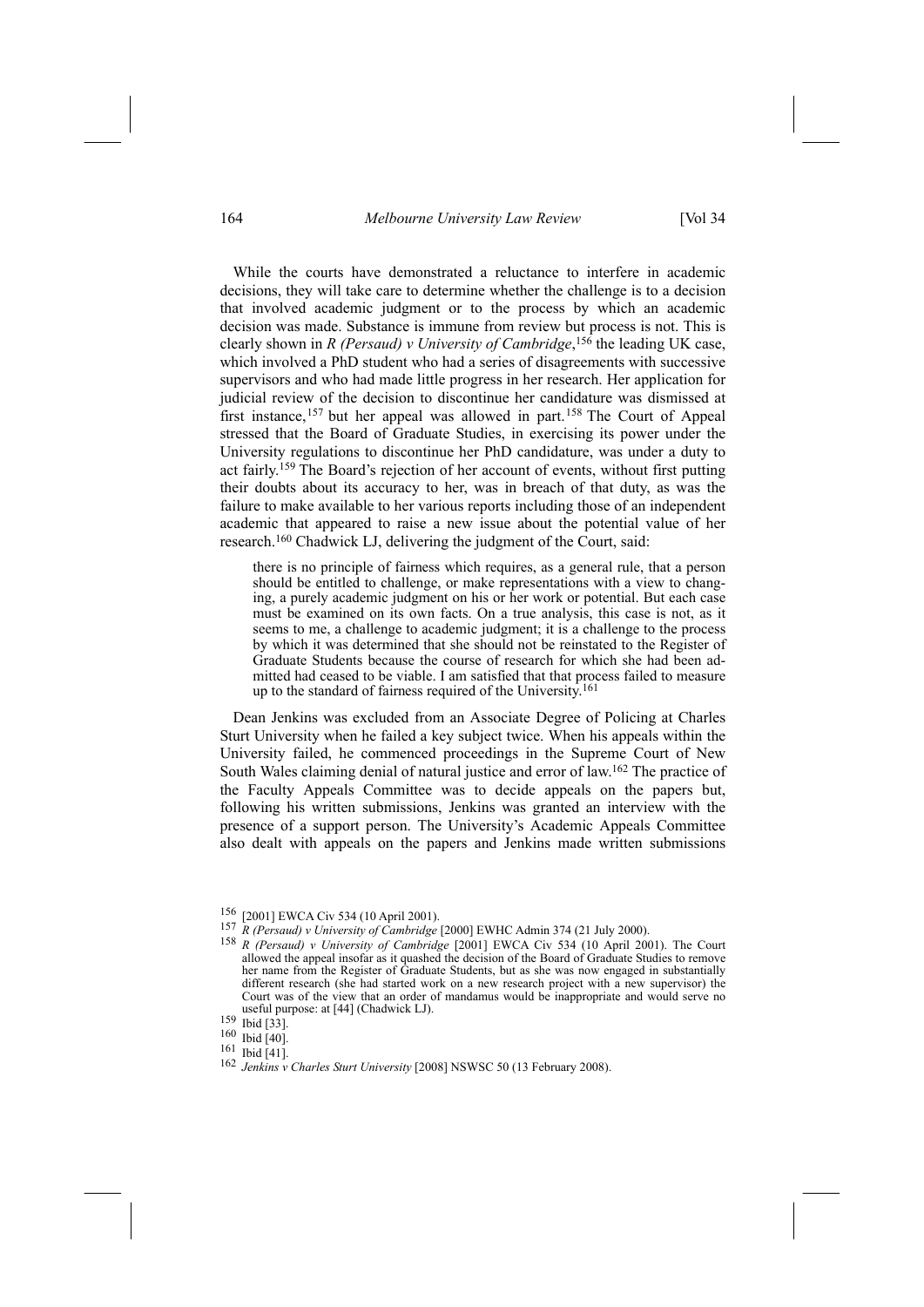While the courts have demonstrated a reluctance to interfere in academic decisions, they will take care to determine whether the challenge is to a decision that involved academic judgment or to the process by which an academic decision was made. Substance is immune from review but process is not. This is clearly shown in *R (Persaud) v University of Cambridge*,[156] the leading UK case, which involved a PhD student who had a series of disagreements with successive supervisors and who had made little progress in her research. Her application for judicial review of the decision to discontinue her candidature was dismissed at first instance,[157] but her appeal was allowed in part.[158] The Court of Appeal stressed that the Board of Graduate Studies, in exercising its power under the University regulations to discontinue her PhD candidature, was under a duty to act fairly.[159] The Board's rejection of her account of events, without first putting their doubts about its accuracy to her, was in breach of that duty, as was the failure to make available to her various reports including those of an independent academic that appeared to raise a new issue about the potential value of her research.[160] Chadwick LJ, delivering the judgment of the Court, said:

> there is no principle of fairness which requires, as a general rule, that a person should be entitled to challenge, or make representations with a view to changing, a purely academic judgment on his or her work or potential. But each case must be examined on its own facts. On a true analysis, this case is not, as it seems to me, a challenge to academic judgment; it is a challenge to the process by which it was determined that she should not be reinstated to the Register of Graduate Students because the course of research for which she had been admitted had ceased to be viable. I am satisfied that that process failed to measure up to the standard of fairness required of the University.[161]

Dean Jenkins was excluded from an Associate Degree of Policing at Charles Sturt University when he failed a key subject twice. When his appeals within the University failed, he commenced proceedings in the Supreme Court of New South Wales claiming denial of natural justice and error of law.[162] The practice of the Faculty Appeals Committee was to decide appeals on the papers but, following his written submissions, Jenkins was granted an interview with the presence of a support person. The University's Academic Appeals Committee also dealt with appeals on the papers and Jenkins made written submissions

---

[156] [2001] EWCA Civ 534 (10 April 2001).

[157] *R (Persaud) v University of Cambridge* [2000] EWHC Admin 374 (21 July 2000).

[158] *R (Persaud) v University of Cambridge* [2001] EWCA Civ 534 (10 April 2001). The Court allowed the appeal insofar as it quashed the decision of the Board of Graduate Studies to remove her name from the Register of Graduate Students, but as she was now engaged in substantially different research (she had started work on a new research project with a new supervisor) the Court was of the view that an order of mandamus would be inappropriate and would serve no useful purpose: at [44] (Chadwick LJ).

[159] Ibid [33].

[160] Ibid [40].

[161] Ibid [41].

[162] *Jenkins v Charles Sturt University* [2008] NSWSC 50 (13 February 2008).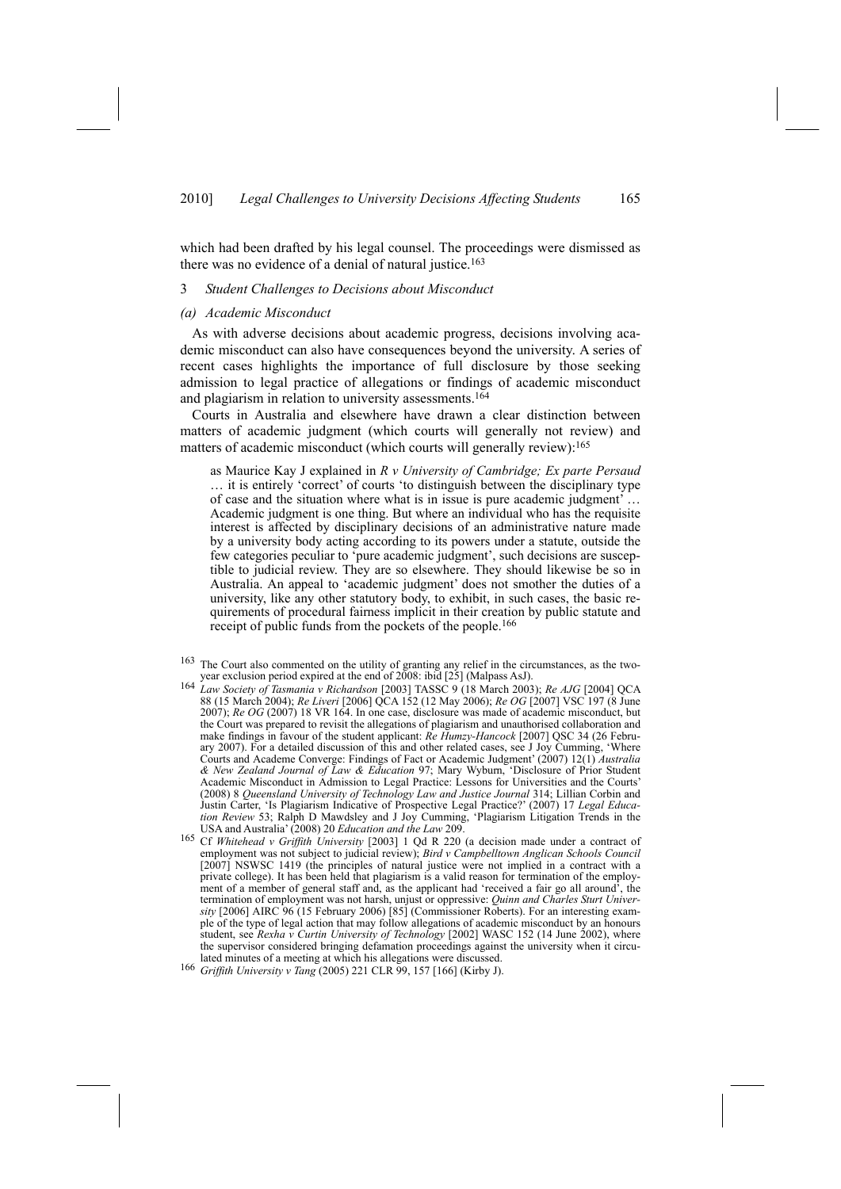which had been drafted by his legal counsel. The proceedings were dismissed as there was no evidence of a denial of natural justice.[163]

### 3 *Student Challenges to Decisions about Misconduct*

#### *(a) Academic Misconduct*

As with adverse decisions about academic progress, decisions involving academic misconduct can also have consequences beyond the university. A series of recent cases highlights the importance of full disclosure by those seeking admission to legal practice of allegations or findings of academic misconduct and plagiarism in relation to university assessments.[164]

Courts in Australia and elsewhere have drawn a clear distinction between matters of academic judgment (which courts will generally not review) and matters of academic misconduct (which courts will generally review):[165]

> as Maurice Kay J explained in *R v University of Cambridge; Ex parte Persaud* … it is entirely 'correct' of courts 'to distinguish between the disciplinary type of case and the situation where what is in issue is pure academic judgment' … Academic judgment is one thing. But where an individual who has the requisite interest is affected by disciplinary decisions of an administrative nature made by a university body acting according to its powers under a statute, outside the few categories peculiar to 'pure academic judgment', such decisions are susceptible to judicial review. They are so elsewhere. They should likewise be so in Australia. An appeal to 'academic judgment' does not smother the duties of a university, like any other statutory body, to exhibit, in such cases, the basic requirements of procedural fairness implicit in their creation by public statute and receipt of public funds from the pockets of the people.[166]

---

[163] The Court also commented on the utility of granting any relief in the circumstances, as the two-year exclusion period expired at the end of 2008: ibid [25] (Malpass AsJ).

[164] *Law Society of Tasmania v Richardson* [2003] TASSC 9 (18 March 2003); *Re AJG* [2004] QCA 88 (15 March 2004); *Re Liveri* [2006] QCA 152 (12 May 2006); *Re OG* [2007] VSC 197 (8 June 2007); *Re OG* (2007) 18 VR 164. In one case, disclosure was made of academic misconduct, but the Court was prepared to revisit the allegations of plagiarism and unauthorised collaboration and make findings in favour of the student applicant: *Re Humzy-Hancock* [2007] QSC 34 (26 February 2007). For a detailed discussion of this and other related cases, see J Joy Cumming, 'Where Courts and Academe Converge: Findings of Fact or Academic Judgment' (2007) 12(1) *Australia & New Zealand Journal of Law & Education* 97; Mary Wyburn, 'Disclosure of Prior Student Academic Misconduct in Admission to Legal Practice: Lessons for Universities and the Courts' (2008) 8 *Queensland University of Technology Law and Justice Journal* 314; Lillian Corbin and Justin Carter, 'Is Plagiarism Indicative of Prospective Legal Practice?' (2007) 17 *Legal Education Review* 53; Ralph D Mawdsley and J Joy Cumming, 'Plagiarism Litigation Trends in the USA and Australia' (2008) 20 *Education and the Law* 209.

[165] Cf *Whitehead v Griffith University* [2003] 1 Qd R 220 (a decision made under a contract of employment was not subject to judicial review); *Bird v Campbelltown Anglican Schools Council* [2007] NSWSC 1419 (the principles of natural justice were not implied in a contract with a private college). It has been held that plagiarism is a valid reason for termination of the employment of a member of general staff and, as the applicant had 'received a fair go all around', the termination of employment was not harsh, unjust or oppressive: *Quinn and Charles Sturt University* [2006] AIRC 96 (15 February 2006) [85] (Commissioner Roberts). For an interesting example of the type of legal action that may follow allegations of academic misconduct by an honours student, see *Rexha v Curtin University of Technology* [2002] WASC 152 (14 June 2002), where the supervisor considered bringing defamation proceedings against the university when it circulated minutes of a meeting at which his allegations were discussed.

[166] *Griffith University v Tang* (2005) 221 CLR 99, 157 [166] (Kirby J).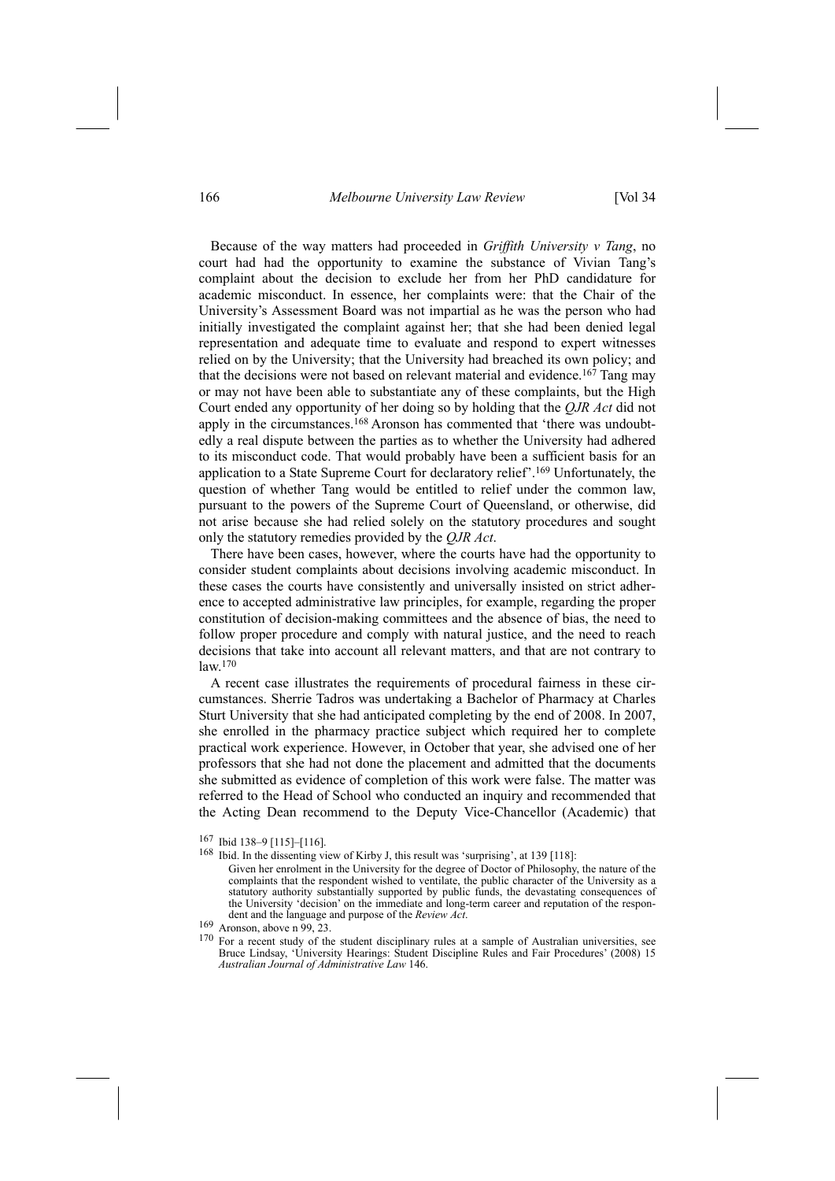Because of the way matters had proceeded in *Griffith University v Tang*, no court had had the opportunity to examine the substance of Vivian Tang's complaint about the decision to exclude her from her PhD candidature for academic misconduct. In essence, her complaints were: that the Chair of the University's Assessment Board was not impartial as he was the person who had initially investigated the complaint against her; that she had been denied legal representation and adequate time to evaluate and respond to expert witnesses relied on by the University; that the University had breached its own policy; and that the decisions were not based on relevant material and evidence.[167] Tang may or may not have been able to substantiate any of these complaints, but the High Court ended any opportunity of her doing so by holding that the *QJR Act* did not apply in the circumstances.[168] Aronson has commented that 'there was undoubtedly a real dispute between the parties as to whether the University had adhered to its misconduct code. That would probably have been a sufficient basis for an application to a State Supreme Court for declaratory relief'.[169] Unfortunately, the question of whether Tang would be entitled to relief under the common law, pursuant to the powers of the Supreme Court of Queensland, or otherwise, did not arise because she had relied solely on the statutory procedures and sought only the statutory remedies provided by the *QJR Act*.

There have been cases, however, where the courts have had the opportunity to consider student complaints about decisions involving academic misconduct. In these cases the courts have consistently and universally insisted on strict adherence to accepted administrative law principles, for example, regarding the proper constitution of decision-making committees and the absence of bias, the need to follow proper procedure and comply with natural justice, and the need to reach decisions that take into account all relevant matters, and that are not contrary to law.[170]

A recent case illustrates the requirements of procedural fairness in these circumstances. Sherrie Tadros was undertaking a Bachelor of Pharmacy at Charles Sturt University that she had anticipated completing by the end of 2008. In 2007, she enrolled in the pharmacy practice subject which required her to complete practical work experience. However, in October that year, she advised one of her professors that she had not done the placement and admitted that the documents she submitted as evidence of completion of this work were false. The matter was referred to the Head of School who conducted an inquiry and recommended that the Acting Dean recommend to the Deputy Vice-Chancellor (Academic) that

---

[167] Ibid 138–9 [115]–[116].

[168] Ibid. In the dissenting view of Kirby J, this result was 'surprising', at 139 [118]:

> Given her enrolment in the University for the degree of Doctor of Philosophy, the nature of the complaints that the respondent wished to ventilate, the public character of the University as a statutory authority substantially supported by public funds, the devastating consequences of the University 'decision' on the immediate and long-term career and reputation of the respondent and the language and purpose of the *Review Act*.

[169] Aronson, above n 99, 23.

[170] For a recent study of the student disciplinary rules at a sample of Australian universities, see Bruce Lindsay, 'University Hearings: Student Discipline Rules and Fair Procedures' (2008) 15 *Australian Journal of Administrative Law* 146.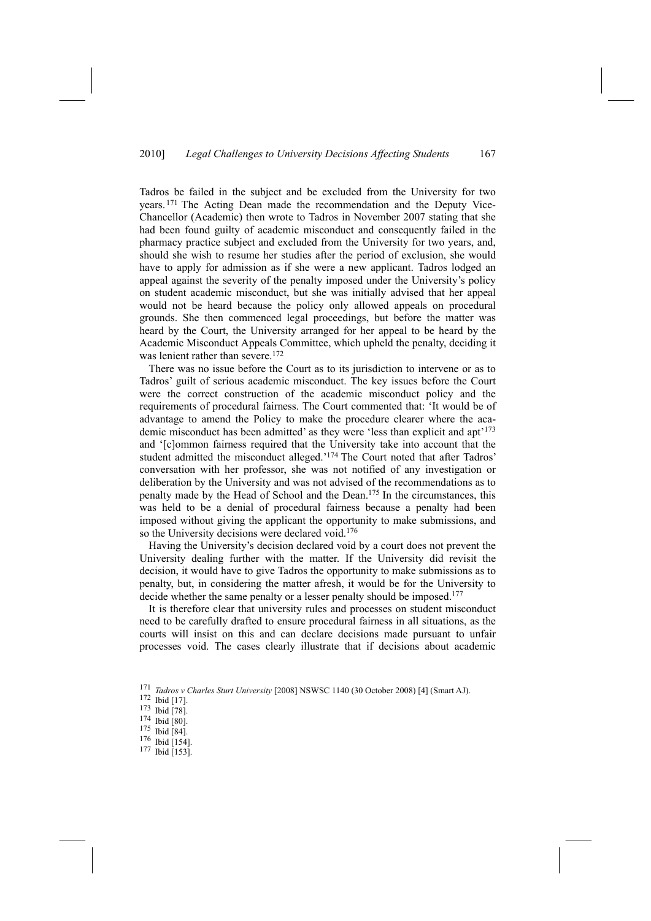Tadros be failed in the subject and be excluded from the University for two years.[171] The Acting Dean made the recommendation and the Deputy Vice-Chancellor (Academic) then wrote to Tadros in November 2007 stating that she had been found guilty of academic misconduct and consequently failed in the pharmacy practice subject and excluded from the University for two years, and, should she wish to resume her studies after the period of exclusion, she would have to apply for admission as if she were a new applicant. Tadros lodged an appeal against the severity of the penalty imposed under the University's policy on student academic misconduct, but she was initially advised that her appeal would not be heard because the policy only allowed appeals on procedural grounds. She then commenced legal proceedings, but before the matter was heard by the Court, the University arranged for her appeal to be heard by the Academic Misconduct Appeals Committee, which upheld the penalty, deciding it was lenient rather than severe.[172]

There was no issue before the Court as to its jurisdiction to intervene or as to Tadros' guilt of serious academic misconduct. The key issues before the Court were the correct construction of the academic misconduct policy and the requirements of procedural fairness. The Court commented that: 'It would be of advantage to amend the Policy to make the procedure clearer where the academic misconduct has been admitted' as they were 'less than explicit and apt'[173] and '[c]ommon fairness required that the University take into account that the student admitted the misconduct alleged.'[174] The Court noted that after Tadros' conversation with her professor, she was not notified of any investigation or deliberation by the University and was not advised of the recommendations as to penalty made by the Head of School and the Dean.[175] In the circumstances, this was held to be a denial of procedural fairness because a penalty had been imposed without giving the applicant the opportunity to make submissions, and so the University decisions were declared void.[176]

Having the University's decision declared void by a court does not prevent the University dealing further with the matter. If the University did revisit the decision, it would have to give Tadros the opportunity to make submissions as to penalty, but, in considering the matter afresh, it would be for the University to decide whether the same penalty or a lesser penalty should be imposed.[177]

It is therefore clear that university rules and processes on student misconduct need to be carefully drafted to ensure procedural fairness in all situations, as the courts will insist on this and can declare decisions made pursuant to unfair processes void. The cases clearly illustrate that if decisions about academic

---

171 *Tadros v Charles Sturt University* [2008] NSWSC 1140 (30 October 2008) [4] (Smart AJ).
172 Ibid [17].
173 Ibid [78].
174 Ibid [80].
175 Ibid [84].
176 Ibid [154].
177 Ibid [153].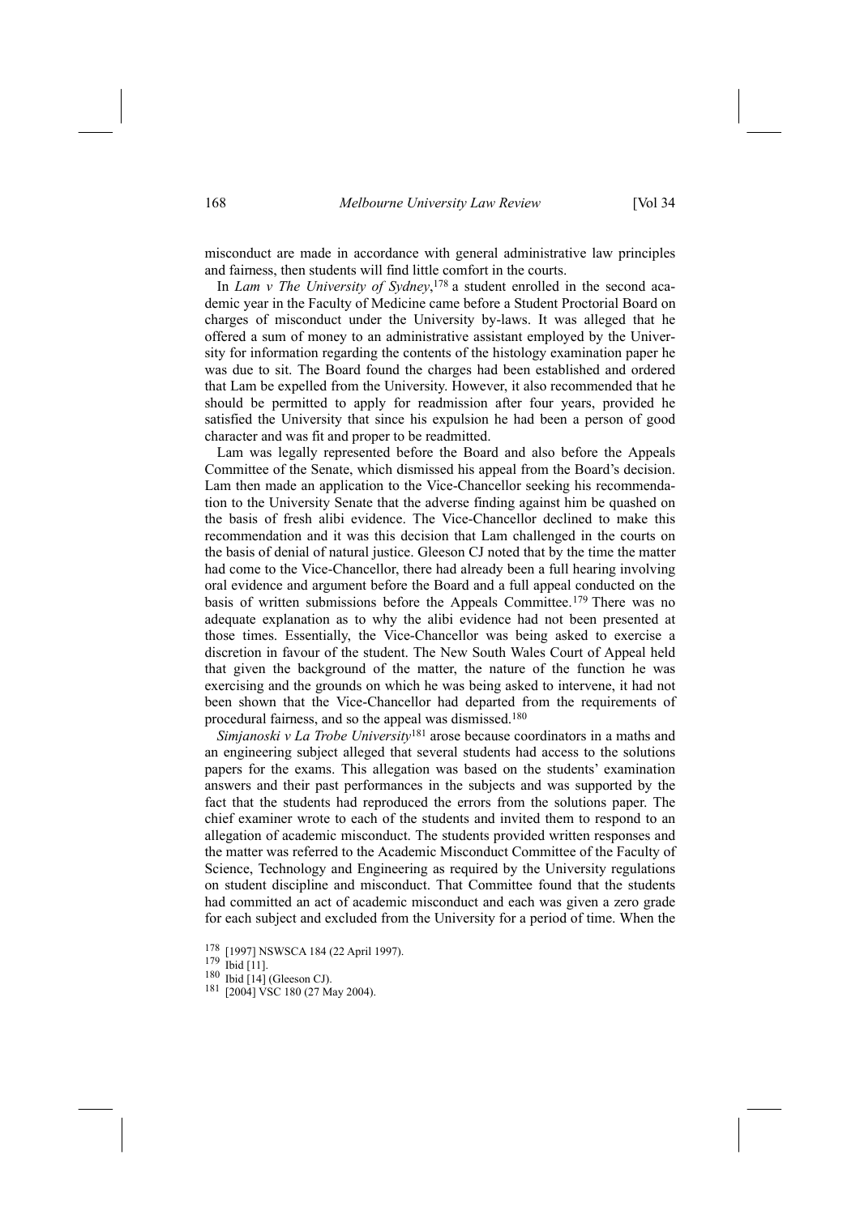misconduct are made in accordance with general administrative law principles and fairness, then students will find little comfort in the courts.

In *Lam v The University of Sydney*,[178] a student enrolled in the second academic year in the Faculty of Medicine came before a Student Proctorial Board on charges of misconduct under the University by-laws. It was alleged that he offered a sum of money to an administrative assistant employed by the University for information regarding the contents of the histology examination paper he was due to sit. The Board found the charges had been established and ordered that Lam be expelled from the University. However, it also recommended that he should be permitted to apply for readmission after four years, provided he satisfied the University that since his expulsion he had been a person of good character and was fit and proper to be readmitted.

Lam was legally represented before the Board and also before the Appeals Committee of the Senate, which dismissed his appeal from the Board's decision. Lam then made an application to the Vice-Chancellor seeking his recommendation to the University Senate that the adverse finding against him be quashed on the basis of fresh alibi evidence. The Vice-Chancellor declined to make this recommendation and it was this decision that Lam challenged in the courts on the basis of denial of natural justice. Gleeson CJ noted that by the time the matter had come to the Vice-Chancellor, there had already been a full hearing involving oral evidence and argument before the Board and a full appeal conducted on the basis of written submissions before the Appeals Committee.[179] There was no adequate explanation as to why the alibi evidence had not been presented at those times. Essentially, the Vice-Chancellor was being asked to exercise a discretion in favour of the student. The New South Wales Court of Appeal held that given the background of the matter, the nature of the function he was exercising and the grounds on which he was being asked to intervene, it had not been shown that the Vice-Chancellor had departed from the requirements of procedural fairness, and so the appeal was dismissed.[180]

*Simjanoski v La Trobe University*[181] arose because coordinators in a maths and an engineering subject alleged that several students had access to the solutions papers for the exams. This allegation was based on the students' examination answers and their past performances in the subjects and was supported by the fact that the students had reproduced the errors from the solutions paper. The chief examiner wrote to each of the students and invited them to respond to an allegation of academic misconduct. The students provided written responses and the matter was referred to the Academic Misconduct Committee of the Faculty of Science, Technology and Engineering as required by the University regulations on student discipline and misconduct. That Committee found that the students had committed an act of academic misconduct and each was given a zero grade for each subject and excluded from the University for a period of time. When the

---

[178] [1997] NSWSCA 184 (22 April 1997).

[179] Ibid [11].

[180] Ibid [14] (Gleeson CJ).

[181] [2004] VSC 180 (27 May 2004).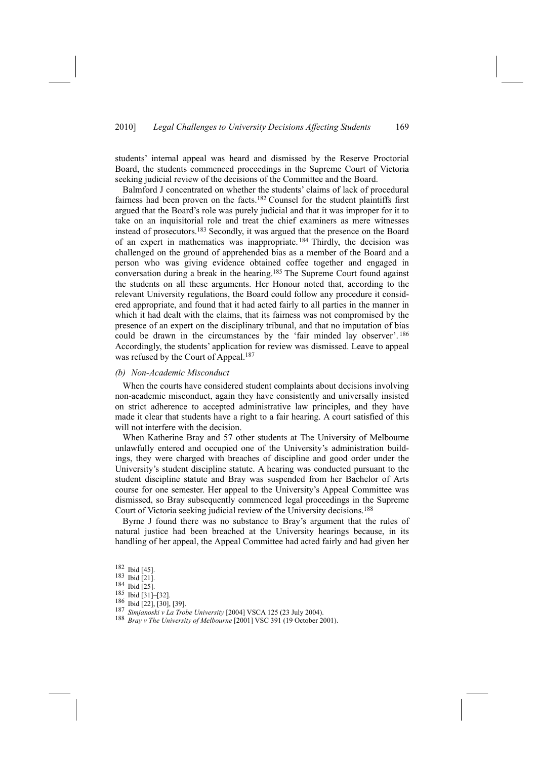students' internal appeal was heard and dismissed by the Reserve Proctorial Board, the students commenced proceedings in the Supreme Court of Victoria seeking judicial review of the decisions of the Committee and the Board.

Balmford J concentrated on whether the students' claims of lack of procedural fairness had been proven on the facts.[182] Counsel for the student plaintiffs first argued that the Board's role was purely judicial and that it was improper for it to take on an inquisitorial role and treat the chief examiners as mere witnesses instead of prosecutors.[183] Secondly, it was argued that the presence on the Board of an expert in mathematics was inappropriate.[184] Thirdly, the decision was challenged on the ground of apprehended bias as a member of the Board and a person who was giving evidence obtained coffee together and engaged in conversation during a break in the hearing.[185] The Supreme Court found against the students on all these arguments. Her Honour noted that, according to the relevant University regulations, the Board could follow any procedure it considered appropriate, and found that it had acted fairly to all parties in the manner in which it had dealt with the claims, that its fairness was not compromised by the presence of an expert on the disciplinary tribunal, and that no imputation of bias could be drawn in the circumstances by the 'fair minded lay observer'.[186] Accordingly, the students' application for review was dismissed. Leave to appeal was refused by the Court of Appeal.[187]

*(b) Non-Academic Misconduct*

When the courts have considered student complaints about decisions involving non-academic misconduct, again they have consistently and universally insisted on strict adherence to accepted administrative law principles, and they have made it clear that students have a right to a fair hearing. A court satisfied of this will not interfere with the decision.

When Katherine Bray and 57 other students at The University of Melbourne unlawfully entered and occupied one of the University's administration buildings, they were charged with breaches of discipline and good order under the University's student discipline statute. A hearing was conducted pursuant to the student discipline statute and Bray was suspended from her Bachelor of Arts course for one semester. Her appeal to the University's Appeal Committee was dismissed, so Bray subsequently commenced legal proceedings in the Supreme Court of Victoria seeking judicial review of the University decisions.[188]

Byrne J found there was no substance to Bray's argument that the rules of natural justice had been breached at the University hearings because, in its handling of her appeal, the Appeal Committee had acted fairly and had given her

[182] Ibid [45].
[183] Ibid [21].
[184] Ibid [25].
[185] Ibid [31]–[32].
[186] Ibid [22], [30], [39].
[187] *Simjanoski v La Trobe University* [2004] VSCA 125 (23 July 2004).
[188] *Bray v The University of Melbourne* [2001] VSC 391 (19 October 2001).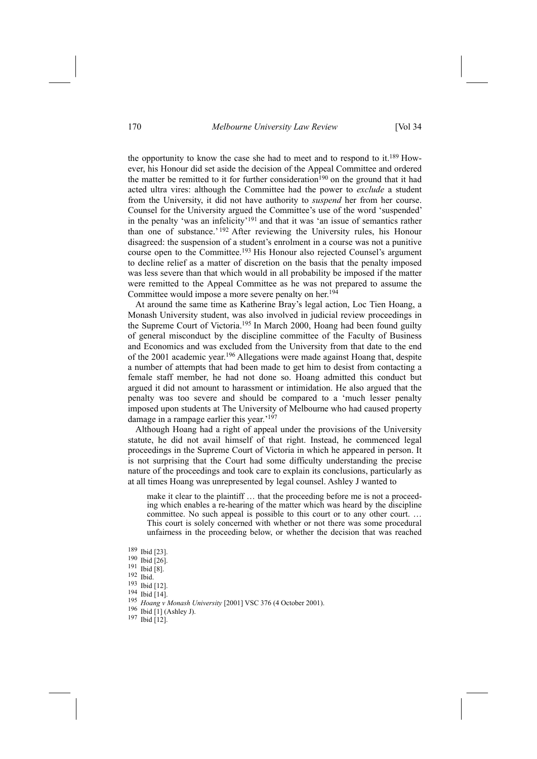the opportunity to know the case she had to meet and to respond to it.[189] However, his Honour did set aside the decision of the Appeal Committee and ordered the matter be remitted to it for further consideration[190] on the ground that it had acted ultra vires: although the Committee had the power to *exclude* a student from the University, it did not have authority to *suspend* her from her course. Counsel for the University argued the Committee's use of the word 'suspended' in the penalty 'was an infelicity'[191] and that it was 'an issue of semantics rather than one of substance.'[192] After reviewing the University rules, his Honour disagreed: the suspension of a student's enrolment in a course was not a punitive course open to the Committee.[193] His Honour also rejected Counsel's argument to decline relief as a matter of discretion on the basis that the penalty imposed was less severe than that which would in all probability be imposed if the matter were remitted to the Appeal Committee as he was not prepared to assume the Committee would impose a more severe penalty on her.[194]

At around the same time as Katherine Bray's legal action, Loc Tien Hoang, a Monash University student, was also involved in judicial review proceedings in the Supreme Court of Victoria.[195] In March 2000, Hoang had been found guilty of general misconduct by the discipline committee of the Faculty of Business and Economics and was excluded from the University from that date to the end of the 2001 academic year.[196] Allegations were made against Hoang that, despite a number of attempts that had been made to get him to desist from contacting a female staff member, he had not done so. Hoang admitted this conduct but argued it did not amount to harassment or intimidation. He also argued that the penalty was too severe and should be compared to a 'much lesser penalty imposed upon students at The University of Melbourne who had caused property damage in a rampage earlier this year.'[197]

Although Hoang had a right of appeal under the provisions of the University statute, he did not avail himself of that right. Instead, he commenced legal proceedings in the Supreme Court of Victoria in which he appeared in person. It is not surprising that the Court had some difficulty understanding the precise nature of the proceedings and took care to explain its conclusions, particularly as at all times Hoang was unrepresented by legal counsel. Ashley J wanted to

> make it clear to the plaintiff … that the proceeding before me is not a proceeding which enables a re-hearing of the matter which was heard by the discipline committee. No such appeal is possible to this court or to any other court. … This court is solely concerned with whether or not there was some procedural unfairness in the proceeding below, or whether the decision that was reached

[189] Ibid [23].
[190] Ibid [26].
[191] Ibid [8].
[192] Ibid.
[193] Ibid [12].
[194] Ibid [14].
[195] *Hoang v Monash University* [2001] VSC 376 (4 October 2001).
[196] Ibid [1] (Ashley J).
[197] Ibid [12].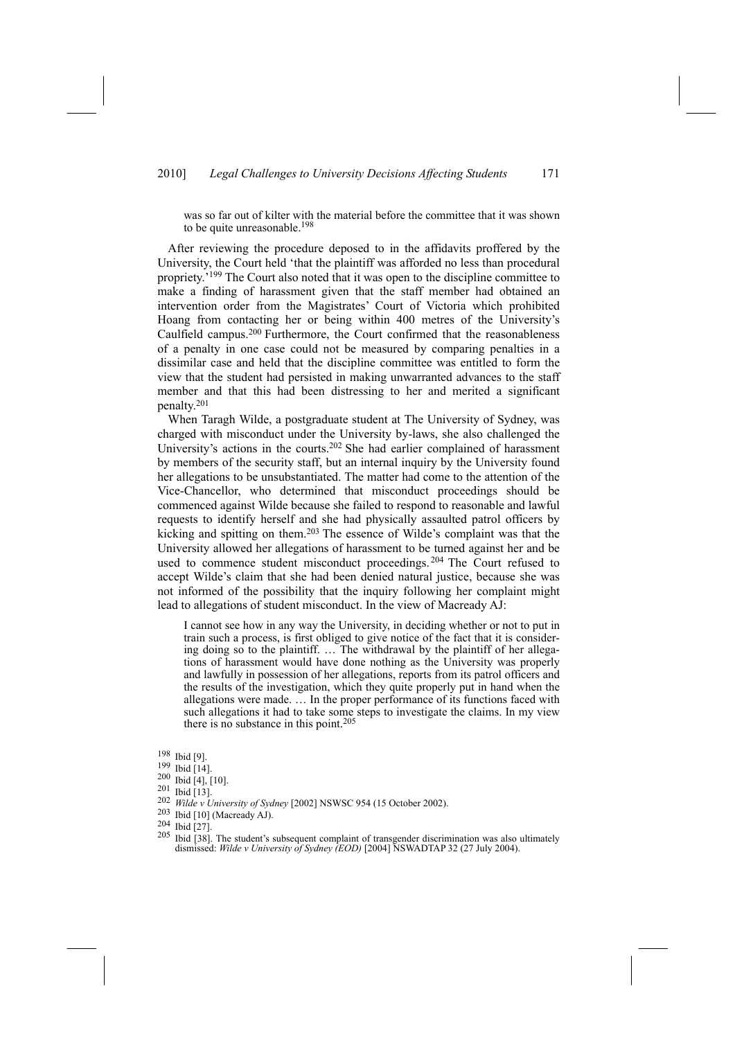> was so far out of kilter with the material before the committee that it was shown to be quite unreasonable.[198]

After reviewing the procedure deposed to in the affidavits proffered by the University, the Court held 'that the plaintiff was afforded no less than procedural propriety.'[199] The Court also noted that it was open to the discipline committee to make a finding of harassment given that the staff member had obtained an intervention order from the Magistrates' Court of Victoria which prohibited Hoang from contacting her or being within 400 metres of the University's Caulfield campus.[200] Furthermore, the Court confirmed that the reasonableness of a penalty in one case could not be measured by comparing penalties in a dissimilar case and held that the discipline committee was entitled to form the view that the student had persisted in making unwarranted advances to the staff member and that this had been distressing to her and merited a significant penalty.[201]

When Taragh Wilde, a postgraduate student at The University of Sydney, was charged with misconduct under the University by-laws, she also challenged the University's actions in the courts.[202] She had earlier complained of harassment by members of the security staff, but an internal inquiry by the University found her allegations to be unsubstantiated. The matter had come to the attention of the Vice-Chancellor, who determined that misconduct proceedings should be commenced against Wilde because she failed to respond to reasonable and lawful requests to identify herself and she had physically assaulted patrol officers by kicking and spitting on them.[203] The essence of Wilde's complaint was that the University allowed her allegations of harassment to be turned against her and be used to commence student misconduct proceedings.[204] The Court refused to accept Wilde's claim that she had been denied natural justice, because she was not informed of the possibility that the inquiry following her complaint might lead to allegations of student misconduct. In the view of Macready AJ:

> I cannot see how in any way the University, in deciding whether or not to put in train such a process, is first obliged to give notice of the fact that it is considering doing so to the plaintiff. … The withdrawal by the plaintiff of her allegations of harassment would have done nothing as the University was properly and lawfully in possession of her allegations, reports from its patrol officers and the results of the investigation, which they quite properly put in hand when the allegations were made. … In the proper performance of its functions faced with such allegations it had to take some steps to investigate the claims. In my view there is no substance in this point.[205]

---

[198] Ibid [9].

[199] Ibid [14].

[200] Ibid [4], [10].

[201] Ibid [13].

[202] *Wilde v University of Sydney* [2002] NSWSC 954 (15 October 2002).

[203] Ibid [10] (Macready AJ).

[204] Ibid [27].

[205] Ibid [38]. The student's subsequent complaint of transgender discrimination was also ultimately dismissed: *Wilde v University of Sydney (EOD)* [2004] NSWADTAP 32 (27 July 2004).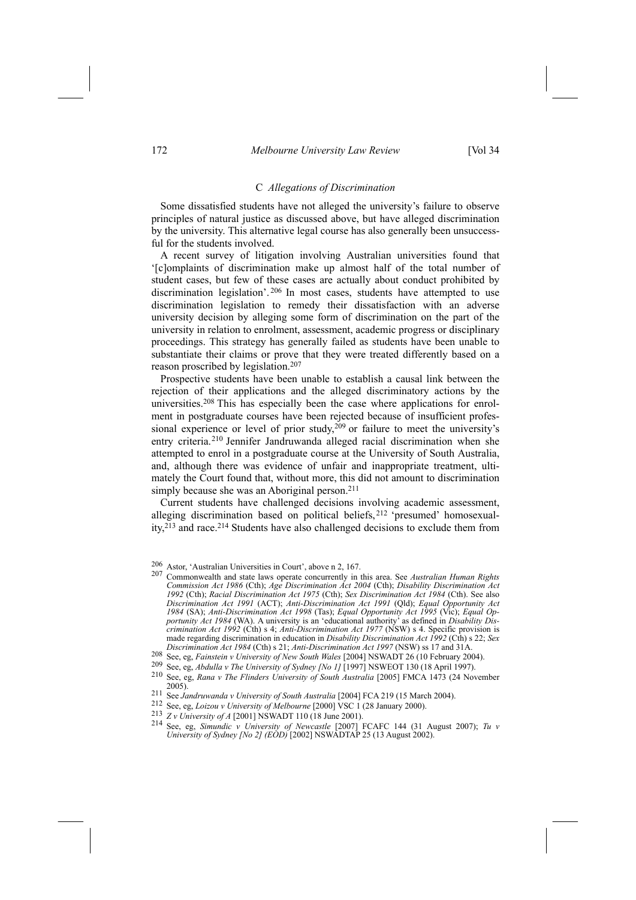### C *Allegations of Discrimination*

Some dissatisfied students have not alleged the university's failure to observe principles of natural justice as discussed above, but have alleged discrimination by the university. This alternative legal course has also generally been unsuccessful for the students involved.

A recent survey of litigation involving Australian universities found that '[c]omplaints of discrimination make up almost half of the total number of student cases, but few of these cases are actually about conduct prohibited by discrimination legislation'.[206] In most cases, students have attempted to use discrimination legislation to remedy their dissatisfaction with an adverse university decision by alleging some form of discrimination on the part of the university in relation to enrolment, assessment, academic progress or disciplinary proceedings. This strategy has generally failed as students have been unable to substantiate their claims or prove that they were treated differently based on a reason proscribed by legislation.[207]

Prospective students have been unable to establish a causal link between the rejection of their applications and the alleged discriminatory actions by the universities.[208] This has especially been the case where applications for enrolment in postgraduate courses have been rejected because of insufficient professional experience or level of prior study,[209] or failure to meet the university's entry criteria.[210] Jennifer Jandruwanda alleged racial discrimination when she attempted to enrol in a postgraduate course at the University of South Australia, and, although there was evidence of unfair and inappropriate treatment, ultimately the Court found that, without more, this did not amount to discrimination simply because she was an Aboriginal person.[211]

Current students have challenged decisions involving academic assessment, alleging discrimination based on political beliefs,[212] 'presumed' homosexuality,[213] and race.[214] Students have also challenged decisions to exclude them from

---

[206] Astor, 'Australian Universities in Court', above n 2, 167.

[207] Commonwealth and state laws operate concurrently in this area. See *Australian Human Rights Commission Act 1986* (Cth); *Age Discrimination Act 2004* (Cth); *Disability Discrimination Act 1992* (Cth); *Racial Discrimination Act 1975* (Cth); *Sex Discrimination Act 1984* (Cth). See also *Discrimination Act 1991* (ACT); *Anti-Discrimination Act 1991* (Qld); *Equal Opportunity Act 1984* (SA); *Anti-Discrimination Act 1998* (Tas); *Equal Opportunity Act 1995* (Vic); *Equal Opportunity Act 1984* (WA). A university is an 'educational authority' as defined in *Disability Discrimination Act 1992* (Cth) s 4; *Anti-Discrimination Act 1977* (NSW) s 4. Specific provision is made regarding discrimination in education in *Disability Discrimination Act 1992* (Cth) s 22; *Sex Discrimination Act 1984* (Cth) s 21; *Anti-Discrimination Act 1997* (NSW) ss 17 and 31A.

[208] See, eg, *Fainstein v University of New South Wales* [2004] NSWADT 26 (10 February 2004).

[209] See, eg, *Abdulla v The University of Sydney [No 1]* [1997] NSWEOT 130 (18 April 1997).

[210] See, eg, *Rana v The Flinders University of South Australia* [2005] FMCA 1473 (24 November 2005).

[211] See *Jandruwanda v University of South Australia* [2004] FCA 219 (15 March 2004).

[212] See, eg, *Loizou v University of Melbourne* [2000] VSC 1 (28 January 2000).

[213] *Z v University of A* [2001] NSWADT 110 (18 June 2001).

[214] See, eg, *Simundic v University of Newcastle* [2007] FCAFC 144 (31 August 2007); *Tu v University of Sydney [No 2] (EOD)* [2002] NSWADTAP 25 (13 August 2002).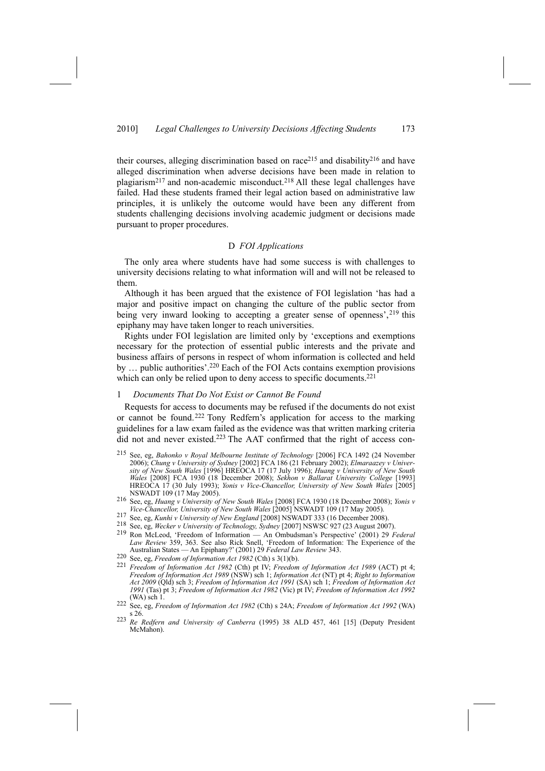their courses, alleging discrimination based on race[215] and disability[216] and have alleged discrimination when adverse decisions have been made in relation to plagiarism[217] and non-academic misconduct.[218] All these legal challenges have failed. Had these students framed their legal action based on administrative law principles, it is unlikely the outcome would have been any different from students challenging decisions involving academic judgment or decisions made pursuant to proper procedures.

### D *FOI Applications*

The only area where students have had some success is with challenges to university decisions relating to what information will and will not be released to them.

Although it has been argued that the existence of FOI legislation 'has had a major and positive impact on changing the culture of the public sector from being very inward looking to accepting a greater sense of openness',[219] this epiphany may have taken longer to reach universities.

Rights under FOI legislation are limited only by 'exceptions and exemptions necessary for the protection of essential public interests and the private and business affairs of persons in respect of whom information is collected and held by … public authorities'.[220] Each of the FOI Acts contains exemption provisions which can only be relied upon to deny access to specific documents.[221]

#### 1 *Documents That Do Not Exist or Cannot Be Found*

Requests for access to documents may be refused if the documents do not exist or cannot be found.[222] Tony Redfern's application for access to the marking guidelines for a law exam failed as the evidence was that written marking criteria did not and never existed.[223] The AAT confirmed that the right of access con-

---

[215] See, eg, *Bahonko v Royal Melbourne Institute of Technology* [2006] FCA 1492 (24 November 2006); *Chung v University of Sydney* [2002] FCA 186 (21 February 2002); *Elmaraazey v University of New South Wales* [1996] HREOCA 17 (17 July 1996); *Huang v University of New South Wales* [2008] FCA 1930 (18 December 2008); *Sekhon v Ballarat University College* [1993] HREOCA 17 (30 July 1993); *Yonis v Vice-Chancellor, University of New South Wales* [2005] NSWADT 109 (17 May 2005).

[216] See, eg, *Huang v University of New South Wales* [2008] FCA 1930 (18 December 2008); *Yonis v Vice-Chancellor, University of New South Wales* [2005] NSWADT 109 (17 May 2005).

[217] See, eg, *Kunhi v University of New England* [2008] NSWADT 333 (16 December 2008).

[218] See, eg, *Wecker v University of Technology, Sydney* [2007] NSWSC 927 (23 August 2007).

[219] Ron McLeod, 'Freedom of Information — An Ombudsman's Perspective' (2001) 29 *Federal Law Review* 359, 363. See also Rick Snell, 'Freedom of Information: The Experience of the Australian States — An Epiphany?' (2001) 29 *Federal Law Review* 343.

[220] See, eg, *Freedom of Information Act 1982* (Cth) s 3(1)(b).

[221] *Freedom of Information Act 1982* (Cth) pt IV; *Freedom of Information Act 1989* (ACT) pt 4; *Freedom of Information Act 1989* (NSW) sch 1; *Information Act* (NT) pt 4; *Right to Information Act 2009* (Qld) sch 3; *Freedom of Information Act 1991* (SA) sch 1; *Freedom of Information Act 1991* (Tas) pt 3; *Freedom of Information Act 1982* (Vic) pt IV; *Freedom of Information Act 1992* (WA) sch 1.

[222] See, eg, *Freedom of Information Act 1982* (Cth) s 24A; *Freedom of Information Act 1992* (WA) s 26.

[223] *Re Redfern and University of Canberra* (1995) 38 ALD 457, 461 [15] (Deputy President McMahon).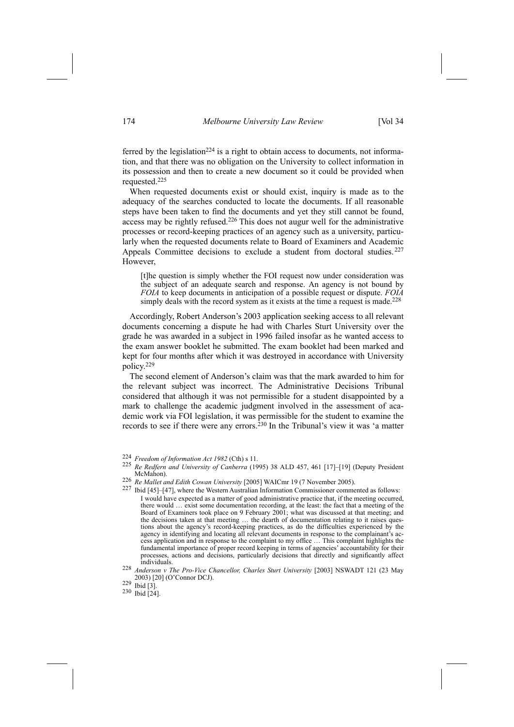ferred by the legislation[224] is a right to obtain access to documents, not information, and that there was no obligation on the University to collect information in its possession and then to create a new document so it could be provided when requested.[225]

When requested documents exist or should exist, inquiry is made as to the adequacy of the searches conducted to locate the documents. If all reasonable steps have been taken to find the documents and yet they still cannot be found, access may be rightly refused.[226] This does not augur well for the administrative processes or record-keeping practices of an agency such as a university, particularly when the requested documents relate to Board of Examiners and Academic Appeals Committee decisions to exclude a student from doctoral studies.[227] However,

> [t]he question is simply whether the FOI request now under consideration was the subject of an adequate search and response. An agency is not bound by *FOIA* to keep documents in anticipation of a possible request or dispute. *FOIA* simply deals with the record system as it exists at the time a request is made.[228]

Accordingly, Robert Anderson's 2003 application seeking access to all relevant documents concerning a dispute he had with Charles Sturt University over the grade he was awarded in a subject in 1996 failed insofar as he wanted access to the exam answer booklet he submitted. The exam booklet had been marked and kept for four months after which it was destroyed in accordance with University policy.[229]

The second element of Anderson's claim was that the mark awarded to him for the relevant subject was incorrect. The Administrative Decisions Tribunal considered that although it was not permissible for a student disappointed by a mark to challenge the academic judgment involved in the assessment of academic work via FOI legislation, it was permissible for the student to examine the records to see if there were any errors.[230] In the Tribunal's view it was 'a matter

---

[224] *Freedom of Information Act 1982* (Cth) s 11.

[225] *Re Redfern and University of Canberra* (1995) 38 ALD 457, 461 [17]–[19] (Deputy President McMahon).

[226] *Re Mallet and Edith Cowan University* [2005] WAICmr 19 (7 November 2005).

[227] Ibid [45]–[47], where the Western Australian Information Commissioner commented as follows:

> I would have expected as a matter of good administrative practice that, if the meeting occurred, there would … exist some documentation recording, at the least: the fact that a meeting of the Board of Examiners took place on 9 February 2001; what was discussed at that meeting; and the decisions taken at that meeting … the dearth of documentation relating to it raises questions about the agency's record-keeping practices, as do the difficulties experienced by the agency in identifying and locating all relevant documents in response to the complainant's access application and in response to the complaint to my office … This complaint highlights the fundamental importance of proper record keeping in terms of agencies' accountability for their processes, actions and decisions, particularly decisions that directly and significantly affect individuals.

[228] *Anderson v The Pro-Vice Chancellor, Charles Sturt University* [2003] NSWADT 121 (23 May 2003) [20] (O'Connor DCJ).

[229] Ibid [3].

[230] Ibid [24].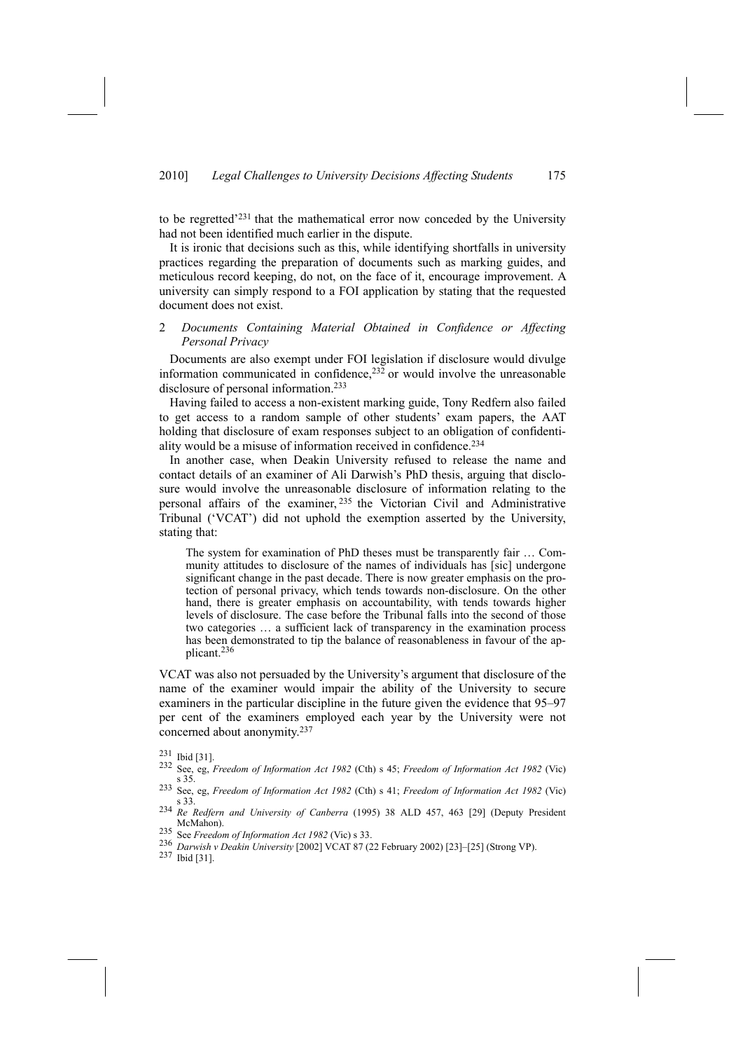to be regretted'[231] that the mathematical error now conceded by the University had not been identified much earlier in the dispute.

It is ironic that decisions such as this, while identifying shortfalls in university practices regarding the preparation of documents such as marking guides, and meticulous record keeping, do not, on the face of it, encourage improvement. A university can simply respond to a FOI application by stating that the requested document does not exist.

### 2 *Documents Containing Material Obtained in Confidence or Affecting Personal Privacy*

Documents are also exempt under FOI legislation if disclosure would divulge information communicated in confidence,[232] or would involve the unreasonable disclosure of personal information.[233]

Having failed to access a non-existent marking guide, Tony Redfern also failed to get access to a random sample of other students' exam papers, the AAT holding that disclosure of exam responses subject to an obligation of confidentiality would be a misuse of information received in confidence.[234]

In another case, when Deakin University refused to release the name and contact details of an examiner of Ali Darwish's PhD thesis, arguing that disclosure would involve the unreasonable disclosure of information relating to the personal affairs of the examiner,[235] the Victorian Civil and Administrative Tribunal ('VCAT') did not uphold the exemption asserted by the University, stating that:

> The system for examination of PhD theses must be transparently fair … Community attitudes to disclosure of the names of individuals has [sic] undergone significant change in the past decade. There is now greater emphasis on the protection of personal privacy, which tends towards non-disclosure. On the other hand, there is greater emphasis on accountability, with tends towards higher levels of disclosure. The case before the Tribunal falls into the second of those two categories … a sufficient lack of transparency in the examination process has been demonstrated to tip the balance of reasonableness in favour of the applicant.[236]

VCAT was also not persuaded by the University's argument that disclosure of the name of the examiner would impair the ability of the University to secure examiners in the particular discipline in the future given the evidence that 95–97 per cent of the examiners employed each year by the University were not concerned about anonymity.[237]

---

[231] Ibid [31].

[232] See, eg, *Freedom of Information Act 1982* (Cth) s 45; *Freedom of Information Act 1982* (Vic) s 35.

[233] See, eg, *Freedom of Information Act 1982* (Cth) s 41; *Freedom of Information Act 1982* (Vic) s 33.

[234] *Re Redfern and University of Canberra* (1995) 38 ALD 457, 463 [29] (Deputy President McMahon).

[235] See *Freedom of Information Act 1982* (Vic) s 33.

[236] *Darwish v Deakin University* [2002] VCAT 87 (22 February 2002) [23]–[25] (Strong VP).

[237] Ibid [31].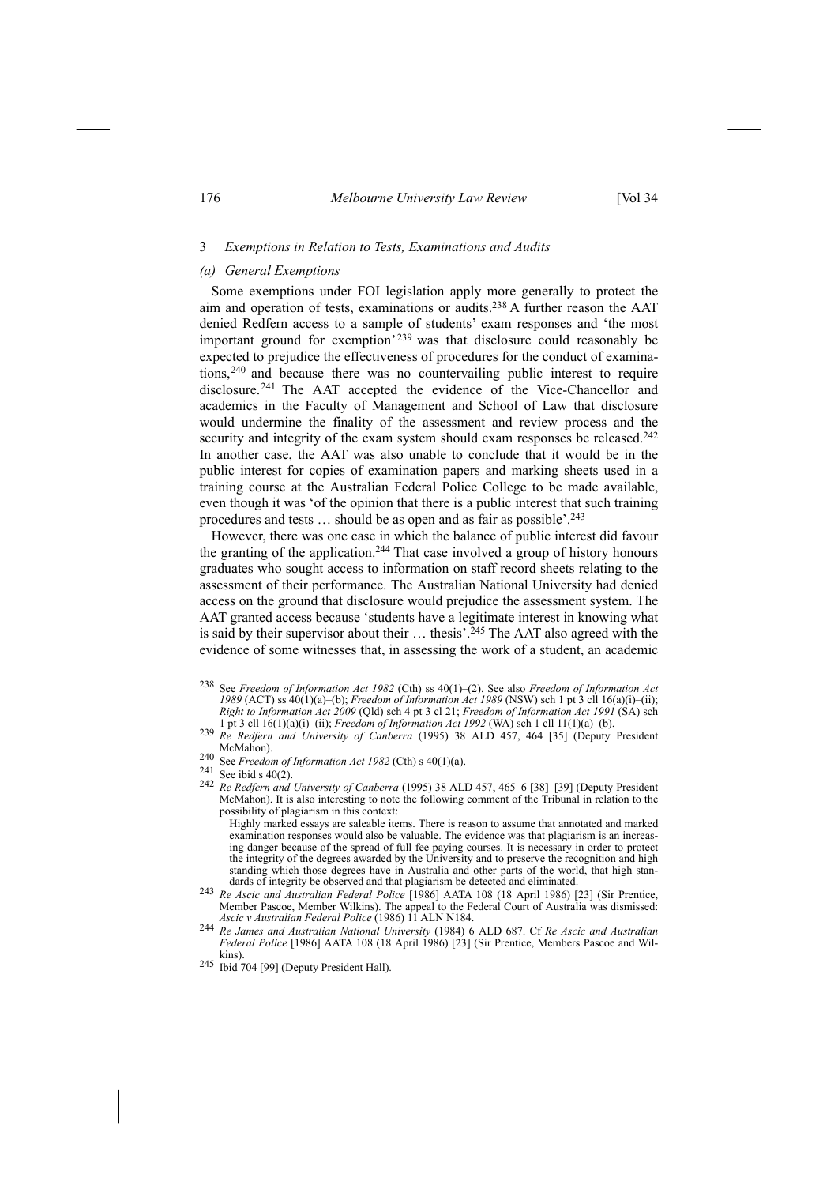### 3 *Exemptions in Relation to Tests, Examinations and Audits*

#### *(a) General Exemptions*

Some exemptions under FOI legislation apply more generally to protect the aim and operation of tests, examinations or audits.[238] A further reason the AAT denied Redfern access to a sample of students' exam responses and 'the most important ground for exemption'[239] was that disclosure could reasonably be expected to prejudice the effectiveness of procedures for the conduct of examinations,[240] and because there was no countervailing public interest to require disclosure.[241] The AAT accepted the evidence of the Vice-Chancellor and academics in the Faculty of Management and School of Law that disclosure would undermine the finality of the assessment and review process and the security and integrity of the exam system should exam responses be released.[242] In another case, the AAT was also unable to conclude that it would be in the public interest for copies of examination papers and marking sheets used in a training course at the Australian Federal Police College to be made available, even though it was 'of the opinion that there is a public interest that such training procedures and tests … should be as open and as fair as possible'.[243]

However, there was one case in which the balance of public interest did favour the granting of the application.[244] That case involved a group of history honours graduates who sought access to information on staff record sheets relating to the assessment of their performance. The Australian National University had denied access on the ground that disclosure would prejudice the assessment system. The AAT granted access because 'students have a legitimate interest in knowing what is said by their supervisor about their … thesis'.[245] The AAT also agreed with the evidence of some witnesses that, in assessing the work of a student, an academic

---

[238] See *Freedom of Information Act 1982* (Cth) ss 40(1)–(2). See also *Freedom of Information Act 1989* (ACT) ss 40(1)(a)–(b); *Freedom of Information Act 1989* (NSW) sch 1 pt 3 cll 16(a)(i)–(ii); *Right to Information Act 2009* (Qld) sch 4 pt 3 cl 21; *Freedom of Information Act 1991* (SA) sch 1 pt 3 cll 16(1)(a)(i)–(ii); *Freedom of Information Act 1992* (WA) sch 1 cll 11(1)(a)–(b).

[239] *Re Redfern and University of Canberra* (1995) 38 ALD 457, 464 [35] (Deputy President McMahon).

[240] See *Freedom of Information Act 1982* (Cth) s 40(1)(a).

[241] See ibid s 40(2).

[242] *Re Redfern and University of Canberra* (1995) 38 ALD 457, 465–6 [38]–[39] (Deputy President McMahon). It is also interesting to note the following comment of the Tribunal in relation to the possibility of plagiarism in this context:

> Highly marked essays are saleable items. There is reason to assume that annotated and marked examination responses would also be valuable. The evidence was that plagiarism is an increasing danger because of the spread of full fee paying courses. It is necessary in order to protect the integrity of the degrees awarded by the University and to preserve the recognition and high standing which those degrees have in Australia and other parts of the world, that high standards of integrity be observed and that plagiarism be detected and eliminated.

[243] *Re Ascic and Australian Federal Police* [1986] AATA 108 (18 April 1986) [23] (Sir Prentice, Member Pascoe, Member Wilkins). The appeal to the Federal Court of Australia was dismissed: *Ascic v Australian Federal Police* (1986) 11 ALN N184.

[244] *Re James and Australian National University* (1984) 6 ALD 687. Cf *Re Ascic and Australian Federal Police* [1986] AATA 108 (18 April 1986) [23] (Sir Prentice, Members Pascoe and Wilkins).

[245] Ibid 704 [99] (Deputy President Hall).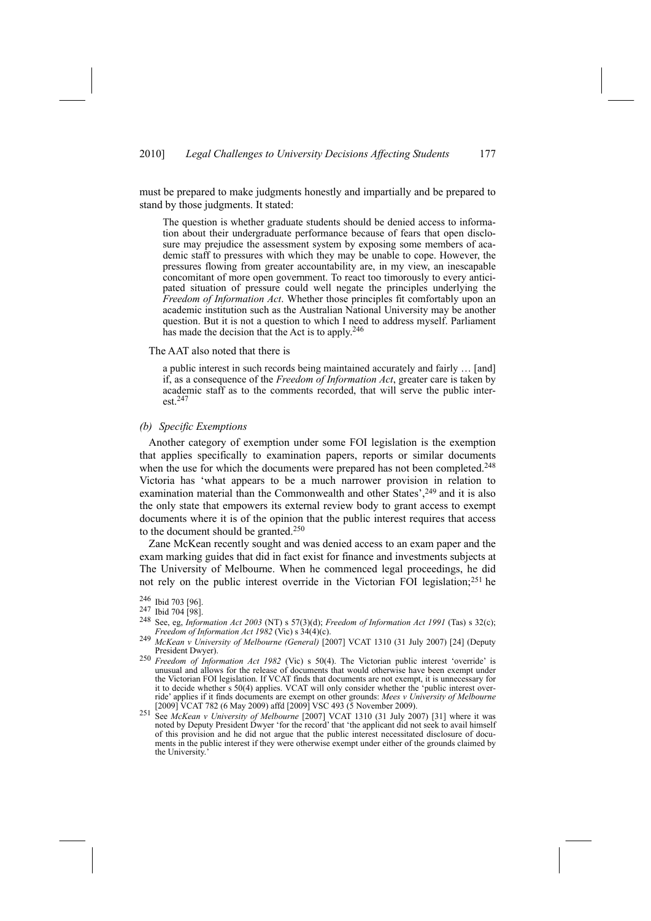must be prepared to make judgments honestly and impartially and be prepared to stand by those judgments. It stated:

> The question is whether graduate students should be denied access to information about their undergraduate performance because of fears that open disclosure may prejudice the assessment system by exposing some members of academic staff to pressures with which they may be unable to cope. However, the pressures flowing from greater accountability are, in my view, an inescapable concomitant of more open government. To react too timorously to every anticipated situation of pressure could well negate the principles underlying the *Freedom of Information Act*. Whether those principles fit comfortably upon an academic institution such as the Australian National University may be another question. But it is not a question to which I need to address myself. Parliament has made the decision that the Act is to apply.[246]

The AAT also noted that there is

> a public interest in such records being maintained accurately and fairly … [and] if, as a consequence of the *Freedom of Information Act*, greater care is taken by academic staff as to the comments recorded, that will serve the public interest.[247]

*(b) Specific Exemptions*

Another category of exemption under some FOI legislation is the exemption that applies specifically to examination papers, reports or similar documents when the use for which the documents were prepared has not been completed.[248] Victoria has 'what appears to be a much narrower provision in relation to examination material than the Commonwealth and other States',[249] and it is also the only state that empowers its external review body to grant access to exempt documents where it is of the opinion that the public interest requires that access to the document should be granted.[250]

Zane McKean recently sought and was denied access to an exam paper and the exam marking guides that did in fact exist for finance and investments subjects at The University of Melbourne. When he commenced legal proceedings, he did not rely on the public interest override in the Victorian FOI legislation;[251] he

---

[246] Ibid 703 [96].

[247] Ibid 704 [98].

[248] See, eg, *Information Act 2003* (NT) s 57(3)(d); *Freedom of Information Act 1991* (Tas) s 32(c); *Freedom of Information Act 1982* (Vic) s 34(4)(c).

[249] *McKean v University of Melbourne (General)* [2007] VCAT 1310 (31 July 2007) [24] (Deputy President Dwyer).

[250] *Freedom of Information Act 1982* (Vic) s 50(4). The Victorian public interest 'override' is unusual and allows for the release of documents that would otherwise have been exempt under the Victorian FOI legislation. If VCAT finds that documents are not exempt, it is unnecessary for it to decide whether s 50(4) applies. VCAT will only consider whether the 'public interest override' applies if it finds documents are exempt on other grounds: *Mees v University of Melbourne* [2009] VCAT 782 (6 May 2009) affd [2009] VSC 493 (5 November 2009).

[251] See *McKean v University of Melbourne* [2007] VCAT 1310 (31 July 2007) [31] where it was noted by Deputy President Dwyer 'for the record' that 'the applicant did not seek to avail himself of this provision and he did not argue that the public interest necessitated disclosure of documents in the public interest if they were otherwise exempt under either of the grounds claimed by the University.'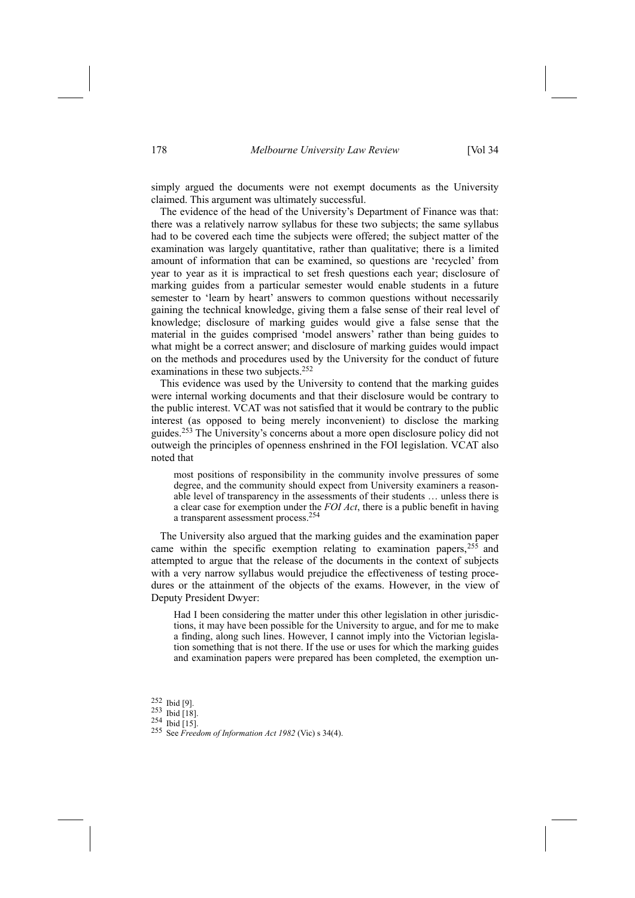simply argued the documents were not exempt documents as the University claimed. This argument was ultimately successful.

The evidence of the head of the University's Department of Finance was that: there was a relatively narrow syllabus for these two subjects; the same syllabus had to be covered each time the subjects were offered; the subject matter of the examination was largely quantitative, rather than qualitative; there is a limited amount of information that can be examined, so questions are 'recycled' from year to year as it is impractical to set fresh questions each year; disclosure of marking guides from a particular semester would enable students in a future semester to 'learn by heart' answers to common questions without necessarily gaining the technical knowledge, giving them a false sense of their real level of knowledge; disclosure of marking guides would give a false sense that the material in the guides comprised 'model answers' rather than being guides to what might be a correct answer; and disclosure of marking guides would impact on the methods and procedures used by the University for the conduct of future examinations in these two subjects.[252]

This evidence was used by the University to contend that the marking guides were internal working documents and that their disclosure would be contrary to the public interest. VCAT was not satisfied that it would be contrary to the public interest (as opposed to being merely inconvenient) to disclose the marking guides.[253] The University's concerns about a more open disclosure policy did not outweigh the principles of openness enshrined in the FOI legislation. VCAT also noted that

> most positions of responsibility in the community involve pressures of some degree, and the community should expect from University examiners a reasonable level of transparency in the assessments of their students … unless there is a clear case for exemption under the *FOI Act*, there is a public benefit in having a transparent assessment process.[254]

The University also argued that the marking guides and the examination paper came within the specific exemption relating to examination papers,[255] and attempted to argue that the release of the documents in the context of subjects with a very narrow syllabus would prejudice the effectiveness of testing procedures or the attainment of the objects of the exams. However, in the view of Deputy President Dwyer:

> Had I been considering the matter under this other legislation in other jurisdictions, it may have been possible for the University to argue, and for me to make a finding, along such lines. However, I cannot imply into the Victorian legislation something that is not there. If the use or uses for which the marking guides and examination papers were prepared has been completed, the exemption un-

[252] Ibid [9].

[253] Ibid [18].

[254] Ibid [15].

[255] See *Freedom of Information Act 1982* (Vic) s 34(4).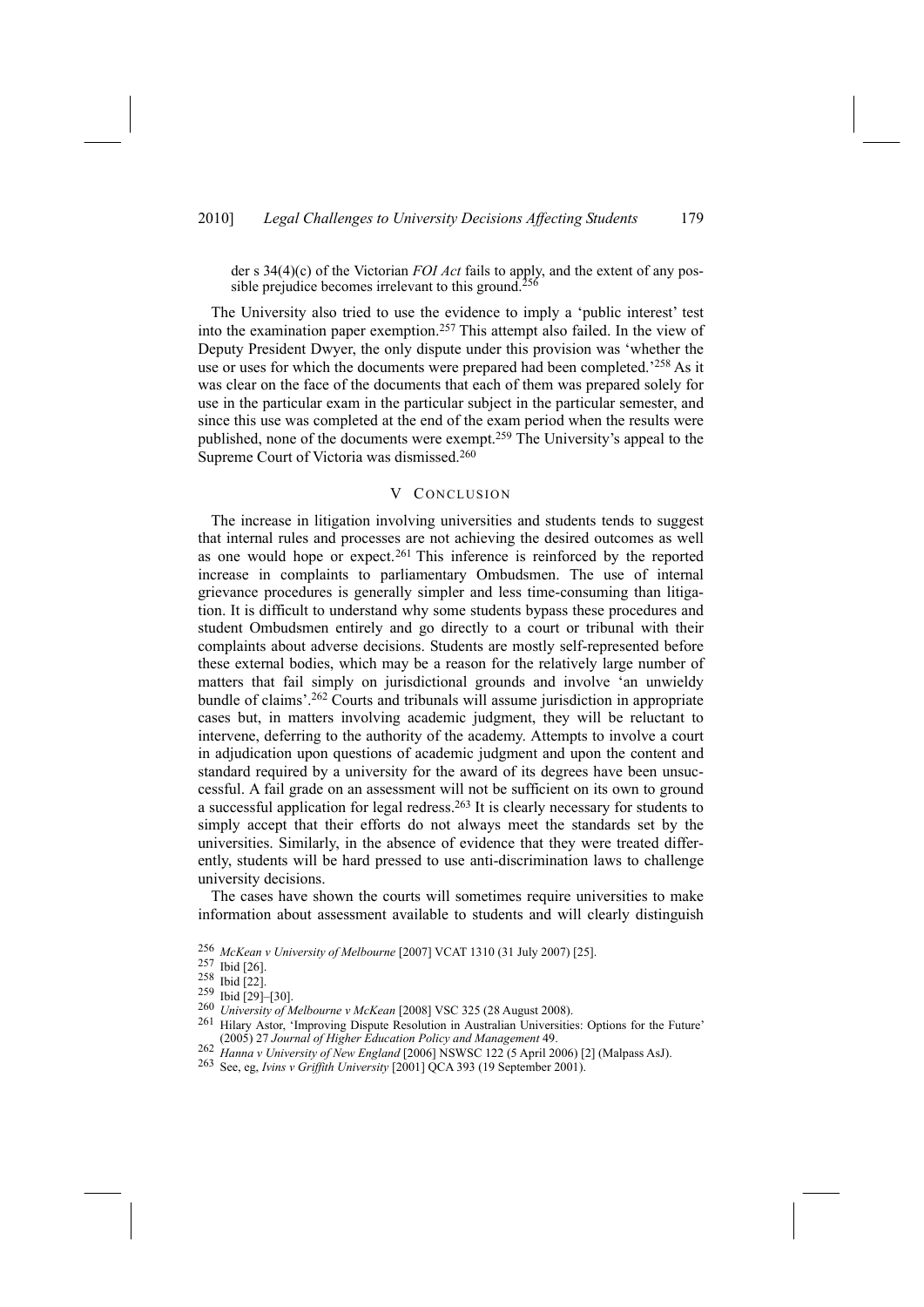der s 34(4)(c) of the Victorian *FOI Act* fails to apply, and the extent of any possible prejudice becomes irrelevant to this ground.[256]

The University also tried to use the evidence to imply a 'public interest' test into the examination paper exemption.[257] This attempt also failed. In the view of Deputy President Dwyer, the only dispute under this provision was 'whether the use or uses for which the documents were prepared had been completed.'[258] As it was clear on the face of the documents that each of them was prepared solely for use in the particular exam in the particular subject in the particular semester, and since this use was completed at the end of the exam period when the results were published, none of the documents were exempt.[259] The University's appeal to the Supreme Court of Victoria was dismissed.[260]

## V Conclusion

The increase in litigation involving universities and students tends to suggest that internal rules and processes are not achieving the desired outcomes as well as one would hope or expect.[261] This inference is reinforced by the reported increase in complaints to parliamentary Ombudsmen. The use of internal grievance procedures is generally simpler and less time-consuming than litigation. It is difficult to understand why some students bypass these procedures and student Ombudsmen entirely and go directly to a court or tribunal with their complaints about adverse decisions. Students are mostly self-represented before these external bodies, which may be a reason for the relatively large number of matters that fail simply on jurisdictional grounds and involve 'an unwieldy bundle of claims'.[262] Courts and tribunals will assume jurisdiction in appropriate cases but, in matters involving academic judgment, they will be reluctant to intervene, deferring to the authority of the academy. Attempts to involve a court in adjudication upon questions of academic judgment and upon the content and standard required by a university for the award of its degrees have been unsuccessful. A fail grade on an assessment will not be sufficient on its own to ground a successful application for legal redress.[263] It is clearly necessary for students to simply accept that their efforts do not always meet the standards set by the universities. Similarly, in the absence of evidence that they were treated differently, students will be hard pressed to use anti-discrimination laws to challenge university decisions.

The cases have shown the courts will sometimes require universities to make information about assessment available to students and will clearly distinguish

---

256 *McKean v University of Melbourne* [2007] VCAT 1310 (31 July 2007) [25].

257 Ibid [26].

258 Ibid [22].

259 Ibid [29]–[30].

260 *University of Melbourne v McKean* [2008] VSC 325 (28 August 2008).

261 Hilary Astor, 'Improving Dispute Resolution in Australian Universities: Options for the Future' (2005) 27 *Journal of Higher Education Policy and Management* 49.

262 *Hanna v University of New England* [2006] NSWSC 122 (5 April 2006) [2] (Malpass AsJ).

263 See, eg, *Ivins v Griffith University* [2001] QCA 393 (19 September 2001).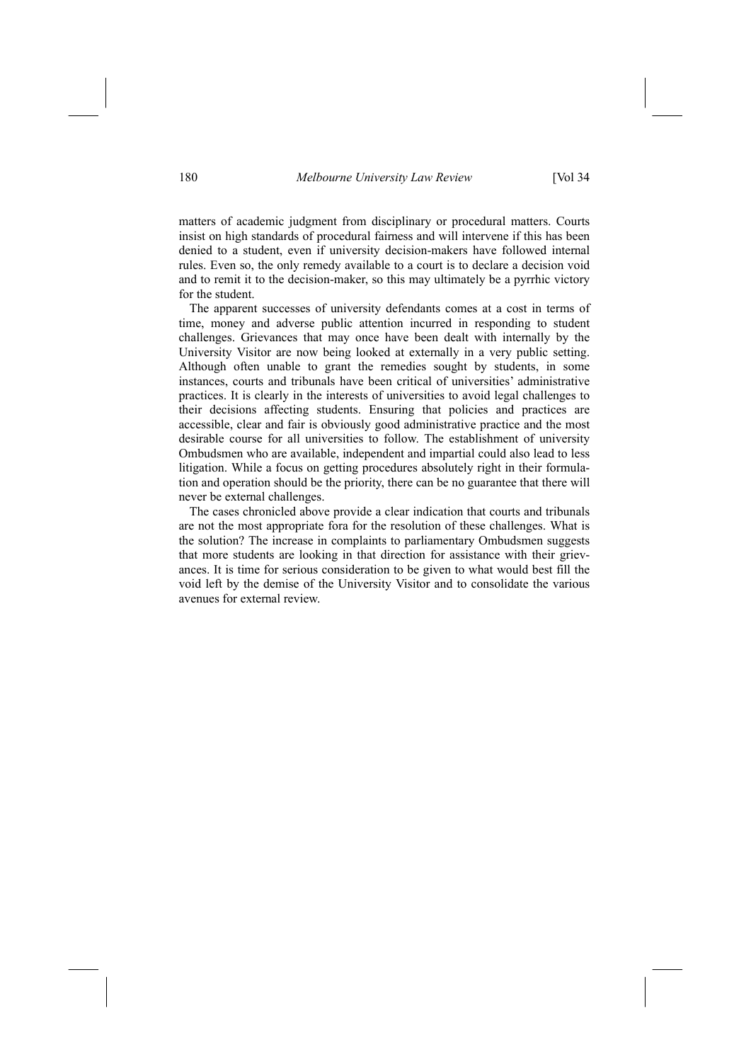matters of academic judgment from disciplinary or procedural matters. Courts insist on high standards of procedural fairness and will intervene if this has been denied to a student, even if university decision-makers have followed internal rules. Even so, the only remedy available to a court is to declare a decision void and to remit it to the decision-maker, so this may ultimately be a pyrrhic victory for the student.

The apparent successes of university defendants comes at a cost in terms of time, money and adverse public attention incurred in responding to student challenges. Grievances that may once have been dealt with internally by the University Visitor are now being looked at externally in a very public setting. Although often unable to grant the remedies sought by students, in some instances, courts and tribunals have been critical of universities' administrative practices. It is clearly in the interests of universities to avoid legal challenges to their decisions affecting students. Ensuring that policies and practices are accessible, clear and fair is obviously good administrative practice and the most desirable course for all universities to follow. The establishment of university Ombudsmen who are available, independent and impartial could also lead to less litigation. While a focus on getting procedures absolutely right in their formulation and operation should be the priority, there can be no guarantee that there will never be external challenges.

The cases chronicled above provide a clear indication that courts and tribunals are not the most appropriate fora for the resolution of these challenges. What is the solution? The increase in complaints to parliamentary Ombudsmen suggests that more students are looking in that direction for assistance with their grievances. It is time for serious consideration to be given to what would best fill the void left by the demise of the University Visitor and to consolidate the various avenues for external review.